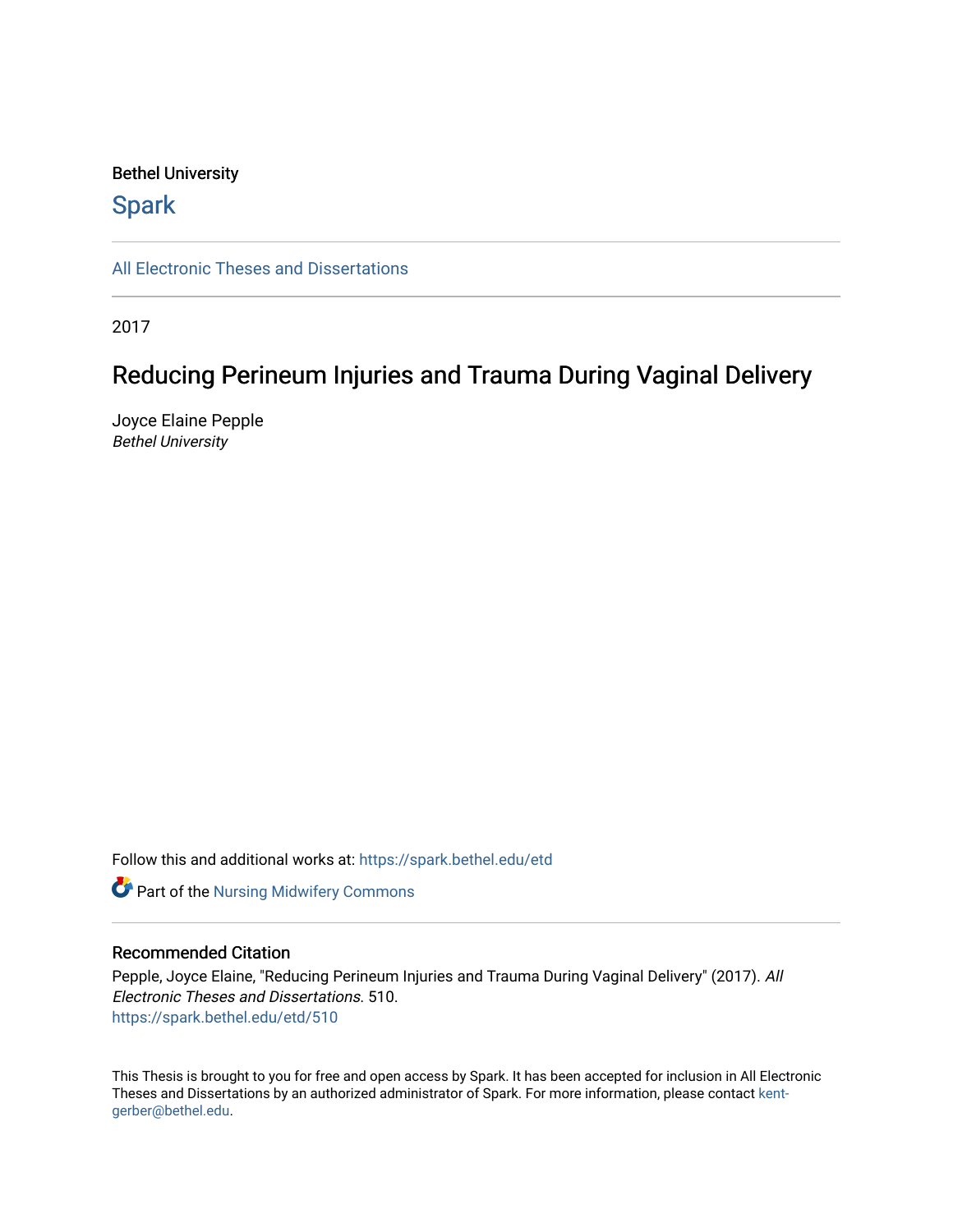Bethel University

## Spark

All Electronic Theses and Dissertations

2017

# Reducing Perineum Injuries and Trauma During Vaginal Delivery

Joyce Elaine Pepple
*Bethel University*

Follow this and additional works at: https://spark.bethel.edu/etd

Part of the Nursing Midwifery Commons

### Recommended Citation

Pepple, Joyce Elaine, "Reducing Perineum Injuries and Trauma During Vaginal Delivery" (2017). *All Electronic Theses and Dissertations*. 510.
https://spark.bethel.edu/etd/510

This Thesis is brought to you for free and open access by Spark. It has been accepted for inclusion in All Electronic Theses and Dissertations by an authorized administrator of Spark. For more information, please contact kent-gerber@bethel.edu.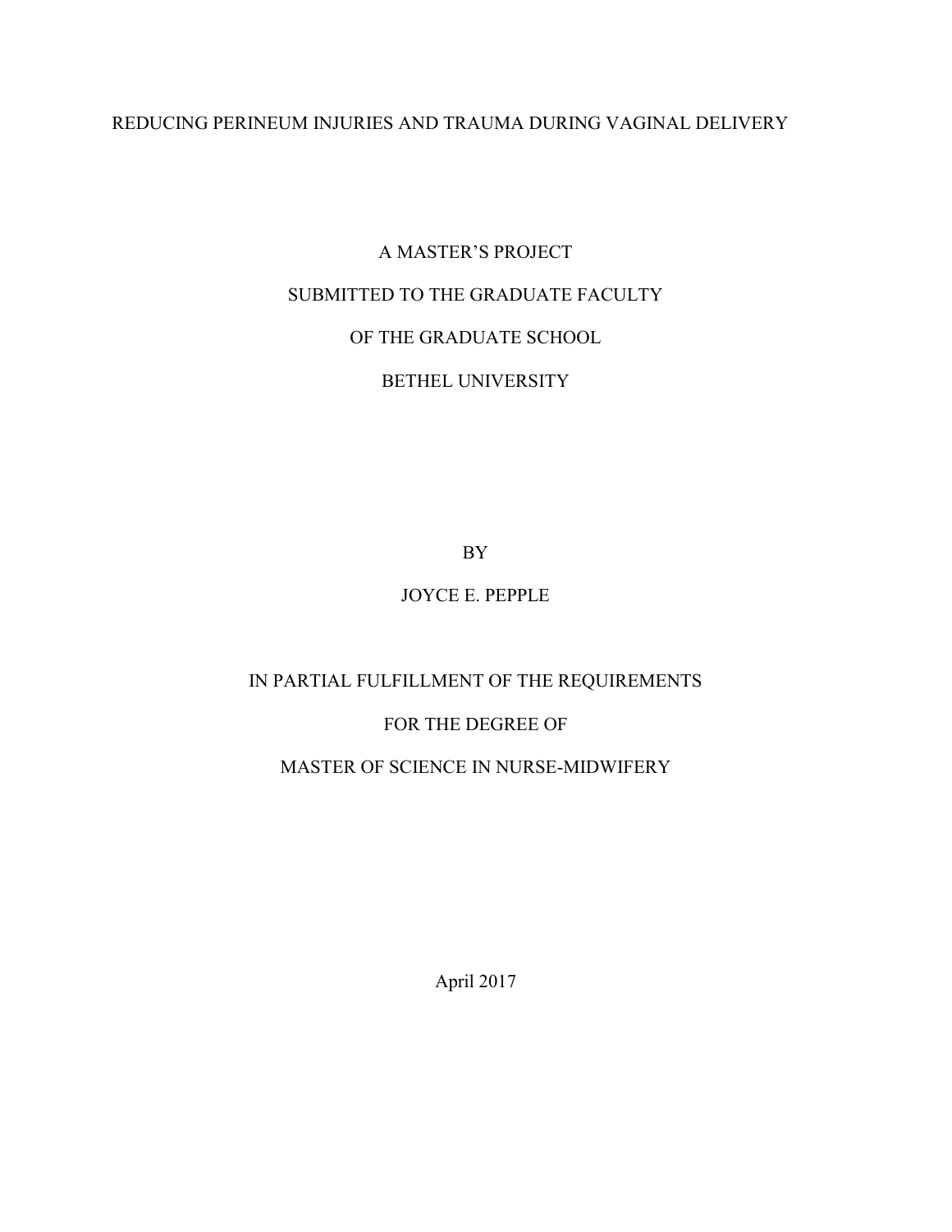# REDUCING PERINEUM INJURIES AND TRAUMA DURING VAGINAL DELIVERY

A MASTER'S PROJECT

SUBMITTED TO THE GRADUATE FACULTY

OF THE GRADUATE SCHOOL

BETHEL UNIVERSITY

BY

JOYCE E. PEPPLE

IN PARTIAL FULFILLMENT OF THE REQUIREMENTS

FOR THE DEGREE OF

MASTER OF SCIENCE IN NURSE-MIDWIFERY

April 2017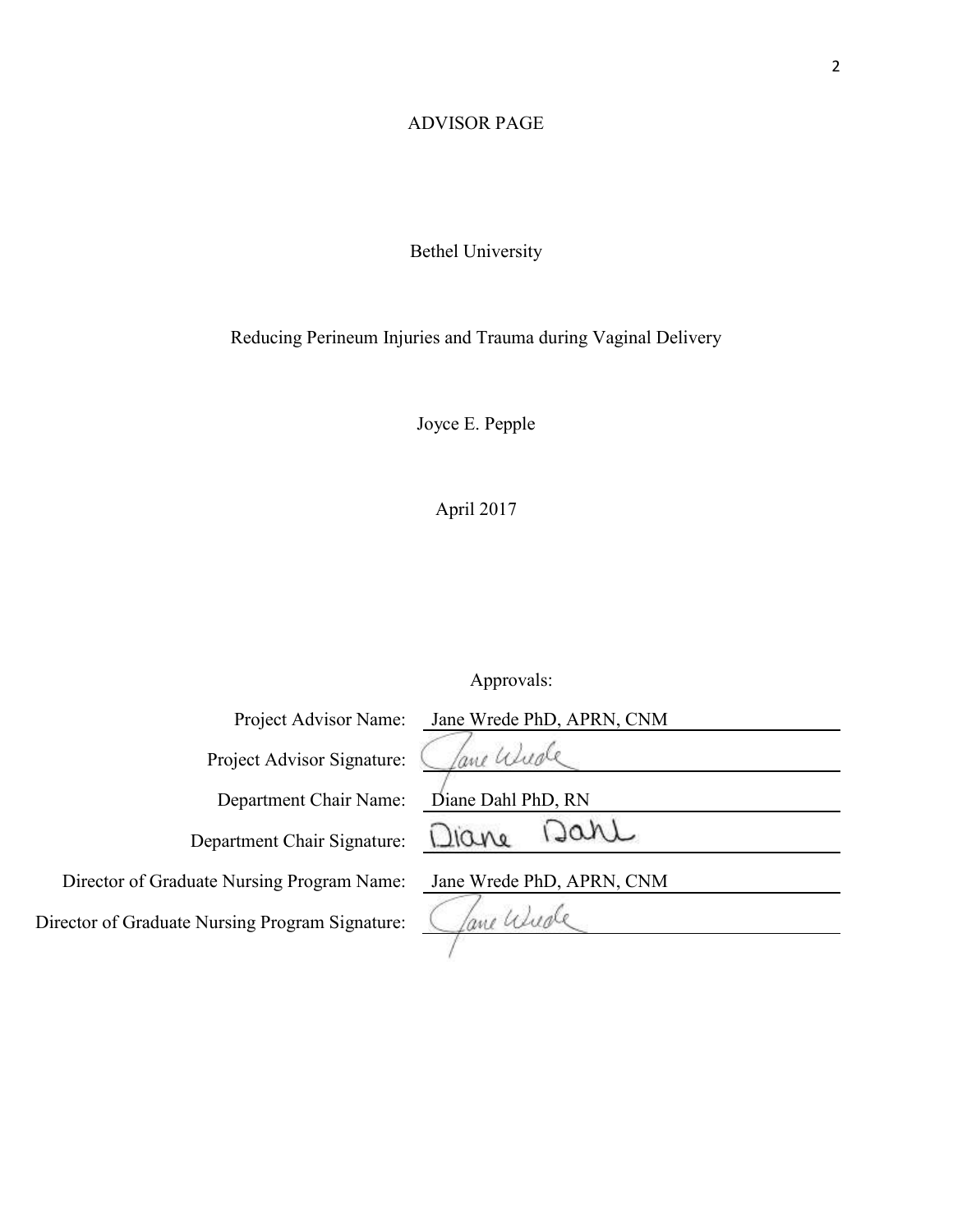# ADVISOR PAGE

Bethel University

Reducing Perineum Injuries and Trauma during Vaginal Delivery

Joyce E. Pepple

April 2017

Approvals:

| | |
|---|---|
| Project Advisor Name: | Jane Wrede PhD, APRN, CNM |
| Project Advisor Signature: | Jane Wrede |
| Department Chair Name: | Diane Dahl PhD, RN |
| Department Chair Signature: | Diane Dahl |
| Director of Graduate Nursing Program Name: | Jane Wrede PhD, APRN, CNM |
| Director of Graduate Nursing Program Signature: | Jane Wrede |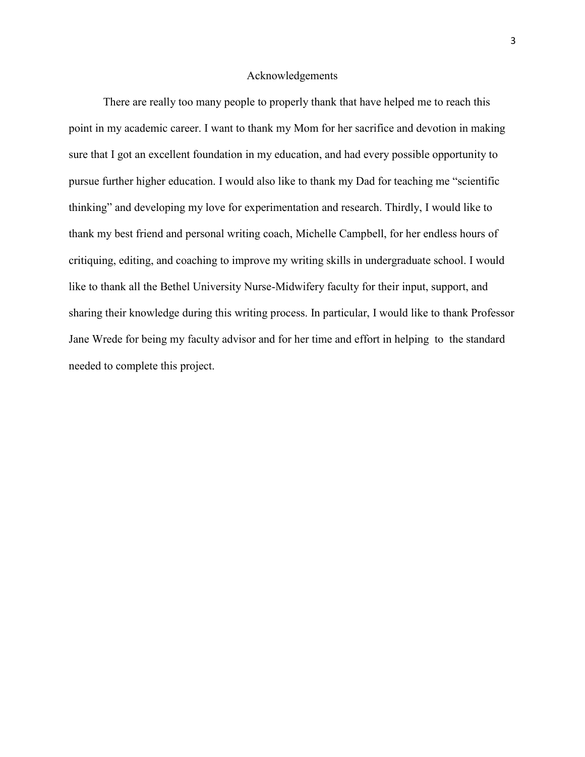## Acknowledgements

There are really too many people to properly thank that have helped me to reach this point in my academic career. I want to thank my Mom for her sacrifice and devotion in making sure that I got an excellent foundation in my education, and had every possible opportunity to pursue further higher education. I would also like to thank my Dad for teaching me "scientific thinking" and developing my love for experimentation and research. Thirdly, I would like to thank my best friend and personal writing coach, Michelle Campbell, for her endless hours of critiquing, editing, and coaching to improve my writing skills in undergraduate school. I would like to thank all the Bethel University Nurse-Midwifery faculty for their input, support, and sharing their knowledge during this writing process. In particular, I would like to thank Professor Jane Wrede for being my faculty advisor and for her time and effort in helping to the standard needed to complete this project.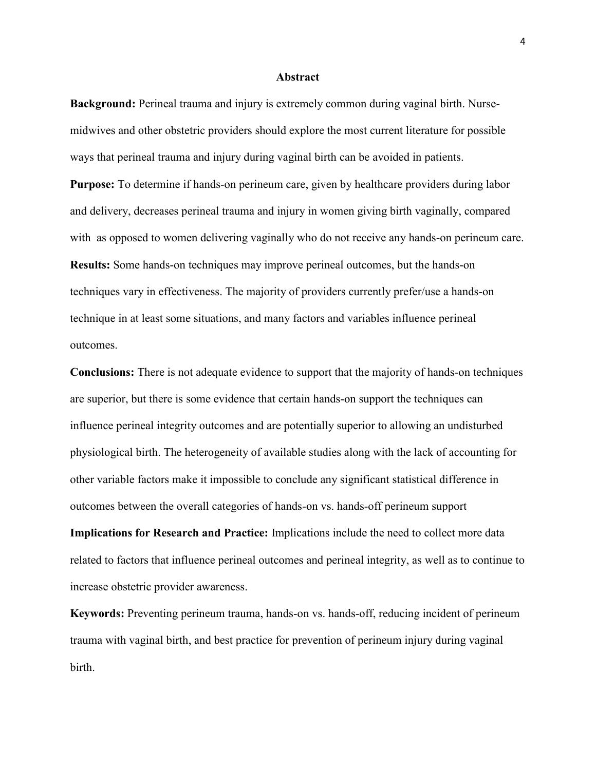# Abstract

**Background:** Perineal trauma and injury is extremely common during vaginal birth. Nurse-midwives and other obstetric providers should explore the most current literature for possible ways that perineal trauma and injury during vaginal birth can be avoided in patients.

**Purpose:** To determine if hands-on perineum care, given by healthcare providers during labor and delivery, decreases perineal trauma and injury in women giving birth vaginally, compared with as opposed to women delivering vaginally who do not receive any hands-on perineum care.

**Results:** Some hands-on techniques may improve perineal outcomes, but the hands-on techniques vary in effectiveness. The majority of providers currently prefer/use a hands-on technique in at least some situations, and many factors and variables influence perineal outcomes.

**Conclusions:** There is not adequate evidence to support that the majority of hands-on techniques are superior, but there is some evidence that certain hands-on support the techniques can influence perineal integrity outcomes and are potentially superior to allowing an undisturbed physiological birth. The heterogeneity of available studies along with the lack of accounting for other variable factors make it impossible to conclude any significant statistical difference in outcomes between the overall categories of hands-on vs. hands-off perineum support

**Implications for Research and Practice:** Implications include the need to collect more data related to factors that influence perineal outcomes and perineal integrity, as well as to continue to increase obstetric provider awareness.

**Keywords:** Preventing perineum trauma, hands-on vs. hands-off, reducing incident of perineum trauma with vaginal birth, and best practice for prevention of perineum injury during vaginal birth.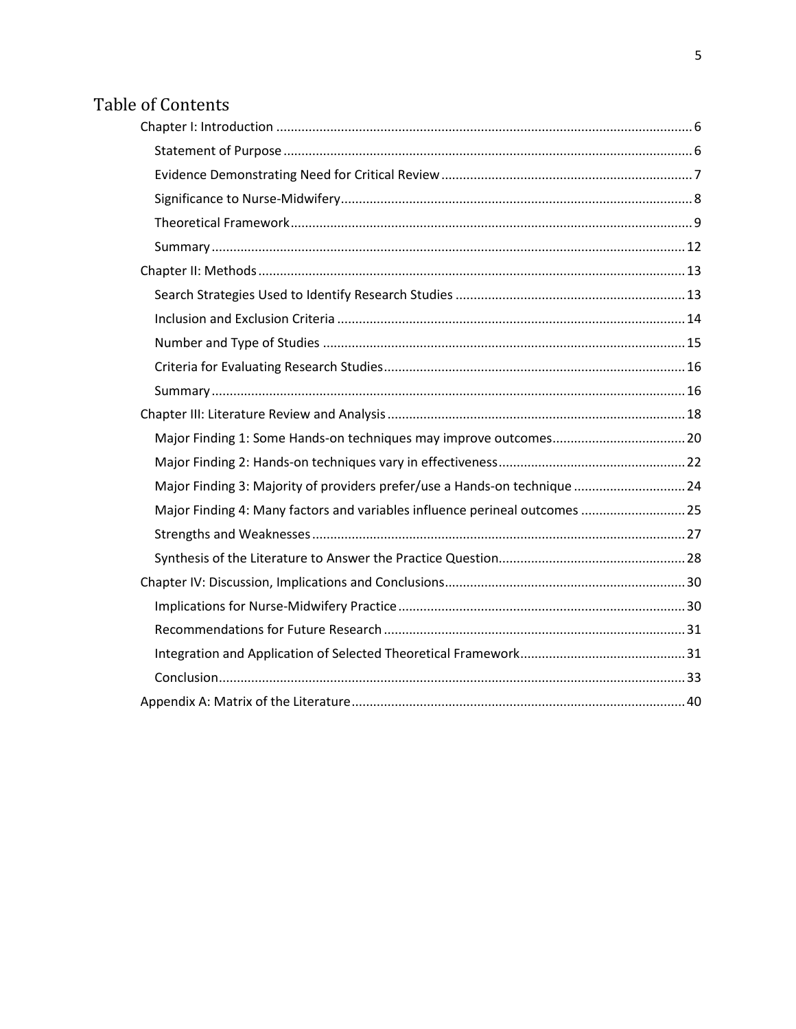# Table of Contents

- Chapter I: Introduction ... 6
  - Statement of Purpose ... 6
  - Evidence Demonstrating Need for Critical Review ... 7
  - Significance to Nurse-Midwifery ... 8
  - Theoretical Framework ... 9
  - Summary ... 12
- Chapter II: Methods ... 13
  - Search Strategies Used to Identify Research Studies ... 13
  - Inclusion and Exclusion Criteria ... 14
  - Number and Type of Studies ... 15
  - Criteria for Evaluating Research Studies ... 16
  - Summary ... 16
- Chapter III: Literature Review and Analysis ... 18
  - Major Finding 1: Some Hands-on techniques may improve outcomes ... 20
  - Major Finding 2: Hands-on techniques vary in effectiveness ... 22
  - Major Finding 3: Majority of providers prefer/use a Hands-on technique ... 24
  - Major Finding 4: Many factors and variables influence perineal outcomes ... 25
  - Strengths and Weaknesses ... 27
  - Synthesis of the Literature to Answer the Practice Question ... 28
- Chapter IV: Discussion, Implications and Conclusions ... 30
  - Implications for Nurse-Midwifery Practice ... 30
  - Recommendations for Future Research ... 31
  - Integration and Application of Selected Theoretical Framework ... 31
  - Conclusion ... 33
- Appendix A: Matrix of the Literature ... 40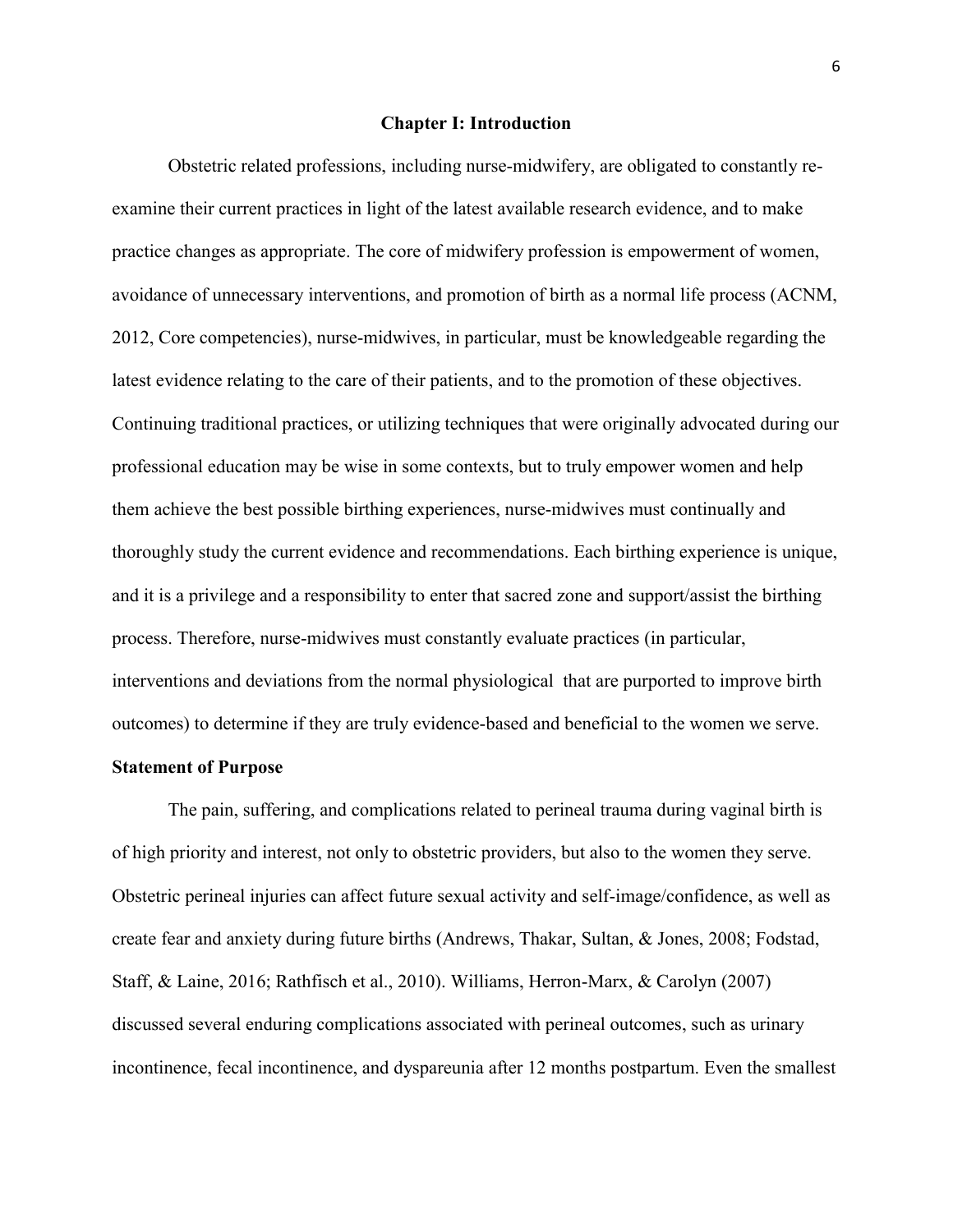# Chapter I: Introduction

Obstetric related professions, including nurse-midwifery, are obligated to constantly re-examine their current practices in light of the latest available research evidence, and to make practice changes as appropriate. The core of midwifery profession is empowerment of women, avoidance of unnecessary interventions, and promotion of birth as a normal life process (ACNM, 2012, Core competencies), nurse-midwives, in particular, must be knowledgeable regarding the latest evidence relating to the care of their patients, and to the promotion of these objectives. Continuing traditional practices, or utilizing techniques that were originally advocated during our professional education may be wise in some contexts, but to truly empower women and help them achieve the best possible birthing experiences, nurse-midwives must continually and thoroughly study the current evidence and recommendations. Each birthing experience is unique, and it is a privilege and a responsibility to enter that sacred zone and support/assist the birthing process. Therefore, nurse-midwives must constantly evaluate practices (in particular, interventions and deviations from the normal physiological that are purported to improve birth outcomes) to determine if they are truly evidence-based and beneficial to the women we serve.

## Statement of Purpose

The pain, suffering, and complications related to perineal trauma during vaginal birth is of high priority and interest, not only to obstetric providers, but also to the women they serve. Obstetric perineal injuries can affect future sexual activity and self-image/confidence, as well as create fear and anxiety during future births (Andrews, Thakar, Sultan, & Jones, 2008; Fodstad, Staff, & Laine, 2016; Rathfisch et al., 2010). Williams, Herron-Marx, & Carolyn (2007) discussed several enduring complications associated with perineal outcomes, such as urinary incontinence, fecal incontinence, and dyspareunia after 12 months postpartum. Even the smallest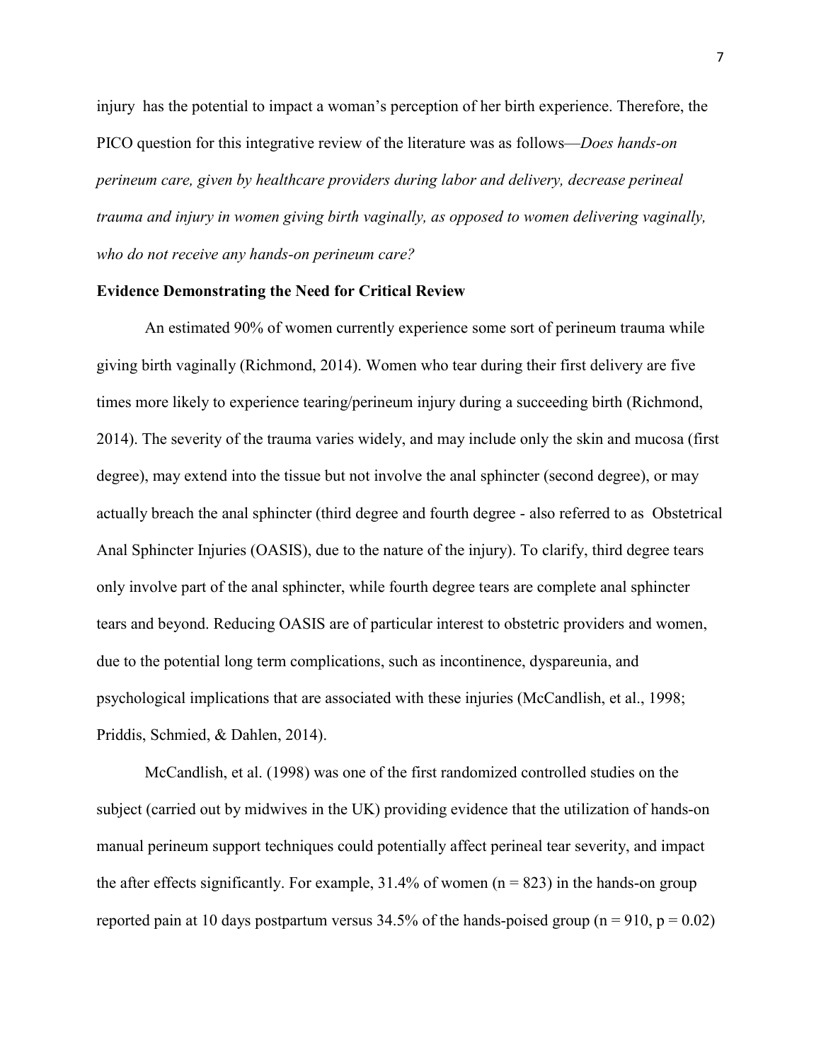injury  has the potential to impact a woman's perception of her birth experience. Therefore, the PICO question for this integrative review of the literature was as follows—*Does hands-on perineum care, given by healthcare providers during labor and delivery, decrease perineal trauma and injury in women giving birth vaginally, as opposed to women delivering vaginally, who do not receive any hands-on perineum care?*

**Evidence Demonstrating the Need for Critical Review**

An estimated 90% of women currently experience some sort of perineum trauma while giving birth vaginally (Richmond, 2014). Women who tear during their first delivery are five times more likely to experience tearing/perineum injury during a succeeding birth (Richmond, 2014). The severity of the trauma varies widely, and may include only the skin and mucosa (first degree), may extend into the tissue but not involve the anal sphincter (second degree), or may actually breach the anal sphincter (third degree and fourth degree - also referred to as  Obstetrical Anal Sphincter Injuries (OASIS), due to the nature of the injury). To clarify, third degree tears only involve part of the anal sphincter, while fourth degree tears are complete anal sphincter tears and beyond. Reducing OASIS are of particular interest to obstetric providers and women, due to the potential long term complications, such as incontinence, dyspareunia, and psychological implications that are associated with these injuries (McCandlish, et al., 1998; Priddis, Schmied, & Dahlen, 2014).

McCandlish, et al. (1998) was one of the first randomized controlled studies on the subject (carried out by midwives in the UK) providing evidence that the utilization of hands-on manual perineum support techniques could potentially affect perineal tear severity, and impact the after effects significantly. For example, 31.4% of women ($n = 823$) in the hands-on group reported pain at 10 days postpartum versus 34.5% of the hands-poised group ($n = 910$, $p = 0.02$)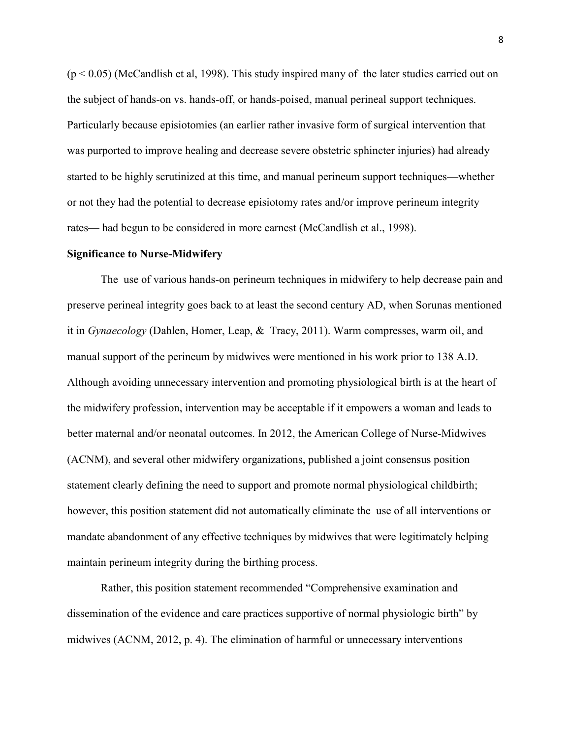($p < 0.05$) (McCandlish et al, 1998). This study inspired many of the later studies carried out on the subject of hands-on vs. hands-off, or hands-poised, manual perineal support techniques. Particularly because episiotomies (an earlier rather invasive form of surgical intervention that was purported to improve healing and decrease severe obstetric sphincter injuries) had already started to be highly scrutinized at this time, and manual perineum support techniques—whether or not they had the potential to decrease episiotomy rates and/or improve perineum integrity rates— had begun to be considered in more earnest (McCandlish et al., 1998).

**Significance to Nurse-Midwifery**

The use of various hands-on perineum techniques in midwifery to help decrease pain and preserve perineal integrity goes back to at least the second century AD, when Sorunas mentioned it in *Gynaecology* (Dahlen, Homer, Leap, & Tracy, 2011). Warm compresses, warm oil, and manual support of the perineum by midwives were mentioned in his work prior to 138 A.D. Although avoiding unnecessary intervention and promoting physiological birth is at the heart of the midwifery profession, intervention may be acceptable if it empowers a woman and leads to better maternal and/or neonatal outcomes. In 2012, the American College of Nurse-Midwives (ACNM), and several other midwifery organizations, published a joint consensus position statement clearly defining the need to support and promote normal physiological childbirth; however, this position statement did not automatically eliminate the use of all interventions or mandate abandonment of any effective techniques by midwives that were legitimately helping maintain perineum integrity during the birthing process.

Rather, this position statement recommended "Comprehensive examination and dissemination of the evidence and care practices supportive of normal physiologic birth" by midwives (ACNM, 2012, p. 4). The elimination of harmful or unnecessary interventions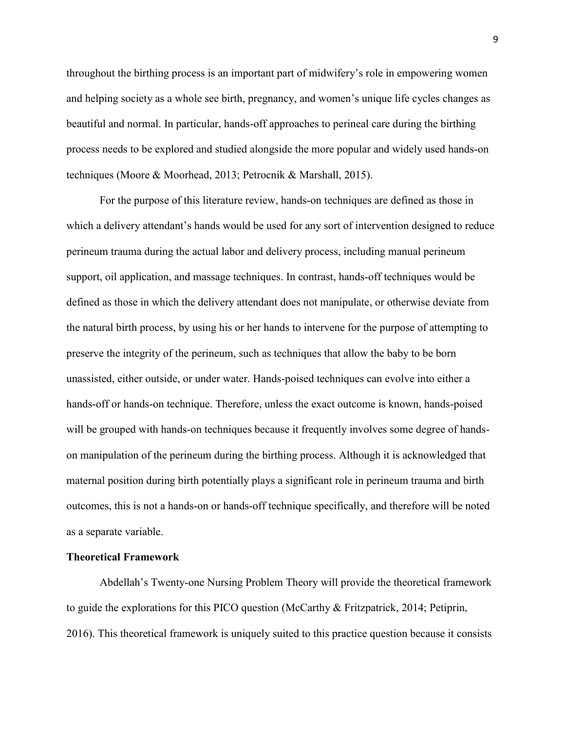throughout the birthing process is an important part of midwifery's role in empowering women and helping society as a whole see birth, pregnancy, and women's unique life cycles changes as beautiful and normal. In particular, hands-off approaches to perineal care during the birthing process needs to be explored and studied alongside the more popular and widely used hands-on techniques (Moore & Moorhead, 2013; Petrocnik & Marshall, 2015).

For the purpose of this literature review, hands-on techniques are defined as those in which a delivery attendant's hands would be used for any sort of intervention designed to reduce perineum trauma during the actual labor and delivery process, including manual perineum support, oil application, and massage techniques. In contrast, hands-off techniques would be defined as those in which the delivery attendant does not manipulate, or otherwise deviate from the natural birth process, by using his or her hands to intervene for the purpose of attempting to preserve the integrity of the perineum, such as techniques that allow the baby to be born unassisted, either outside, or under water. Hands-poised techniques can evolve into either a hands-off or hands-on technique. Therefore, unless the exact outcome is known, hands-poised will be grouped with hands-on techniques because it frequently involves some degree of hands-on manipulation of the perineum during the birthing process. Although it is acknowledged that maternal position during birth potentially plays a significant role in perineum trauma and birth outcomes, this is not a hands-on or hands-off technique specifically, and therefore will be noted as a separate variable.

**Theoretical Framework**

Abdellah's Twenty-one Nursing Problem Theory will provide the theoretical framework to guide the explorations for this PICO question (McCarthy & Fritzpatrick, 2014; Petiprin, 2016). This theoretical framework is uniquely suited to this practice question because it consists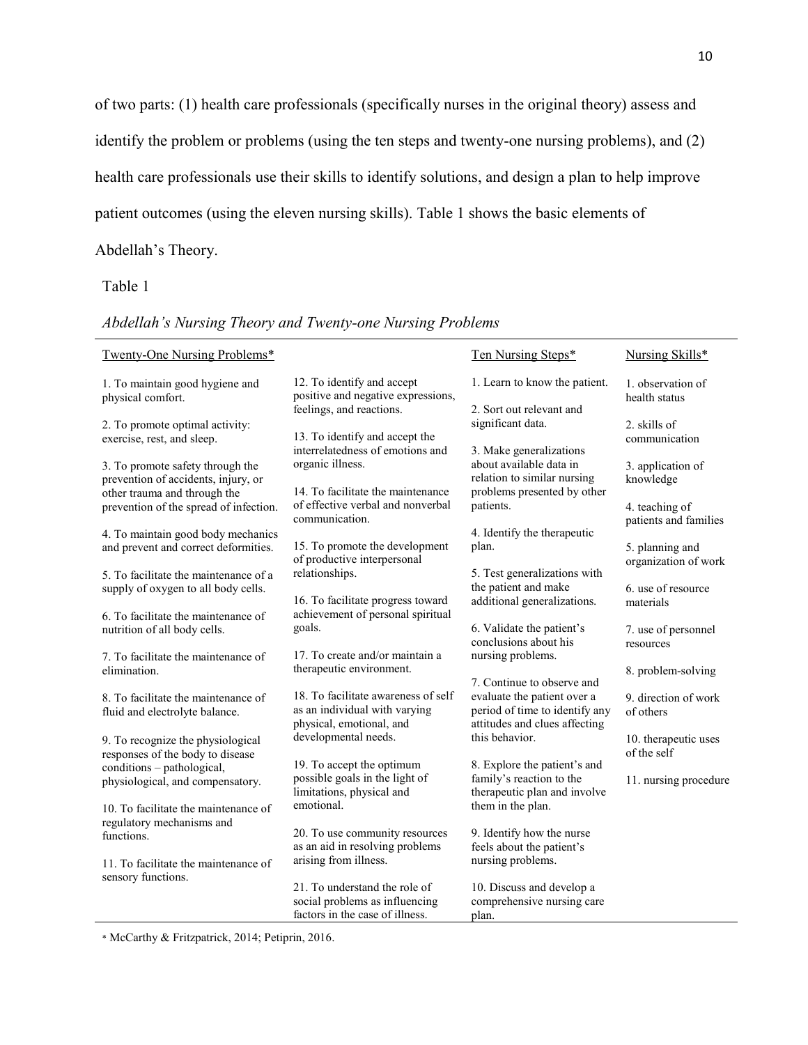of two parts: (1) health care professionals (specifically nurses in the original theory) assess and identify the problem or problems (using the ten steps and twenty-one nursing problems), and (2) health care professionals use their skills to identify solutions, and design a plan to help improve patient outcomes (using the eleven nursing skills). Table 1 shows the basic elements of Abdellah's Theory.

Table 1

*Abdellah's Nursing Theory and Twenty-one Nursing Problems*

| Twenty-One Nursing Problems* | | Ten Nursing Steps* | Nursing Skills* |
|---|---|---|---|
| 1. To maintain good hygiene and physical comfort. | 12. To identify and accept positive and negative expressions, feelings, and reactions. | 1. Learn to know the patient. | 1. observation of health status |
| 2. To promote optimal activity: exercise, rest, and sleep. | 13. To identify and accept the interrelatedness of emotions and organic illness. | 2. Sort out relevant and significant data. | 2. skills of communication |
| 3. To promote safety through the prevention of accidents, injury, or other trauma and through the prevention of the spread of infection. | 14. To facilitate the maintenance of effective verbal and nonverbal communication. | 3. Make generalizations about available data in relation to similar nursing problems presented by other patients. | 3. application of knowledge |
| 4. To maintain good body mechanics and prevent and correct deformities. | 15. To promote the development of productive interpersonal relationships. | 4. Identify the therapeutic plan. | 4. teaching of patients and families |
| 5. To facilitate the maintenance of a supply of oxygen to all body cells. | 16. To facilitate progress toward achievement of personal spiritual goals. | 5. Test generalizations with the patient and make additional generalizations. | 5. planning and organization of work |
| 6. To facilitate the maintenance of nutrition of all body cells. | 17. To create and/or maintain a therapeutic environment. | 6. Validate the patient's conclusions about his nursing problems. | 6. use of resource materials |
| 7. To facilitate the maintenance of elimination. | 18. To facilitate awareness of self as an individual with varying physical, emotional, and developmental needs. | 7. Continue to observe and evaluate the patient over a period of time to identify any attitudes and clues affecting this behavior. | 7. use of personnel resources |
| 8. To facilitate the maintenance of fluid and electrolyte balance. | 19. To accept the optimum possible goals in the light of limitations, physical and emotional. | 8. Explore the patient's and family's reaction to the therapeutic plan and involve them in the plan. | 8. problem-solving |
| 9. To recognize the physiological responses of the body to disease conditions – pathological, physiological, and compensatory. | 20. To use community resources as an aid in resolving problems arising from illness. | 9. Identify how the nurse feels about the patient's nursing problems. | 9. direction of work of others |
| 10. To facilitate the maintenance of regulatory mechanisms and functions. | 21. To understand the role of social problems as influencing factors in the case of illness. | 10. Discuss and develop a comprehensive nursing care plan. | 10. therapeutic uses of the self |
| 11. To facilitate the maintenance of sensory functions. | | | 11. nursing procedure |

* McCarthy & Fritzpatrick, 2014; Petiprin, 2016.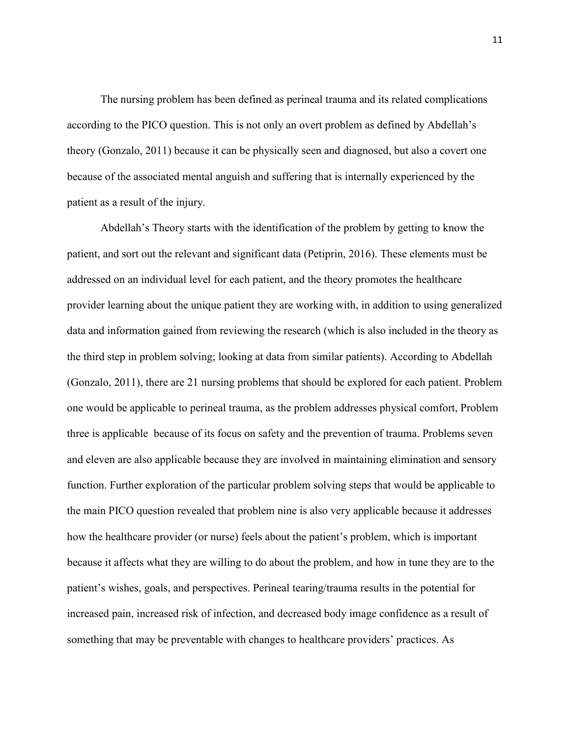The nursing problem has been defined as perineal trauma and its related complications according to the PICO question. This is not only an overt problem as defined by Abdellah's theory (Gonzalo, 2011) because it can be physically seen and diagnosed, but also a covert one because of the associated mental anguish and suffering that is internally experienced by the patient as a result of the injury.

Abdellah's Theory starts with the identification of the problem by getting to know the patient, and sort out the relevant and significant data (Petiprin, 2016). These elements must be addressed on an individual level for each patient, and the theory promotes the healthcare provider learning about the unique patient they are working with, in addition to using generalized data and information gained from reviewing the research (which is also included in the theory as the third step in problem solving; looking at data from similar patients). According to Abdellah (Gonzalo, 2011), there are 21 nursing problems that should be explored for each patient. Problem one would be applicable to perineal trauma, as the problem addresses physical comfort, Problem three is applicable because of its focus on safety and the prevention of trauma. Problems seven and eleven are also applicable because they are involved in maintaining elimination and sensory function. Further exploration of the particular problem solving steps that would be applicable to the main PICO question revealed that problem nine is also very applicable because it addresses how the healthcare provider (or nurse) feels about the patient's problem, which is important because it affects what they are willing to do about the problem, and how in tune they are to the patient's wishes, goals, and perspectives. Perineal tearing/trauma results in the potential for increased pain, increased risk of infection, and decreased body image confidence as a result of something that may be preventable with changes to healthcare providers' practices. As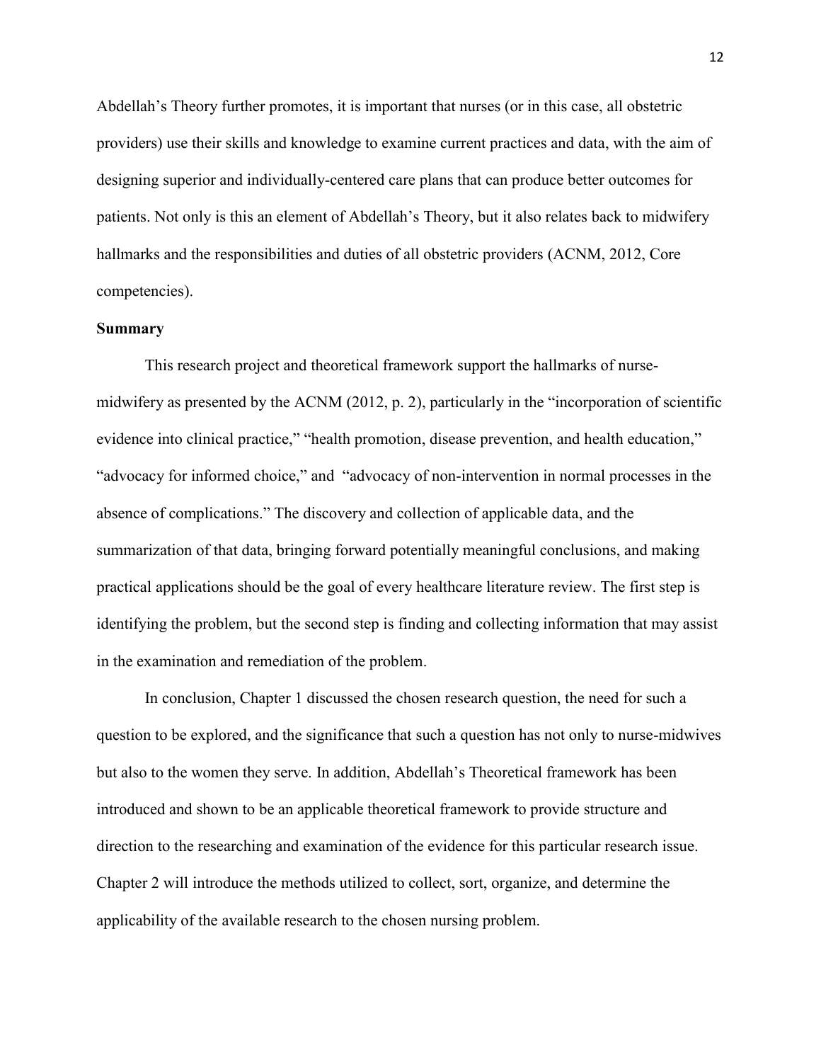Abdellah's Theory further promotes, it is important that nurses (or in this case, all obstetric providers) use their skills and knowledge to examine current practices and data, with the aim of designing superior and individually-centered care plans that can produce better outcomes for patients. Not only is this an element of Abdellah's Theory, but it also relates back to midwifery hallmarks and the responsibilities and duties of all obstetric providers (ACNM, 2012, Core competencies).

**Summary**

This research project and theoretical framework support the hallmarks of nurse-midwifery as presented by the ACNM (2012, p. 2), particularly in the "incorporation of scientific evidence into clinical practice," "health promotion, disease prevention, and health education," "advocacy for informed choice," and "advocacy of non-intervention in normal processes in the absence of complications." The discovery and collection of applicable data, and the summarization of that data, bringing forward potentially meaningful conclusions, and making practical applications should be the goal of every healthcare literature review. The first step is identifying the problem, but the second step is finding and collecting information that may assist in the examination and remediation of the problem.

In conclusion, Chapter 1 discussed the chosen research question, the need for such a question to be explored, and the significance that such a question has not only to nurse-midwives but also to the women they serve. In addition, Abdellah's Theoretical framework has been introduced and shown to be an applicable theoretical framework to provide structure and direction to the researching and examination of the evidence for this particular research issue. Chapter 2 will introduce the methods utilized to collect, sort, organize, and determine the applicability of the available research to the chosen nursing problem.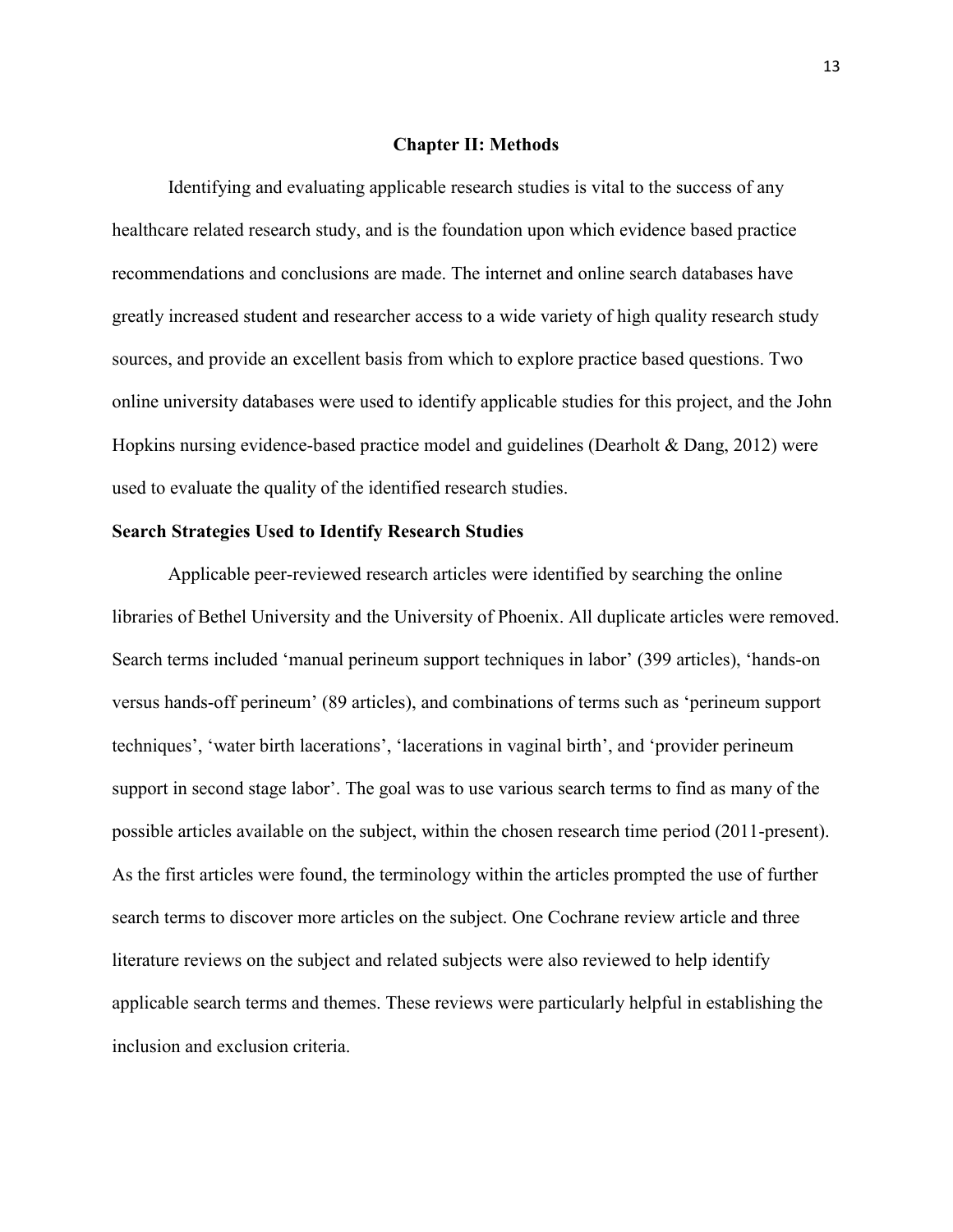# Chapter II: Methods

Identifying and evaluating applicable research studies is vital to the success of any healthcare related research study, and is the foundation upon which evidence based practice recommendations and conclusions are made. The internet and online search databases have greatly increased student and researcher access to a wide variety of high quality research study sources, and provide an excellent basis from which to explore practice based questions. Two online university databases were used to identify applicable studies for this project, and the John Hopkins nursing evidence-based practice model and guidelines (Dearholt & Dang, 2012) were used to evaluate the quality of the identified research studies.

## Search Strategies Used to Identify Research Studies

Applicable peer-reviewed research articles were identified by searching the online libraries of Bethel University and the University of Phoenix. All duplicate articles were removed. Search terms included 'manual perineum support techniques in labor' (399 articles), 'hands-on versus hands-off perineum' (89 articles), and combinations of terms such as 'perineum support techniques', 'water birth lacerations', 'lacerations in vaginal birth', and 'provider perineum support in second stage labor'. The goal was to use various search terms to find as many of the possible articles available on the subject, within the chosen research time period (2011-present). As the first articles were found, the terminology within the articles prompted the use of further search terms to discover more articles on the subject. One Cochrane review article and three literature reviews on the subject and related subjects were also reviewed to help identify applicable search terms and themes. These reviews were particularly helpful in establishing the inclusion and exclusion criteria.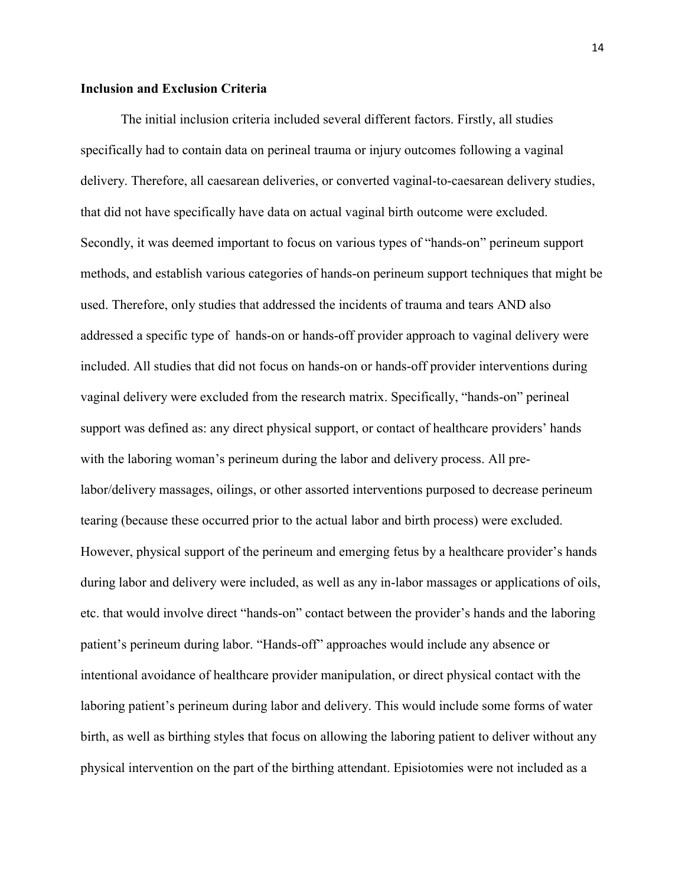**Inclusion and Exclusion Criteria**

The initial inclusion criteria included several different factors. Firstly, all studies specifically had to contain data on perineal trauma or injury outcomes following a vaginal delivery. Therefore, all caesarean deliveries, or converted vaginal-to-caesarean delivery studies, that did not have specifically have data on actual vaginal birth outcome were excluded. Secondly, it was deemed important to focus on various types of "hands-on" perineum support methods, and establish various categories of hands-on perineum support techniques that might be used. Therefore, only studies that addressed the incidents of trauma and tears AND also addressed a specific type of hands-on or hands-off provider approach to vaginal delivery were included. All studies that did not focus on hands-on or hands-off provider interventions during vaginal delivery were excluded from the research matrix. Specifically, "hands-on" perineal support was defined as: any direct physical support, or contact of healthcare providers' hands with the laboring woman's perineum during the labor and delivery process. All pre-labor/delivery massages, oilings, or other assorted interventions purposed to decrease perineum tearing (because these occurred prior to the actual labor and birth process) were excluded. However, physical support of the perineum and emerging fetus by a healthcare provider's hands during labor and delivery were included, as well as any in-labor massages or applications of oils, etc. that would involve direct "hands-on" contact between the provider's hands and the laboring patient's perineum during labor. "Hands-off" approaches would include any absence or intentional avoidance of healthcare provider manipulation, or direct physical contact with the laboring patient's perineum during labor and delivery. This would include some forms of water birth, as well as birthing styles that focus on allowing the laboring patient to deliver without any physical intervention on the part of the birthing attendant. Episiotomies were not included as a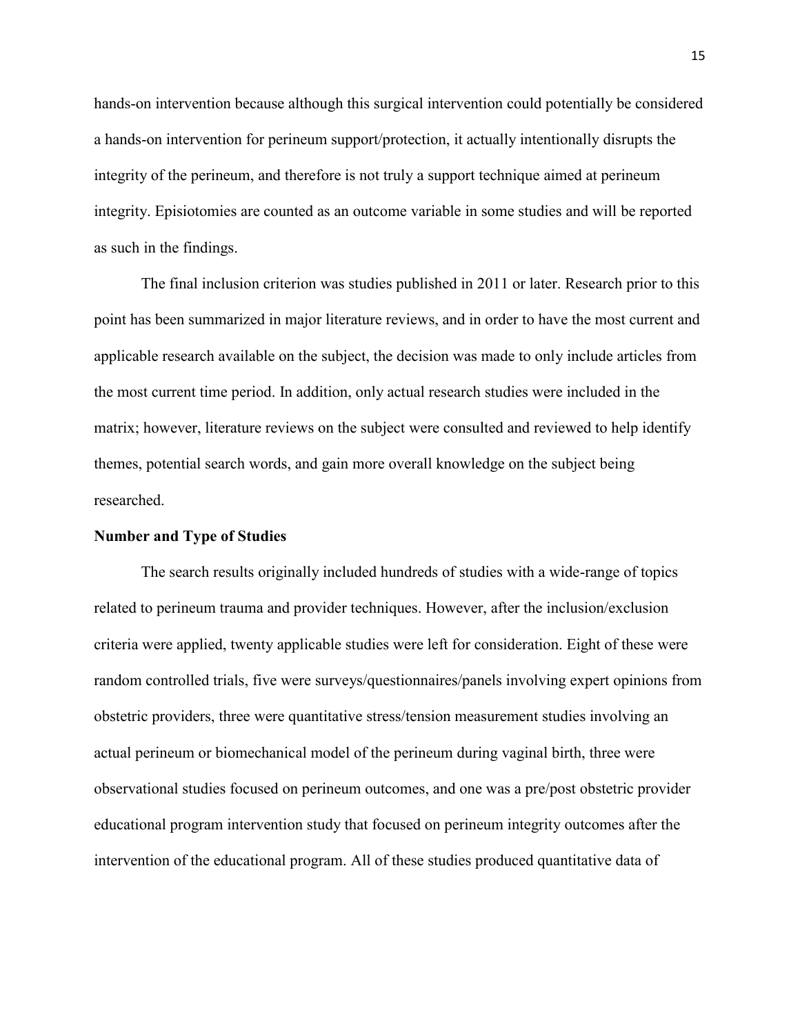hands-on intervention because although this surgical intervention could potentially be considered a hands-on intervention for perineum support/protection, it actually intentionally disrupts the integrity of the perineum, and therefore is not truly a support technique aimed at perineum integrity. Episiotomies are counted as an outcome variable in some studies and will be reported as such in the findings.

The final inclusion criterion was studies published in 2011 or later. Research prior to this point has been summarized in major literature reviews, and in order to have the most current and applicable research available on the subject, the decision was made to only include articles from the most current time period. In addition, only actual research studies were included in the matrix; however, literature reviews on the subject were consulted and reviewed to help identify themes, potential search words, and gain more overall knowledge on the subject being researched.

### Number and Type of Studies

The search results originally included hundreds of studies with a wide-range of topics related to perineum trauma and provider techniques. However, after the inclusion/exclusion criteria were applied, twenty applicable studies were left for consideration. Eight of these were random controlled trials, five were surveys/questionnaires/panels involving expert opinions from obstetric providers, three were quantitative stress/tension measurement studies involving an actual perineum or biomechanical model of the perineum during vaginal birth, three were observational studies focused on perineum outcomes, and one was a pre/post obstetric provider educational program intervention study that focused on perineum integrity outcomes after the intervention of the educational program. All of these studies produced quantitative data of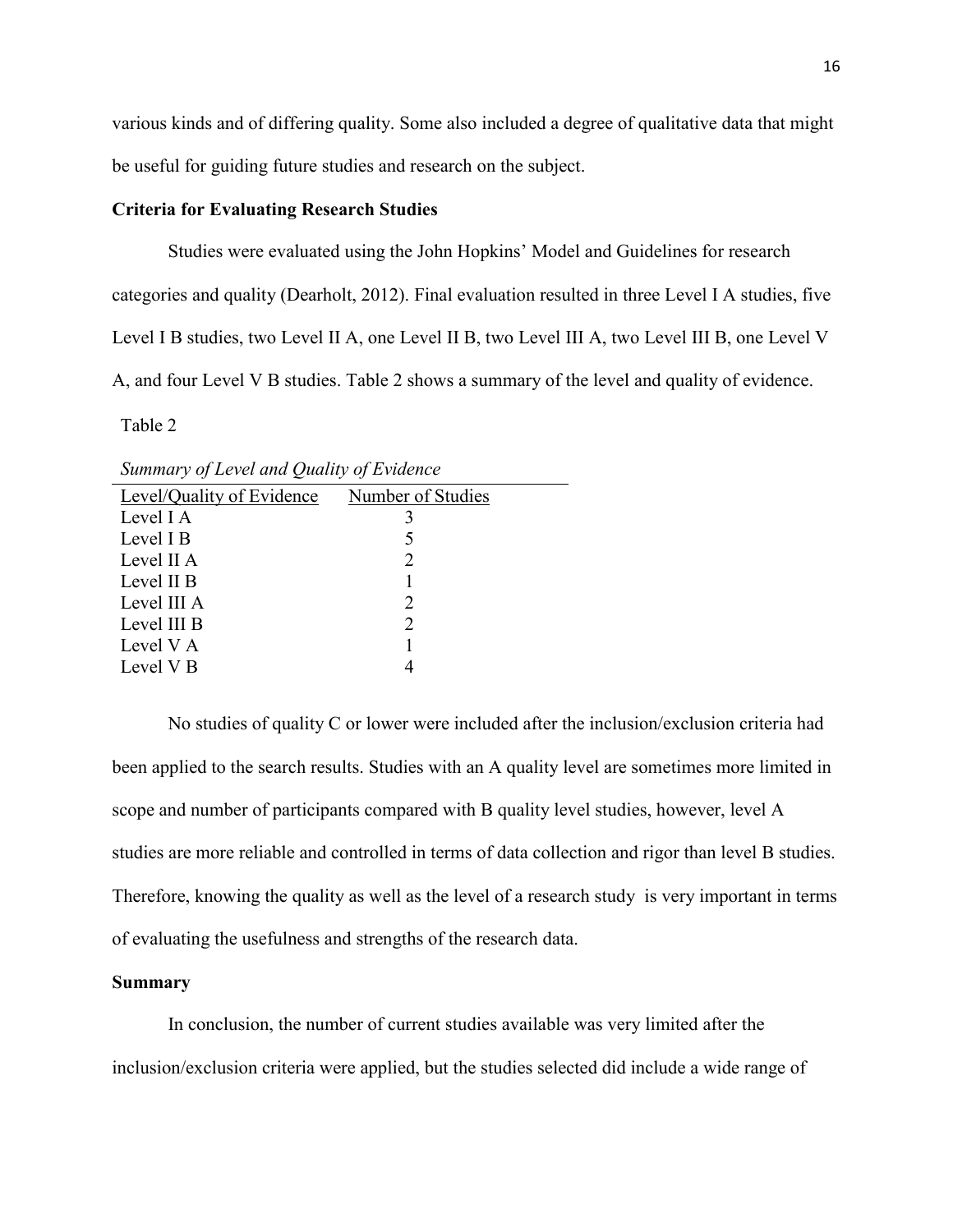various kinds and of differing quality. Some also included a degree of qualitative data that might be useful for guiding future studies and research on the subject.

**Criteria for Evaluating Research Studies**

Studies were evaluated using the John Hopkins' Model and Guidelines for research categories and quality (Dearholt, 2012). Final evaluation resulted in three Level I A studies, five Level I B studies, two Level II A, one Level II B, two Level III A, two Level III B, one Level V A, and four Level V B studies. Table 2 shows a summary of the level and quality of evidence.

Table 2

*Summary of Level and Quality of Evidence*

| Level/Quality of Evidence | Number of Studies |
|---|---|
| Level I A | 3 |
| Level I B | 5 |
| Level II A | 2 |
| Level II B | 1 |
| Level III A | 2 |
| Level III B | 2 |
| Level V A | 1 |
| Level V B | 4 |

No studies of quality C or lower were included after the inclusion/exclusion criteria had been applied to the search results. Studies with an A quality level are sometimes more limited in scope and number of participants compared with B quality level studies, however, level A studies are more reliable and controlled in terms of data collection and rigor than level B studies. Therefore, knowing the quality as well as the level of a research study is very important in terms of evaluating the usefulness and strengths of the research data.

**Summary**

In conclusion, the number of current studies available was very limited after the inclusion/exclusion criteria were applied, but the studies selected did include a wide range of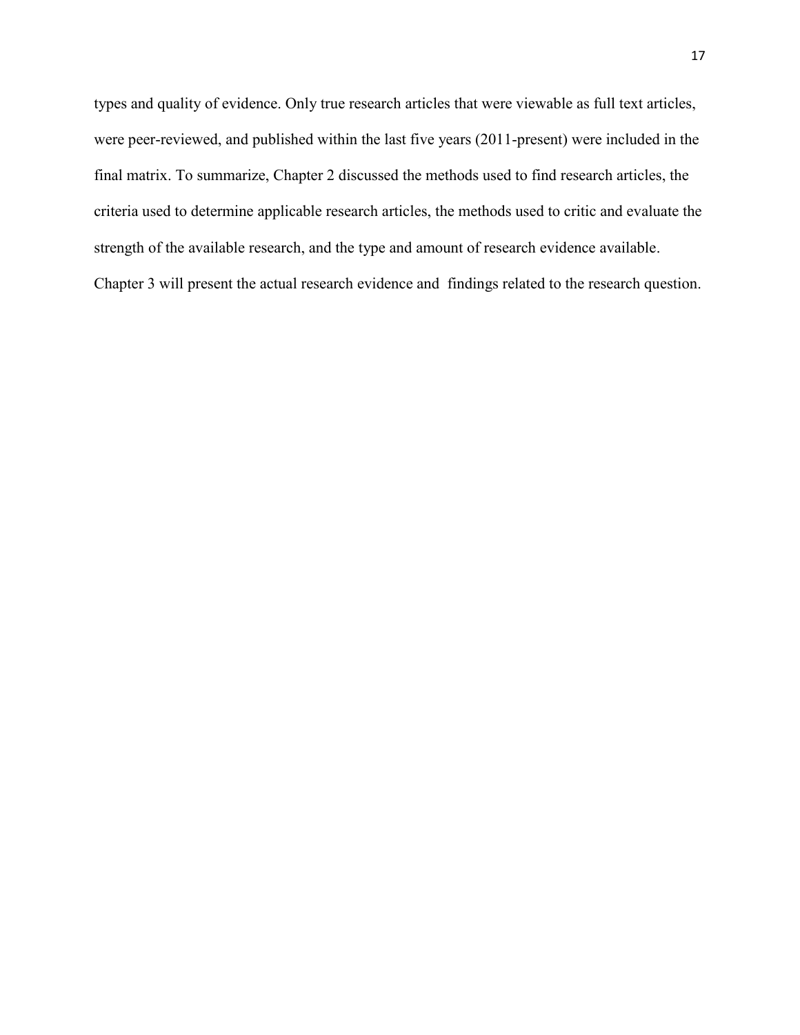types and quality of evidence. Only true research articles that were viewable as full text articles, were peer-reviewed, and published within the last five years (2011-present) were included in the final matrix. To summarize, Chapter 2 discussed the methods used to find research articles, the criteria used to determine applicable research articles, the methods used to critic and evaluate the strength of the available research, and the type and amount of research evidence available. Chapter 3 will present the actual research evidence and findings related to the research question.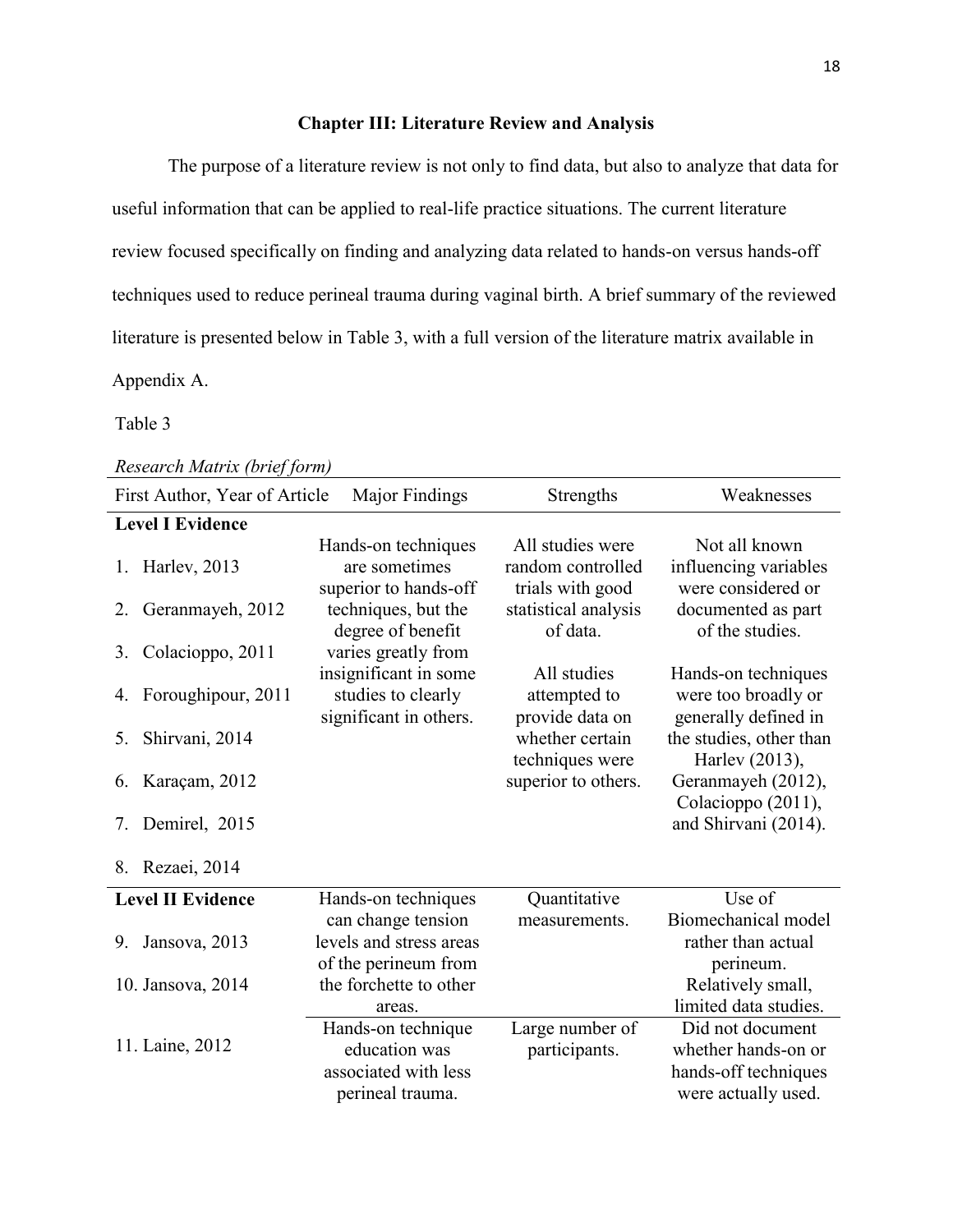# Chapter III: Literature Review and Analysis

The purpose of a literature review is not only to find data, but also to analyze that data for useful information that can be applied to real-life practice situations. The current literature review focused specifically on finding and analyzing data related to hands-on versus hands-off techniques used to reduce perineal trauma during vaginal birth. A brief summary of the reviewed literature is presented below in Table 3, with a full version of the literature matrix available in Appendix A.

Table 3

*Research Matrix (brief form)*

| First Author, Year of Article | Major Findings | Strengths | Weaknesses |
|---|---|---|---|
| **Level I Evidence** | | | |
| 1. Harlev, 2013<br>2. Geranmayeh, 2012<br>3. Colacioppo, 2011<br>4. Foroughipour, 2011<br>5. Shirvani, 2014<br>6. Karaçam, 2012<br>7. Demirel, 2015<br>8. Rezaei, 2014 | Hands-on techniques are sometimes superior to hands-off techniques, but the degree of benefit varies greatly from insignificant in some studies to clearly significant in others. | All studies were random controlled trials with good statistical analysis of data.<br><br>All studies attempted to provide data on whether certain techniques were superior to others. | Not all known influencing variables were considered or documented as part of the studies.<br><br>Hands-on techniques were too broadly or generally defined in the studies, other than Harlev (2013), Geranmayeh (2012), Colacioppo (2011), and Shirvani (2014). |
| **Level II Evidence**<br>9. Jansova, 2013<br>10. Jansova, 2014 | Hands-on techniques can change tension levels and stress areas of the perineum from the forchette to other areas. | Quantitative measurements. | Use of Biomechanical model rather than actual perineum.<br>Relatively small, limited data studies. |
| 11. Laine, 2012 | Hands-on technique education was associated with less perineal trauma. | Large number of participants. | Did not document whether hands-on or hands-off techniques were actually used. |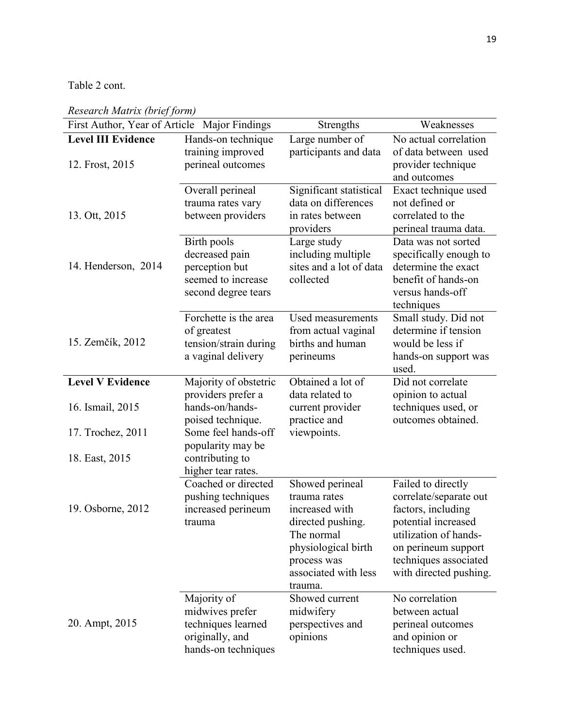Table 2 cont.

*Research Matrix (brief form)*

| First Author, Year of Article | Major Findings | Strengths | Weaknesses |
|---|---|---|---|
| **Level III Evidence** 12. Frost, 2015 | Hands-on technique training improved perineal outcomes | Large number of participants and data | No actual correlation of data between used provider technique and outcomes |
| 13. Ott, 2015 | Overall perineal trauma rates vary between providers | Significant statistical data on differences in rates between providers | Exact technique used not defined or correlated to the perineal trauma data. |
| 14. Henderson, 2014 | Birth pools decreased pain perception but seemed to increase second degree tears | Large study including multiple sites and a lot of data collected | Data was not sorted specifically enough to determine the exact benefit of hands-on versus hands-off techniques |
| 15. Zemčík, 2012 | Forchette is the area of greatest tension/strain during a vaginal delivery | Used measurements from actual vaginal births and human perineums | Small study. Did not determine if tension would be less if hands-on support was used. |
| **Level V Evidence** 16. Ismail, 2015 17. Trochez, 2011 18. East, 2015 | Majority of obstetric providers prefer a hands-on/hands-poised technique. Some feel hands-off popularity may be contributing to higher tear rates. | Obtained a lot of data related to current provider practice and viewpoints. | Did not correlate opinion to actual techniques used, or outcomes obtained. |
| 19. Osborne, 2012 | Coached or directed pushing techniques increased perineum trauma | Showed perineal trauma rates increased with directed pushing. The normal physiological birth process was associated with less trauma. | Failed to directly correlate/separate out factors, including potential increased utilization of hands-on perineum support techniques associated with directed pushing. |
| 20. Ampt, 2015 | Majority of midwives prefer techniques learned originally, and hands-on techniques | Showed current midwifery perspectives and opinions | No correlation between actual perineal outcomes and opinion or techniques used. |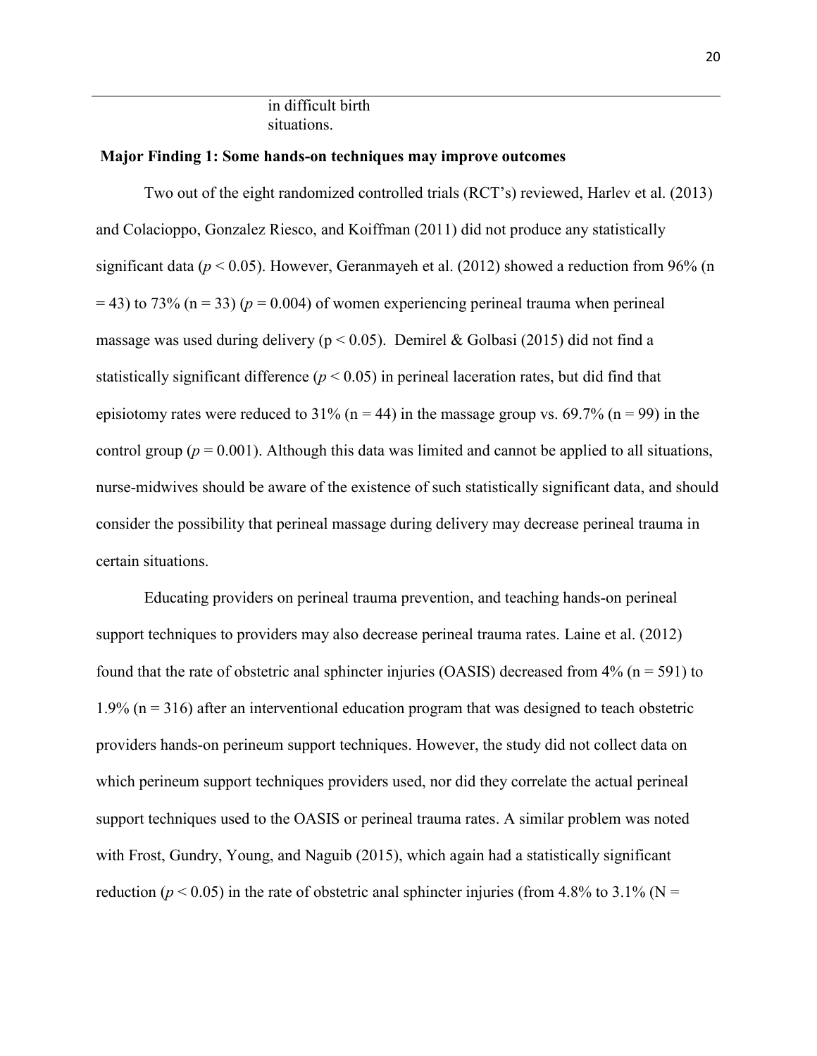| | in difficult birth situations. | | |
|---|---|---|---|

**Major Finding 1: Some hands-on techniques may improve outcomes**

Two out of the eight randomized controlled trials (RCT's) reviewed, Harlev et al. (2013) and Colacioppo, Gonzalez Riesco, and Koiffman (2011) did not produce any statistically significant data ($p < 0.05$). However, Geranmayeh et al. (2012) showed a reduction from 96% (n = 43) to 73% (n = 33) ($p = 0.004$) of women experiencing perineal trauma when perineal massage was used during delivery ($p < 0.05$). Demirel & Golbasi (2015) did not find a statistically significant difference ($p < 0.05$) in perineal laceration rates, but did find that episiotomy rates were reduced to 31% (n = 44) in the massage group vs. 69.7% (n = 99) in the control group ($p = 0.001$). Although this data was limited and cannot be applied to all situations, nurse-midwives should be aware of the existence of such statistically significant data, and should consider the possibility that perineal massage during delivery may decrease perineal trauma in certain situations.

Educating providers on perineal trauma prevention, and teaching hands-on perineal support techniques to providers may also decrease perineal trauma rates. Laine et al. (2012) found that the rate of obstetric anal sphincter injuries (OASIS) decreased from 4% (n = 591) to 1.9% (n = 316) after an interventional education program that was designed to teach obstetric providers hands-on perineum support techniques. However, the study did not collect data on which perineum support techniques providers used, nor did they correlate the actual perineal support techniques used to the OASIS or perineal trauma rates. A similar problem was noted with Frost, Gundry, Young, and Naguib (2015), which again had a statistically significant reduction ($p < 0.05$) in the rate of obstetric anal sphincter injuries (from 4.8% to 3.1% (N =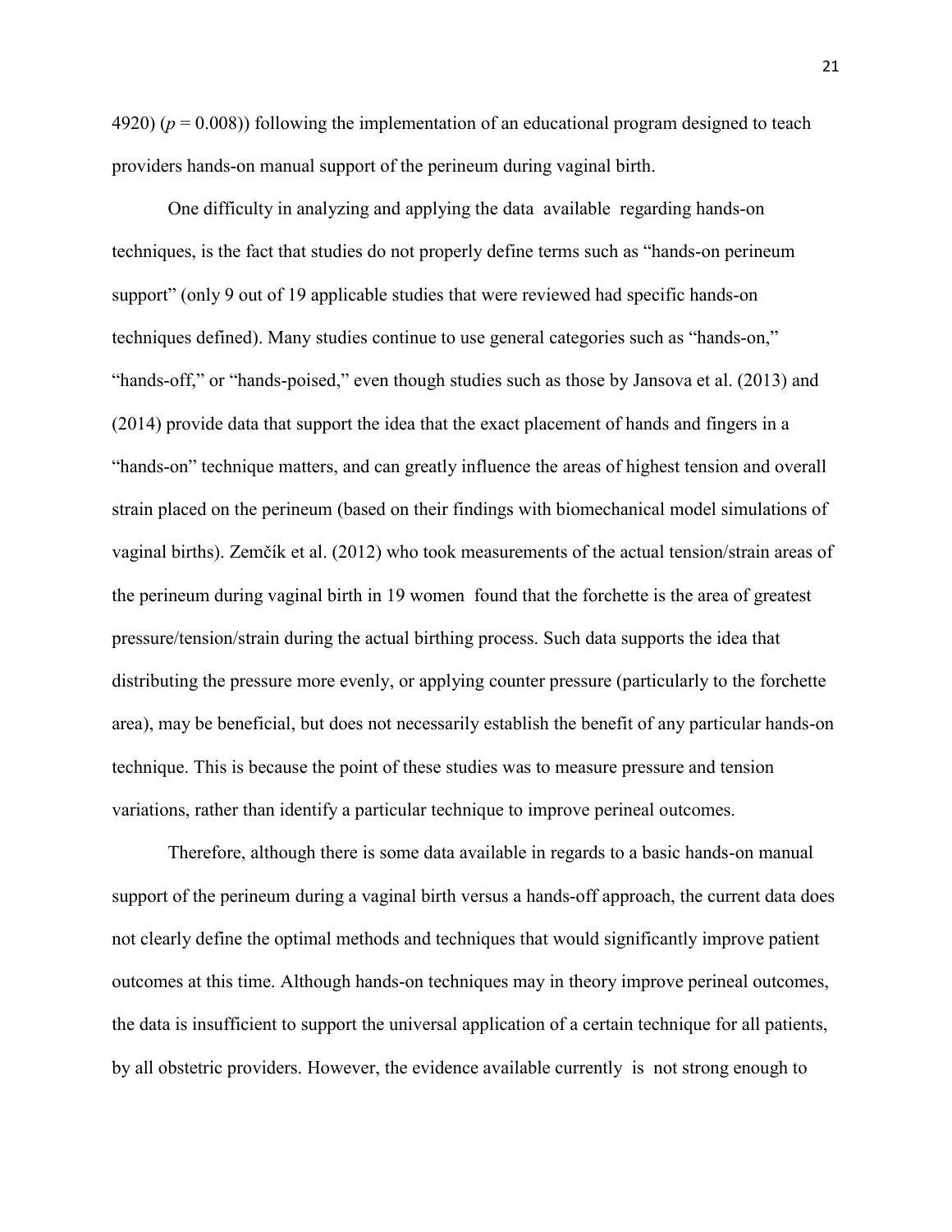4920) ($p = 0.008$)) following the implementation of an educational program designed to teach providers hands-on manual support of the perineum during vaginal birth.

One difficulty in analyzing and applying the data available regarding hands-on techniques, is the fact that studies do not properly define terms such as "hands-on perineum support" (only 9 out of 19 applicable studies that were reviewed had specific hands-on techniques defined). Many studies continue to use general categories such as "hands-on," "hands-off," or "hands-poised," even though studies such as those by Jansova et al. (2013) and (2014) provide data that support the idea that the exact placement of hands and fingers in a "hands-on" technique matters, and can greatly influence the areas of highest tension and overall strain placed on the perineum (based on their findings with biomechanical model simulations of vaginal births). Zemčík et al. (2012) who took measurements of the actual tension/strain areas of the perineum during vaginal birth in 19 women found that the forchette is the area of greatest pressure/tension/strain during the actual birthing process. Such data supports the idea that distributing the pressure more evenly, or applying counter pressure (particularly to the forchette area), may be beneficial, but does not necessarily establish the benefit of any particular hands-on technique. This is because the point of these studies was to measure pressure and tension variations, rather than identify a particular technique to improve perineal outcomes.

Therefore, although there is some data available in regards to a basic hands-on manual support of the perineum during a vaginal birth versus a hands-off approach, the current data does not clearly define the optimal methods and techniques that would significantly improve patient outcomes at this time. Although hands-on techniques may in theory improve perineal outcomes, the data is insufficient to support the universal application of a certain technique for all patients, by all obstetric providers. However, the evidence available currently is not strong enough to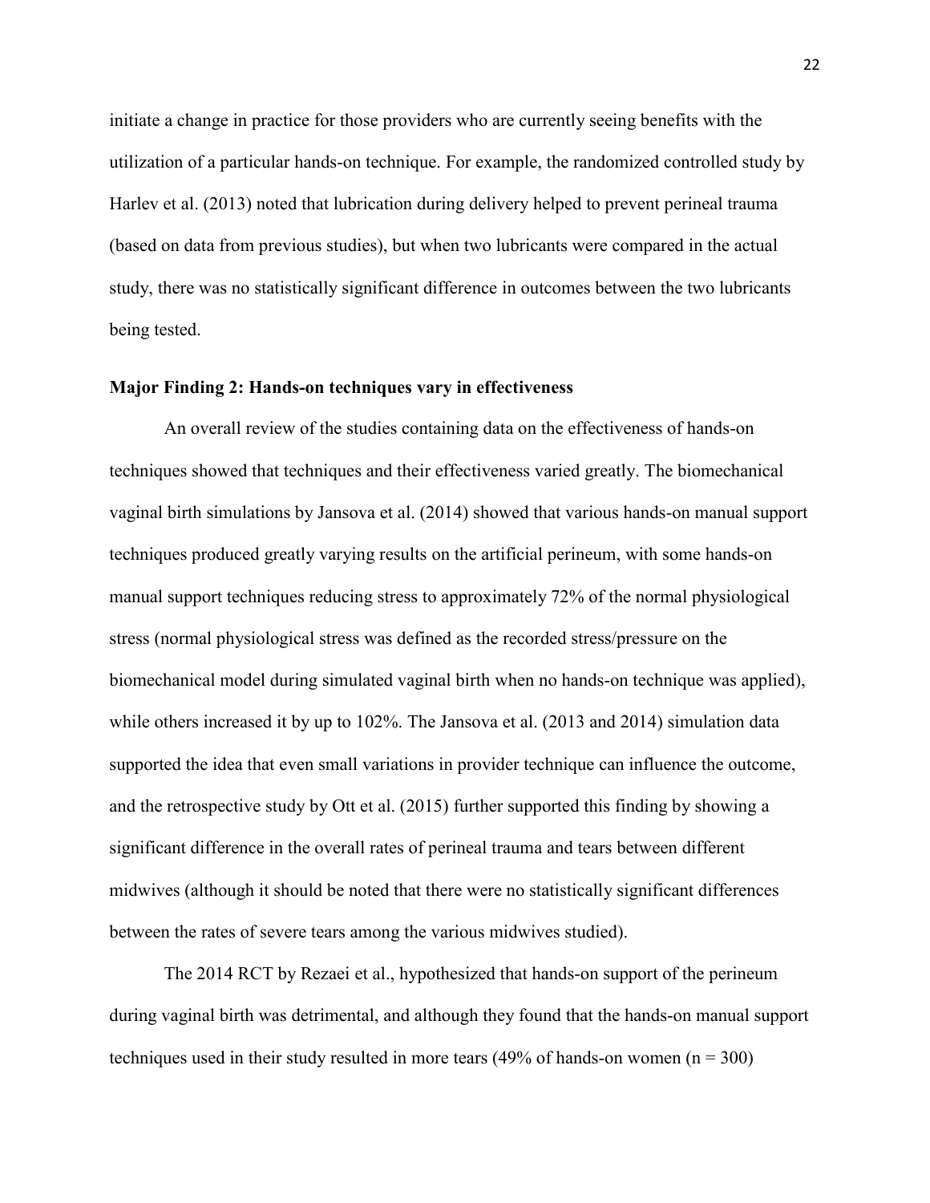initiate a change in practice for those providers who are currently seeing benefits with the utilization of a particular hands-on technique. For example, the randomized controlled study by Harlev et al. (2013) noted that lubrication during delivery helped to prevent perineal trauma (based on data from previous studies), but when two lubricants were compared in the actual study, there was no statistically significant difference in outcomes between the two lubricants being tested.

**Major Finding 2: Hands-on techniques vary in effectiveness**

An overall review of the studies containing data on the effectiveness of hands-on techniques showed that techniques and their effectiveness varied greatly. The biomechanical vaginal birth simulations by Jansova et al. (2014) showed that various hands-on manual support techniques produced greatly varying results on the artificial perineum, with some hands-on manual support techniques reducing stress to approximately 72% of the normal physiological stress (normal physiological stress was defined as the recorded stress/pressure on the biomechanical model during simulated vaginal birth when no hands-on technique was applied), while others increased it by up to 102%. The Jansova et al. (2013 and 2014) simulation data supported the idea that even small variations in provider technique can influence the outcome, and the retrospective study by Ott et al. (2015) further supported this finding by showing a significant difference in the overall rates of perineal trauma and tears between different midwives (although it should be noted that there were no statistically significant differences between the rates of severe tears among the various midwives studied).

The 2014 RCT by Rezaei et al., hypothesized that hands-on support of the perineum during vaginal birth was detrimental, and although they found that the hands-on manual support techniques used in their study resulted in more tears (49% of hands-on women ($n = 300$)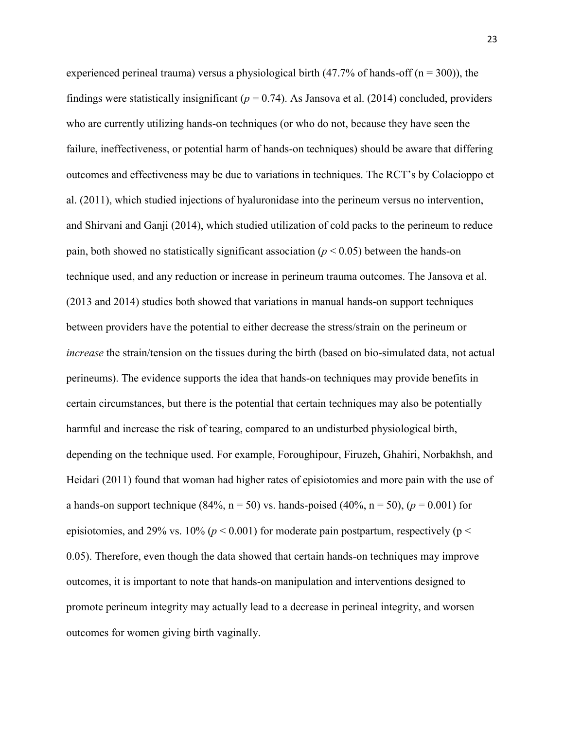experienced perineal trauma) versus a physiological birth (47.7% of hands-off (n = 300)), the findings were statistically insignificant ($p = 0.74$). As Jansova et al. (2014) concluded, providers who are currently utilizing hands-on techniques (or who do not, because they have seen the failure, ineffectiveness, or potential harm of hands-on techniques) should be aware that differing outcomes and effectiveness may be due to variations in techniques. The RCT's by Colacioppo et al. (2011), which studied injections of hyaluronidase into the perineum versus no intervention, and Shirvani and Ganji (2014), which studied utilization of cold packs to the perineum to reduce pain, both showed no statistically significant association ($p < 0.05$) between the hands-on technique used, and any reduction or increase in perineum trauma outcomes. The Jansova et al. (2013 and 2014) studies both showed that variations in manual hands-on support techniques between providers have the potential to either decrease the stress/strain on the perineum or *increase* the strain/tension on the tissues during the birth (based on bio-simulated data, not actual perineums). The evidence supports the idea that hands-on techniques may provide benefits in certain circumstances, but there is the potential that certain techniques may also be potentially harmful and increase the risk of tearing, compared to an undisturbed physiological birth, depending on the technique used. For example, Foroughipour, Firuzeh, Ghahiri, Norbakhsh, and Heidari (2011) found that woman had higher rates of episiotomies and more pain with the use of a hands-on support technique (84%, n = 50) vs. hands-poised (40%, n = 50), ($p = 0.001$) for episiotomies, and 29% vs. 10% ($p < 0.001$) for moderate pain postpartum, respectively ($p < 0.05$). Therefore, even though the data showed that certain hands-on techniques may improve outcomes, it is important to note that hands-on manipulation and interventions designed to promote perineum integrity may actually lead to a decrease in perineal integrity, and worsen outcomes for women giving birth vaginally.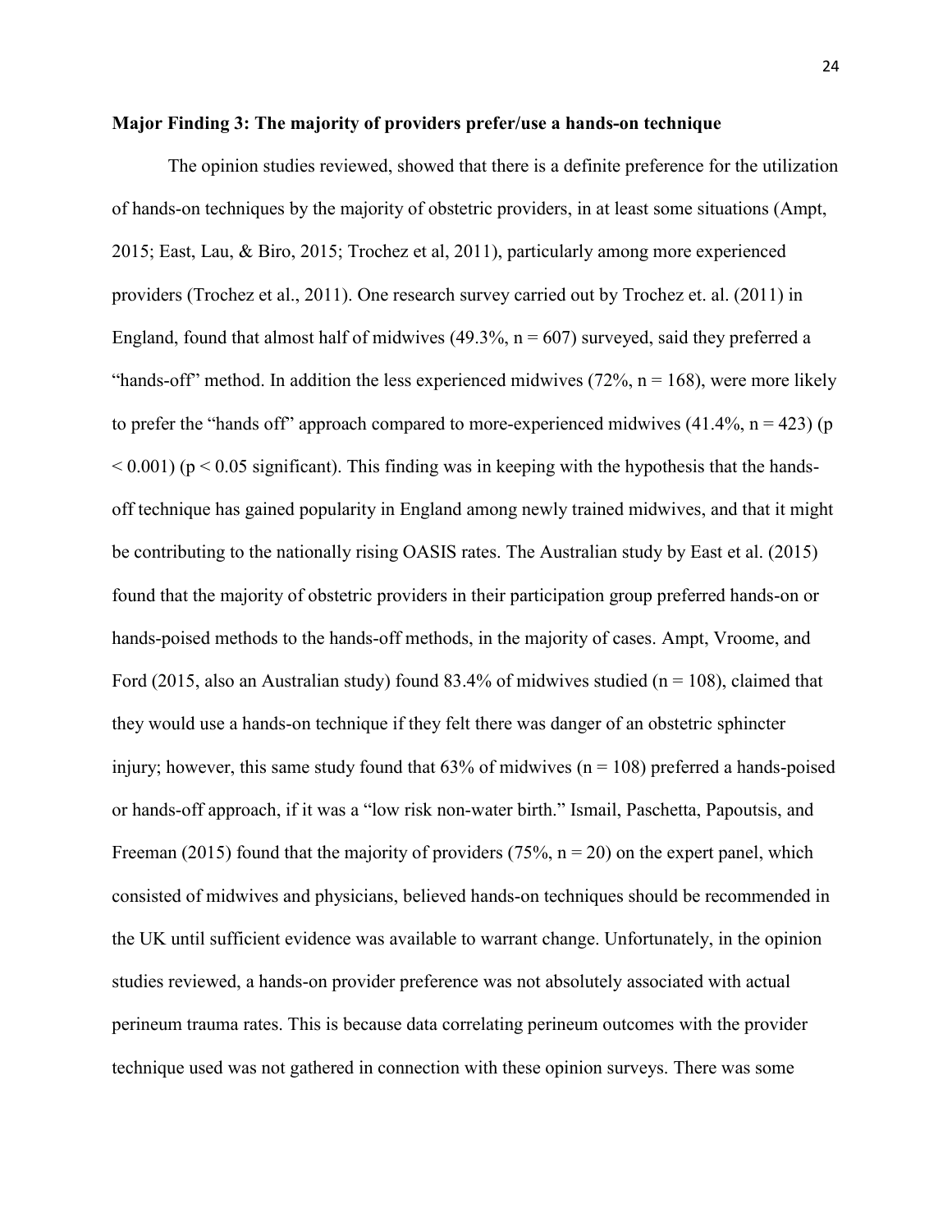**Major Finding 3: The majority of providers prefer/use a hands-on technique**

The opinion studies reviewed, showed that there is a definite preference for the utilization of hands-on techniques by the majority of obstetric providers, in at least some situations (Ampt, 2015; East, Lau, & Biro, 2015; Trochez et al, 2011), particularly among more experienced providers (Trochez et al., 2011). One research survey carried out by Trochez et. al. (2011) in England, found that almost half of midwives (49.3%, n = 607) surveyed, said they preferred a "hands-off" method. In addition the less experienced midwives (72%, n = 168), were more likely to prefer the "hands off" approach compared to more-experienced midwives (41.4%, n = 423) ($p < 0.001$) ($p < 0.05$ significant). This finding was in keeping with the hypothesis that the hands-off technique has gained popularity in England among newly trained midwives, and that it might be contributing to the nationally rising OASIS rates. The Australian study by East et al. (2015) found that the majority of obstetric providers in their participation group preferred hands-on or hands-poised methods to the hands-off methods, in the majority of cases. Ampt, Vroome, and Ford (2015, also an Australian study) found 83.4% of midwives studied (n = 108), claimed that they would use a hands-on technique if they felt there was danger of an obstetric sphincter injury; however, this same study found that 63% of midwives (n = 108) preferred a hands-poised or hands-off approach, if it was a "low risk non-water birth." Ismail, Paschetta, Papoutsis, and Freeman (2015) found that the majority of providers (75%, n = 20) on the expert panel, which consisted of midwives and physicians, believed hands-on techniques should be recommended in the UK until sufficient evidence was available to warrant change. Unfortunately, in the opinion studies reviewed, a hands-on provider preference was not absolutely associated with actual perineum trauma rates. This is because data correlating perineum outcomes with the provider technique used was not gathered in connection with these opinion surveys. There was some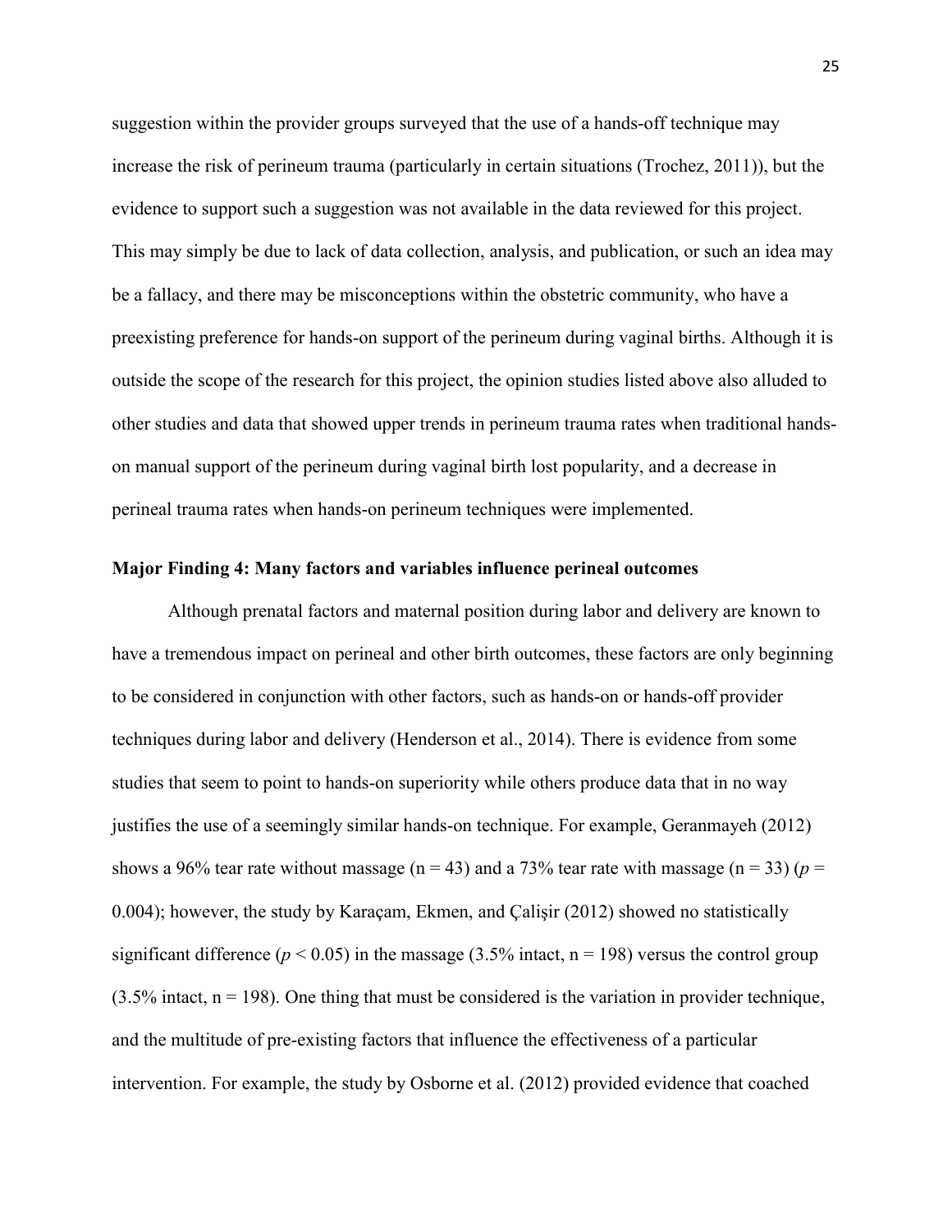suggestion within the provider groups surveyed that the use of a hands-off technique may increase the risk of perineum trauma (particularly in certain situations (Trochez, 2011)), but the evidence to support such a suggestion was not available in the data reviewed for this project. This may simply be due to lack of data collection, analysis, and publication, or such an idea may be a fallacy, and there may be misconceptions within the obstetric community, who have a preexisting preference for hands-on support of the perineum during vaginal births. Although it is outside the scope of the research for this project, the opinion studies listed above also alluded to other studies and data that showed upper trends in perineum trauma rates when traditional hands-on manual support of the perineum during vaginal birth lost popularity, and a decrease in perineal trauma rates when hands-on perineum techniques were implemented.

## Major Finding 4: Many factors and variables influence perineal outcomes

Although prenatal factors and maternal position during labor and delivery are known to have a tremendous impact on perineal and other birth outcomes, these factors are only beginning to be considered in conjunction with other factors, such as hands-on or hands-off provider techniques during labor and delivery (Henderson et al., 2014). There is evidence from some studies that seem to point to hands-on superiority while others produce data that in no way justifies the use of a seemingly similar hands-on technique. For example, Geranmayeh (2012) shows a 96% tear rate without massage (n = 43) and a 73% tear rate with massage (n = 33) ($p$ = 0.004); however, the study by Karaçam, Ekmen, and Çalişir (2012) showed no statistically significant difference ($p < 0.05$) in the massage (3.5% intact, n = 198) versus the control group (3.5% intact, n = 198). One thing that must be considered is the variation in provider technique, and the multitude of pre-existing factors that influence the effectiveness of a particular intervention. For example, the study by Osborne et al. (2012) provided evidence that coached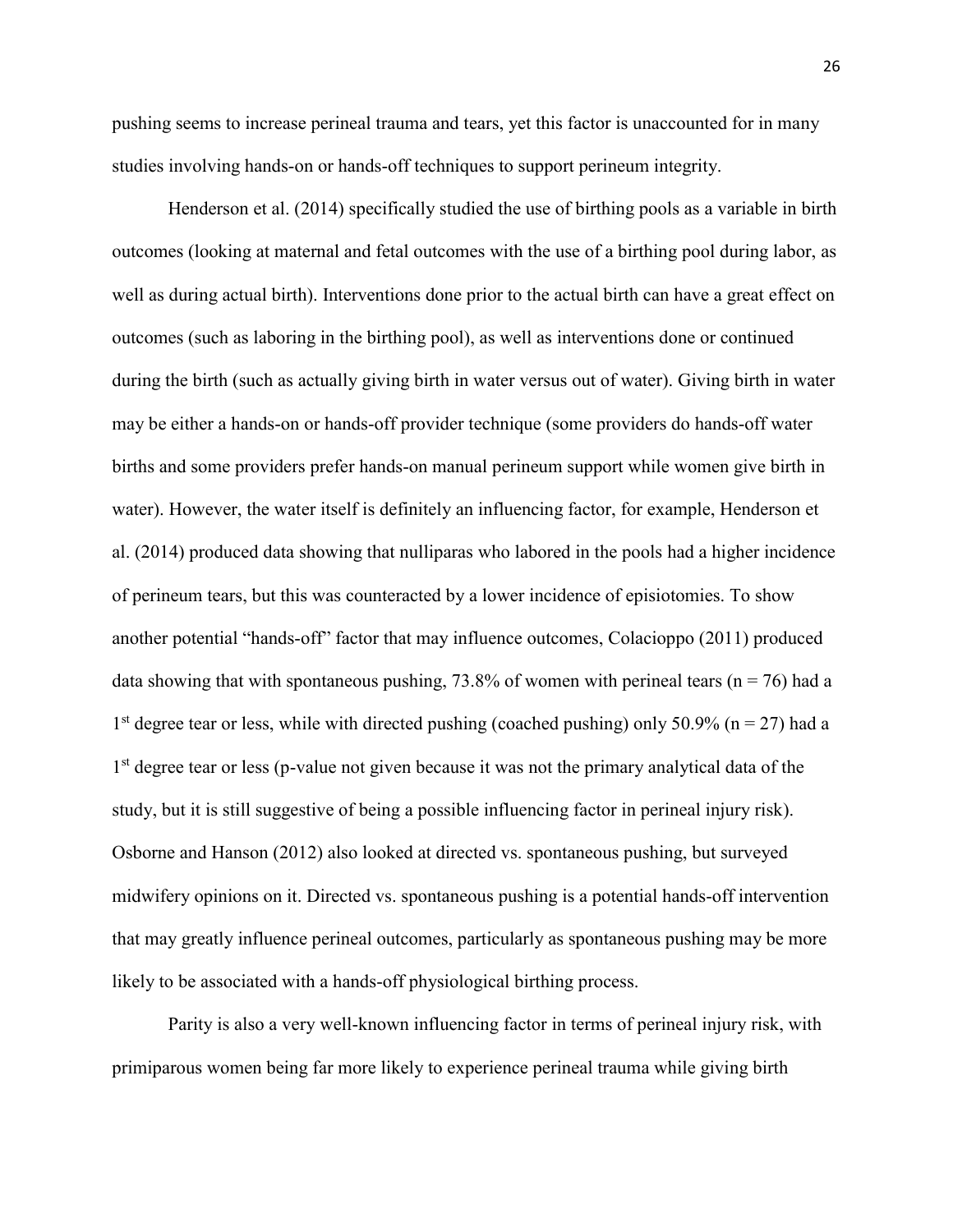pushing seems to increase perineal trauma and tears, yet this factor is unaccounted for in many studies involving hands-on or hands-off techniques to support perineum integrity.

Henderson et al. (2014) specifically studied the use of birthing pools as a variable in birth outcomes (looking at maternal and fetal outcomes with the use of a birthing pool during labor, as well as during actual birth). Interventions done prior to the actual birth can have a great effect on outcomes (such as laboring in the birthing pool), as well as interventions done or continued during the birth (such as actually giving birth in water versus out of water). Giving birth in water may be either a hands-on or hands-off provider technique (some providers do hands-off water births and some providers prefer hands-on manual perineum support while women give birth in water). However, the water itself is definitely an influencing factor, for example, Henderson et al. (2014) produced data showing that nulliparas who labored in the pools had a higher incidence of perineum tears, but this was counteracted by a lower incidence of episiotomies. To show another potential "hands-off" factor that may influence outcomes, Colacioppo (2011) produced data showing that with spontaneous pushing, 73.8% of women with perineal tears ($n = 76$) had a 1st degree tear or less, while with directed pushing (coached pushing) only 50.9% ($n = 27$) had a 1st degree tear or less (p-value not given because it was not the primary analytical data of the study, but it is still suggestive of being a possible influencing factor in perineal injury risk). Osborne and Hanson (2012) also looked at directed vs. spontaneous pushing, but surveyed midwifery opinions on it. Directed vs. spontaneous pushing is a potential hands-off intervention that may greatly influence perineal outcomes, particularly as spontaneous pushing may be more likely to be associated with a hands-off physiological birthing process.

Parity is also a very well-known influencing factor in terms of perineal injury risk, with primiparous women being far more likely to experience perineal trauma while giving birth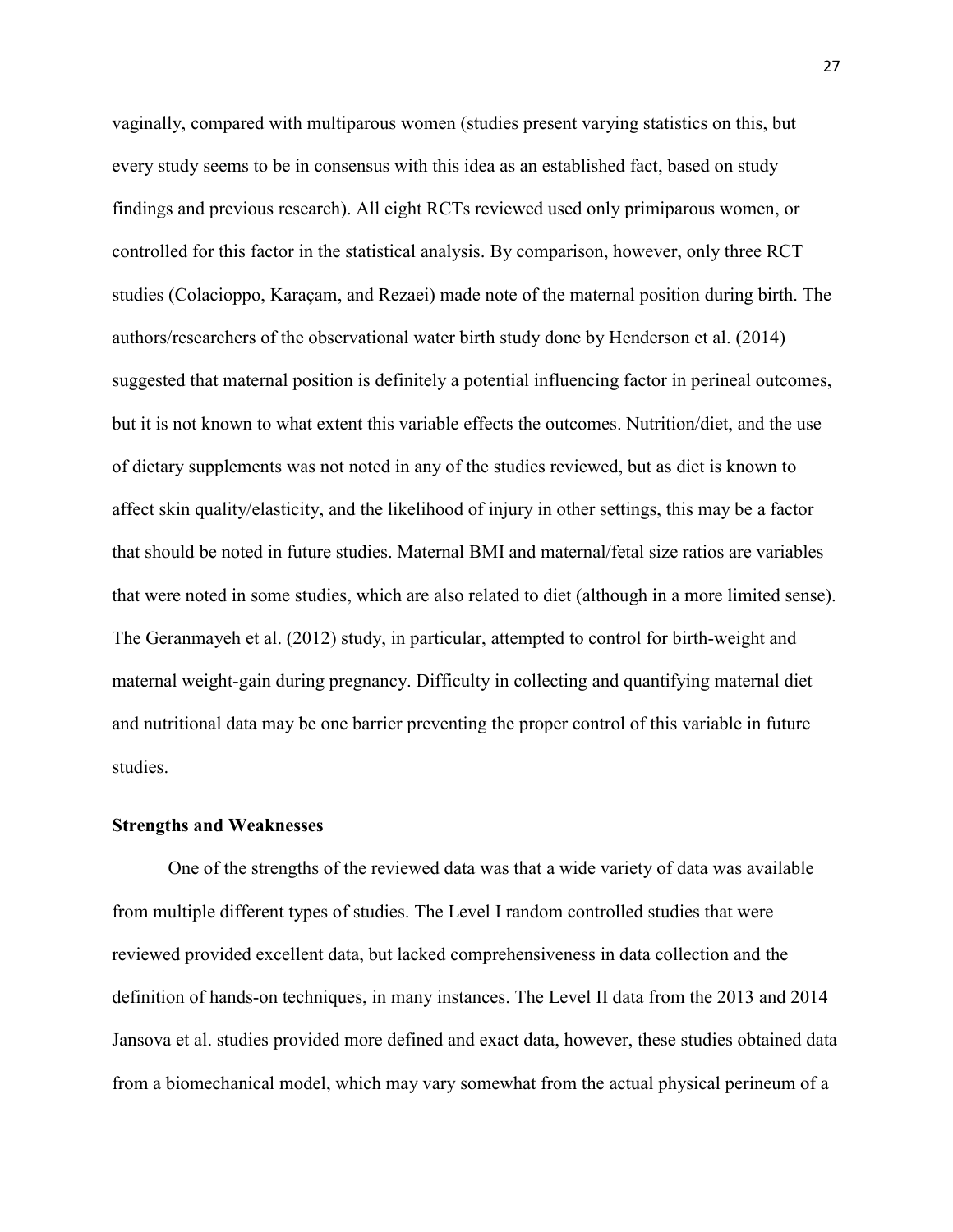vaginally, compared with multiparous women (studies present varying statistics on this, but every study seems to be in consensus with this idea as an established fact, based on study findings and previous research). All eight RCTs reviewed used only primiparous women, or controlled for this factor in the statistical analysis. By comparison, however, only three RCT studies (Colacioppo, Karaçam, and Rezaei) made note of the maternal position during birth. The authors/researchers of the observational water birth study done by Henderson et al. (2014) suggested that maternal position is definitely a potential influencing factor in perineal outcomes, but it is not known to what extent this variable effects the outcomes. Nutrition/diet, and the use of dietary supplements was not noted in any of the studies reviewed, but as diet is known to affect skin quality/elasticity, and the likelihood of injury in other settings, this may be a factor that should be noted in future studies. Maternal BMI and maternal/fetal size ratios are variables that were noted in some studies, which are also related to diet (although in a more limited sense). The Geranmayeh et al. (2012) study, in particular, attempted to control for birth-weight and maternal weight-gain during pregnancy. Difficulty in collecting and quantifying maternal diet and nutritional data may be one barrier preventing the proper control of this variable in future studies.

**Strengths and Weaknesses**

One of the strengths of the reviewed data was that a wide variety of data was available from multiple different types of studies. The Level I random controlled studies that were reviewed provided excellent data, but lacked comprehensiveness in data collection and the definition of hands-on techniques, in many instances. The Level II data from the 2013 and 2014 Jansova et al. studies provided more defined and exact data, however, these studies obtained data from a biomechanical model, which may vary somewhat from the actual physical perineum of a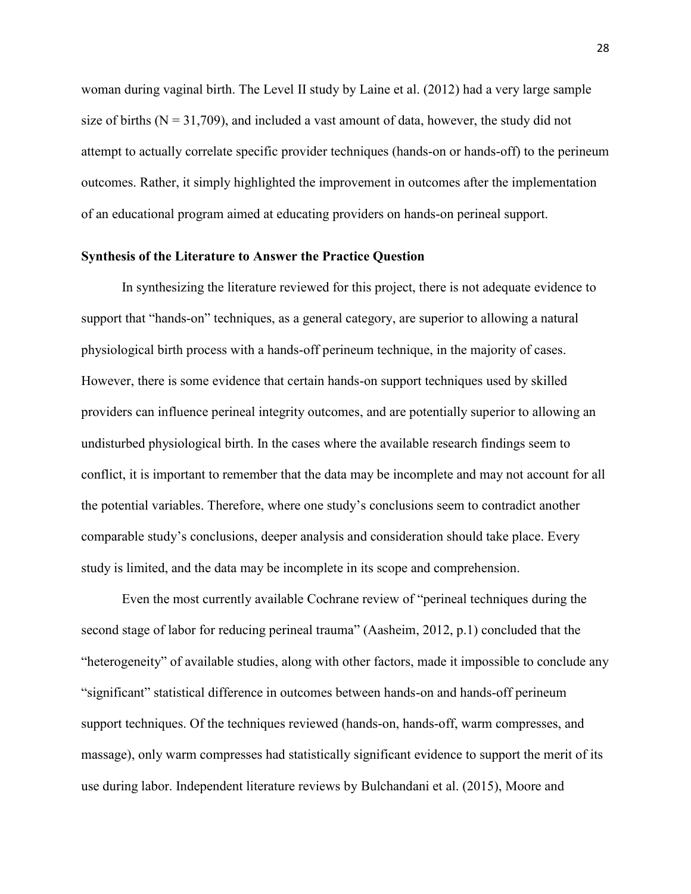woman during vaginal birth. The Level II study by Laine et al. (2012) had a very large sample size of births (N = 31,709), and included a vast amount of data, however, the study did not attempt to actually correlate specific provider techniques (hands-on or hands-off) to the perineum outcomes. Rather, it simply highlighted the improvement in outcomes after the implementation of an educational program aimed at educating providers on hands-on perineal support.

## Synthesis of the Literature to Answer the Practice Question

In synthesizing the literature reviewed for this project, there is not adequate evidence to support that "hands-on" techniques, as a general category, are superior to allowing a natural physiological birth process with a hands-off perineum technique, in the majority of cases. However, there is some evidence that certain hands-on support techniques used by skilled providers can influence perineal integrity outcomes, and are potentially superior to allowing an undisturbed physiological birth. In the cases where the available research findings seem to conflict, it is important to remember that the data may be incomplete and may not account for all the potential variables. Therefore, where one study's conclusions seem to contradict another comparable study's conclusions, deeper analysis and consideration should take place. Every study is limited, and the data may be incomplete in its scope and comprehension.

Even the most currently available Cochrane review of "perineal techniques during the second stage of labor for reducing perineal trauma" (Aasheim, 2012, p.1) concluded that the "heterogeneity" of available studies, along with other factors, made it impossible to conclude any "significant" statistical difference in outcomes between hands-on and hands-off perineum support techniques. Of the techniques reviewed (hands-on, hands-off, warm compresses, and massage), only warm compresses had statistically significant evidence to support the merit of its use during labor. Independent literature reviews by Bulchandani et al. (2015), Moore and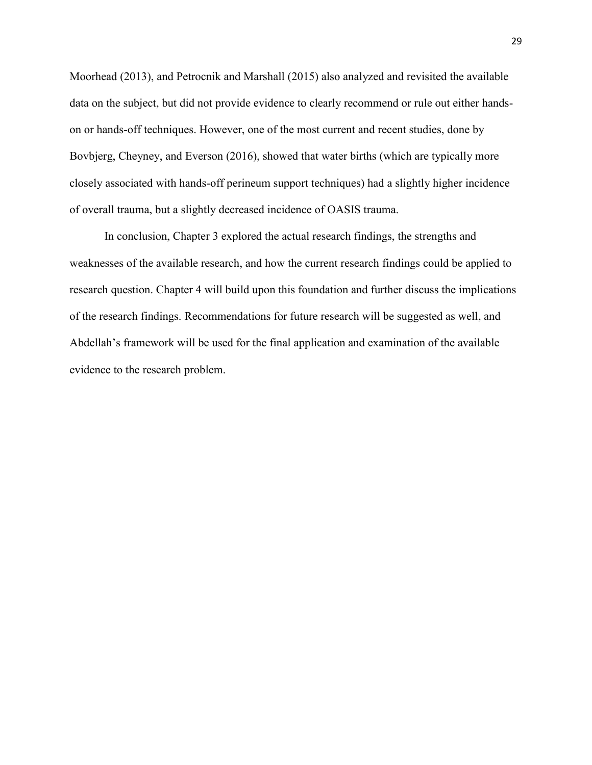Moorhead (2013), and Petrocnik and Marshall (2015) also analyzed and revisited the available data on the subject, but did not provide evidence to clearly recommend or rule out either hands-on or hands-off techniques. However, one of the most current and recent studies, done by Bovbjerg, Cheyney, and Everson (2016), showed that water births (which are typically more closely associated with hands-off perineum support techniques) had a slightly higher incidence of overall trauma, but a slightly decreased incidence of OASIS trauma.

In conclusion, Chapter 3 explored the actual research findings, the strengths and weaknesses of the available research, and how the current research findings could be applied to research question. Chapter 4 will build upon this foundation and further discuss the implications of the research findings. Recommendations for future research will be suggested as well, and Abdellah's framework will be used for the final application and examination of the available evidence to the research problem.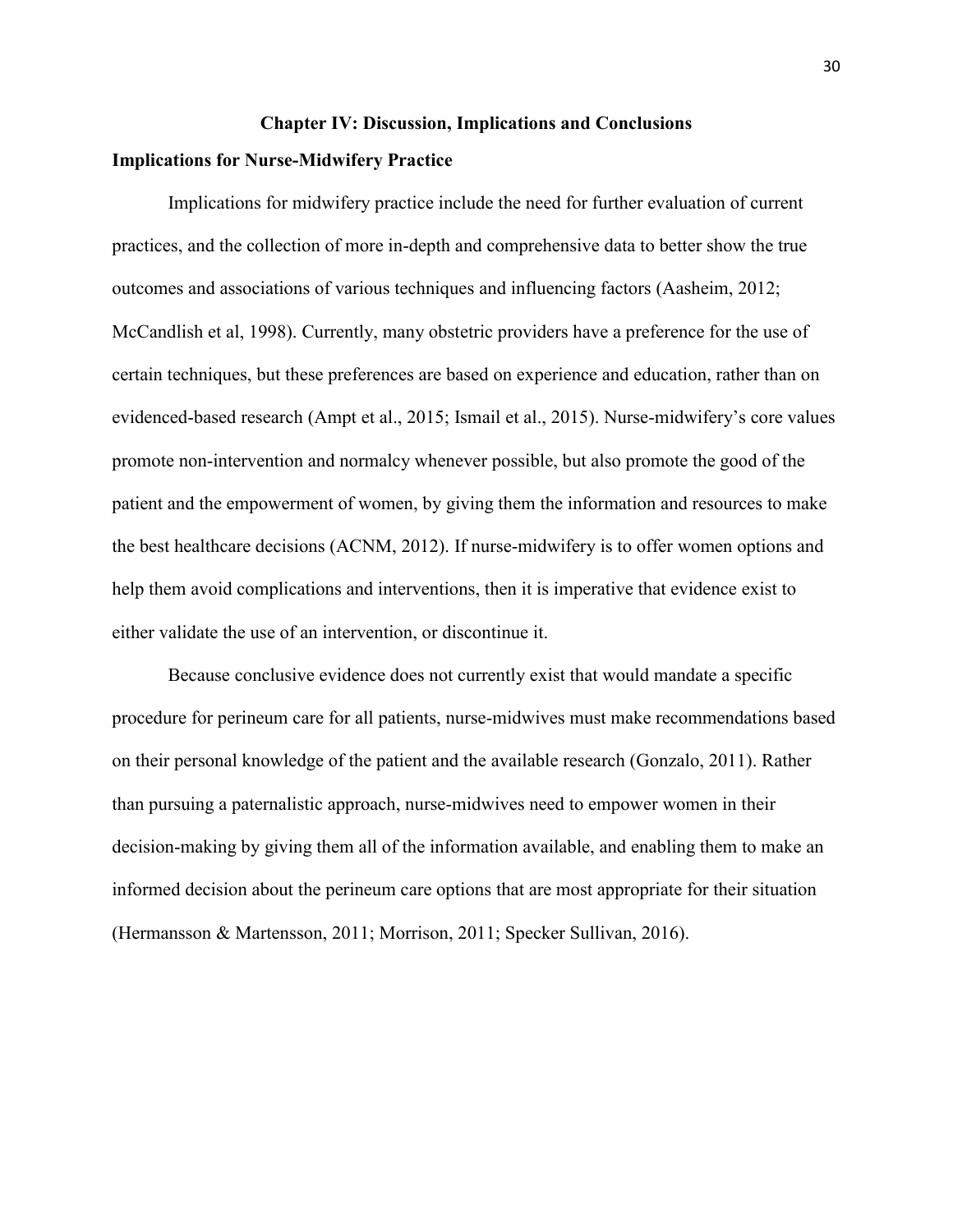## Chapter IV: Discussion, Implications and Conclusions

### Implications for Nurse-Midwifery Practice

Implications for midwifery practice include the need for further evaluation of current practices, and the collection of more in-depth and comprehensive data to better show the true outcomes and associations of various techniques and influencing factors (Aasheim, 2012; McCandlish et al, 1998). Currently, many obstetric providers have a preference for the use of certain techniques, but these preferences are based on experience and education, rather than on evidenced-based research (Ampt et al., 2015; Ismail et al., 2015). Nurse-midwifery's core values promote non-intervention and normalcy whenever possible, but also promote the good of the patient and the empowerment of women, by giving them the information and resources to make the best healthcare decisions (ACNM, 2012). If nurse-midwifery is to offer women options and help them avoid complications and interventions, then it is imperative that evidence exist to either validate the use of an intervention, or discontinue it.

Because conclusive evidence does not currently exist that would mandate a specific procedure for perineum care for all patients, nurse-midwives must make recommendations based on their personal knowledge of the patient and the available research (Gonzalo, 2011). Rather than pursuing a paternalistic approach, nurse-midwives need to empower women in their decision-making by giving them all of the information available, and enabling them to make an informed decision about the perineum care options that are most appropriate for their situation (Hermansson & Martensson, 2011; Morrison, 2011; Specker Sullivan, 2016).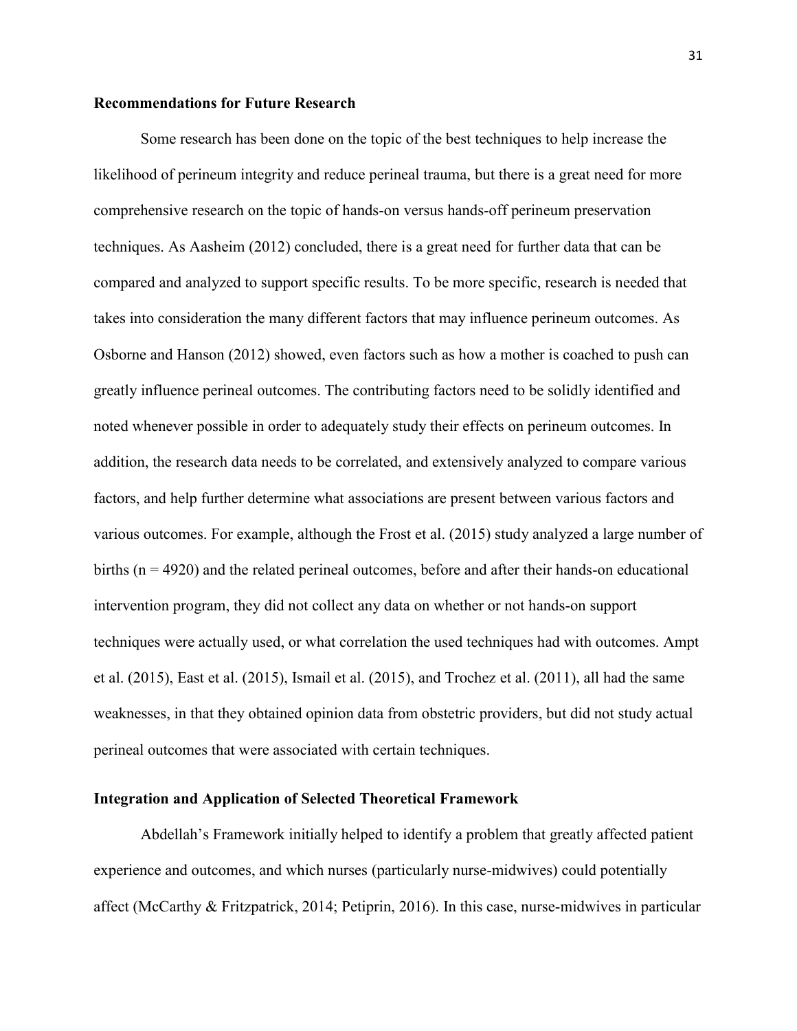## Recommendations for Future Research

Some research has been done on the topic of the best techniques to help increase the likelihood of perineum integrity and reduce perineal trauma, but there is a great need for more comprehensive research on the topic of hands-on versus hands-off perineum preservation techniques. As Aasheim (2012) concluded, there is a great need for further data that can be compared and analyzed to support specific results. To be more specific, research is needed that takes into consideration the many different factors that may influence perineum outcomes. As Osborne and Hanson (2012) showed, even factors such as how a mother is coached to push can greatly influence perineal outcomes. The contributing factors need to be solidly identified and noted whenever possible in order to adequately study their effects on perineum outcomes. In addition, the research data needs to be correlated, and extensively analyzed to compare various factors, and help further determine what associations are present between various factors and various outcomes. For example, although the Frost et al. (2015) study analyzed a large number of births ($n = 4920$) and the related perineal outcomes, before and after their hands-on educational intervention program, they did not collect any data on whether or not hands-on support techniques were actually used, or what correlation the used techniques had with outcomes. Ampt et al. (2015), East et al. (2015), Ismail et al. (2015), and Trochez et al. (2011), all had the same weaknesses, in that they obtained opinion data from obstetric providers, but did not study actual perineal outcomes that were associated with certain techniques.

## Integration and Application of Selected Theoretical Framework

Abdellah's Framework initially helped to identify a problem that greatly affected patient experience and outcomes, and which nurses (particularly nurse-midwives) could potentially affect (McCarthy & Fritzpatrick, 2014; Petiprin, 2016). In this case, nurse-midwives in particular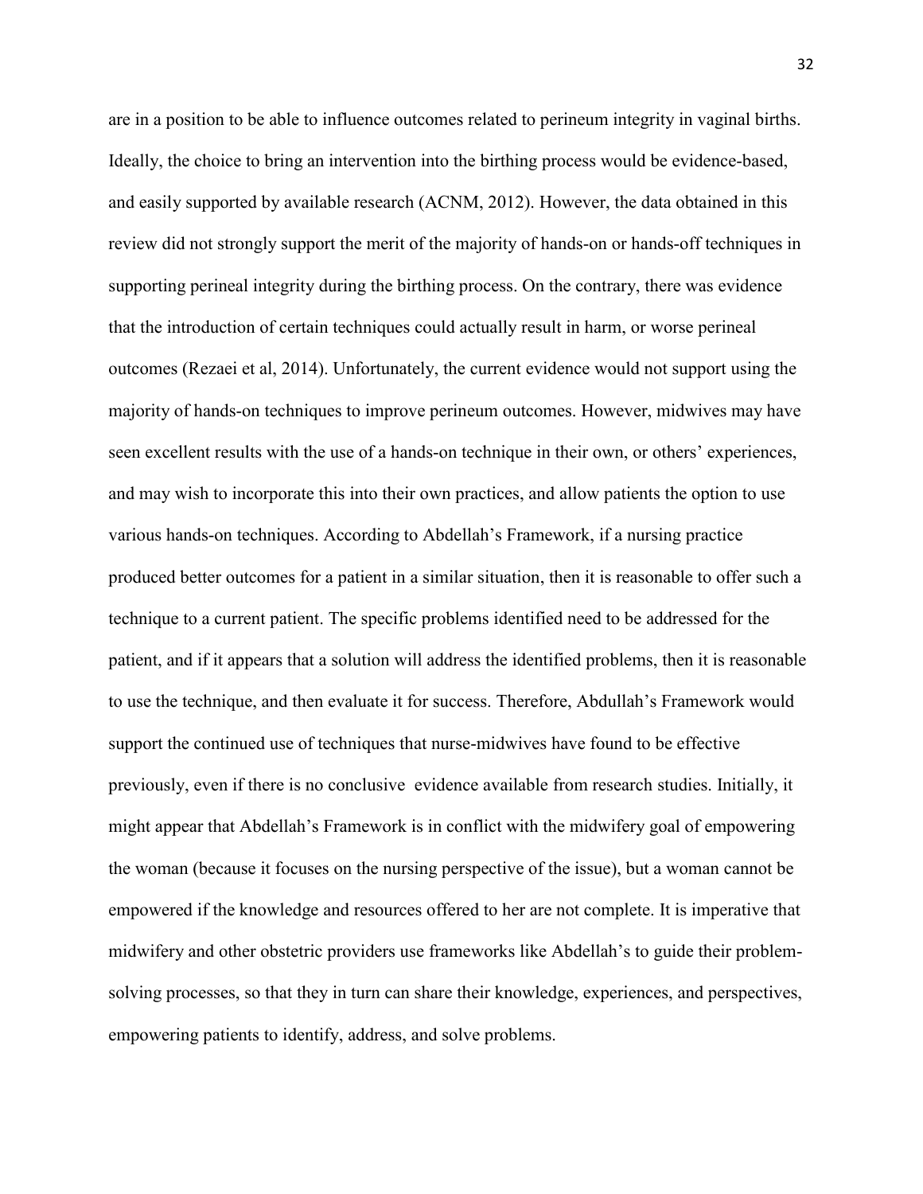are in a position to be able to influence outcomes related to perineum integrity in vaginal births. Ideally, the choice to bring an intervention into the birthing process would be evidence-based, and easily supported by available research (ACNM, 2012). However, the data obtained in this review did not strongly support the merit of the majority of hands-on or hands-off techniques in supporting perineal integrity during the birthing process. On the contrary, there was evidence that the introduction of certain techniques could actually result in harm, or worse perineal outcomes (Rezaei et al, 2014). Unfortunately, the current evidence would not support using the majority of hands-on techniques to improve perineum outcomes. However, midwives may have seen excellent results with the use of a hands-on technique in their own, or others' experiences, and may wish to incorporate this into their own practices, and allow patients the option to use various hands-on techniques. According to Abdellah's Framework, if a nursing practice produced better outcomes for a patient in a similar situation, then it is reasonable to offer such a technique to a current patient. The specific problems identified need to be addressed for the patient, and if it appears that a solution will address the identified problems, then it is reasonable to use the technique, and then evaluate it for success. Therefore, Abdullah's Framework would support the continued use of techniques that nurse-midwives have found to be effective previously, even if there is no conclusive evidence available from research studies. Initially, it might appear that Abdellah's Framework is in conflict with the midwifery goal of empowering the woman (because it focuses on the nursing perspective of the issue), but a woman cannot be empowered if the knowledge and resources offered to her are not complete. It is imperative that midwifery and other obstetric providers use frameworks like Abdellah's to guide their problem-solving processes, so that they in turn can share their knowledge, experiences, and perspectives, empowering patients to identify, address, and solve problems.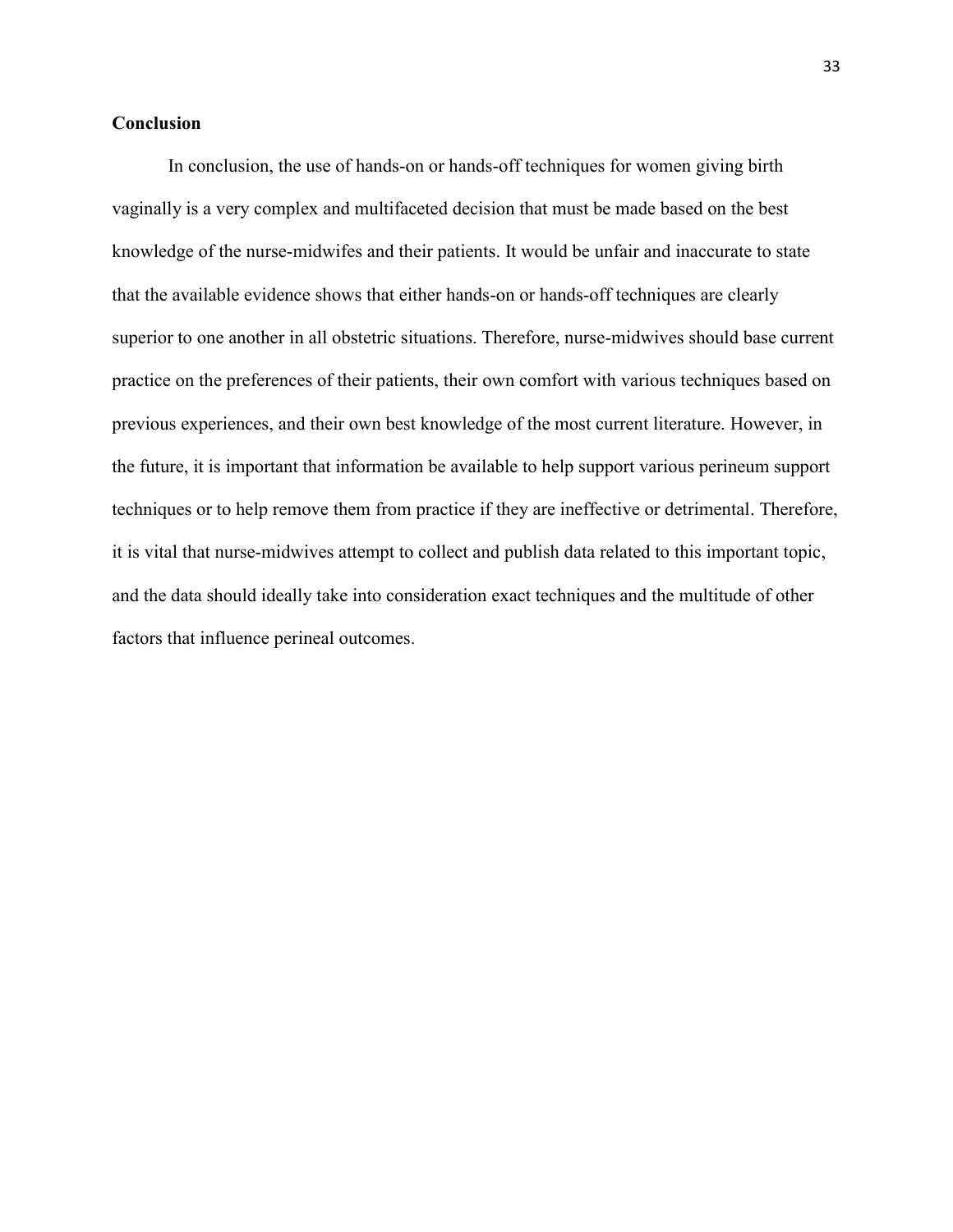## Conclusion

In conclusion, the use of hands-on or hands-off techniques for women giving birth vaginally is a very complex and multifaceted decision that must be made based on the best knowledge of the nurse-midwifes and their patients. It would be unfair and inaccurate to state that the available evidence shows that either hands-on or hands-off techniques are clearly superior to one another in all obstetric situations. Therefore, nurse-midwives should base current practice on the preferences of their patients, their own comfort with various techniques based on previous experiences, and their own best knowledge of the most current literature. However, in the future, it is important that information be available to help support various perineum support techniques or to help remove them from practice if they are ineffective or detrimental. Therefore, it is vital that nurse-midwives attempt to collect and publish data related to this important topic, and the data should ideally take into consideration exact techniques and the multitude of other factors that influence perineal outcomes.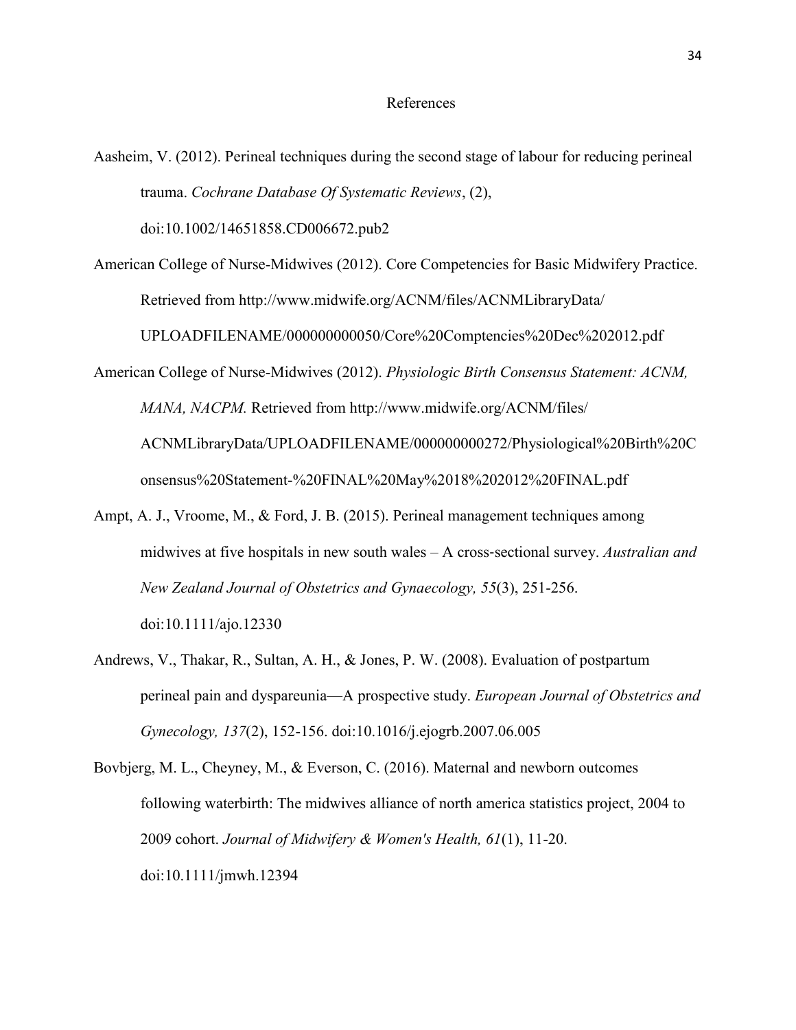# References

Aasheim, V. (2012). Perineal techniques during the second stage of labour for reducing perineal trauma. *Cochrane Database Of Systematic Reviews*, (2), doi:10.1002/14651858.CD006672.pub2

American College of Nurse-Midwives (2012). Core Competencies for Basic Midwifery Practice. Retrieved from http://www.midwife.org/ACNM/files/ACNMLibraryData/UPLOADFILENAME/000000000050/Core%20Comptencies%20Dec%202012.pdf

American College of Nurse-Midwives (2012). *Physiologic Birth Consensus Statement: ACNM, MANA, NACPM.* Retrieved from http://www.midwife.org/ACNM/files/ACNMLibraryData/UPLOADFILENAME/000000000272/Physiological%20Birth%20Consensus%20Statement-%20FINAL%20May%2018%202012%20FINAL.pdf

Ampt, A. J., Vroome, M., & Ford, J. B. (2015). Perineal management techniques among midwives at five hospitals in new south wales – A cross-sectional survey. *Australian and New Zealand Journal of Obstetrics and Gynaecology, 55*(3), 251-256. doi:10.1111/ajo.12330

Andrews, V., Thakar, R., Sultan, A. H., & Jones, P. W. (2008). Evaluation of postpartum perineal pain and dyspareunia—A prospective study. *European Journal of Obstetrics and Gynecology, 137*(2), 152-156. doi:10.1016/j.ejogrb.2007.06.005

Bovbjerg, M. L., Cheyney, M., & Everson, C. (2016). Maternal and newborn outcomes following waterbirth: The midwives alliance of north america statistics project, 2004 to 2009 cohort. *Journal of Midwifery & Women's Health, 61*(1), 11-20. doi:10.1111/jmwh.12394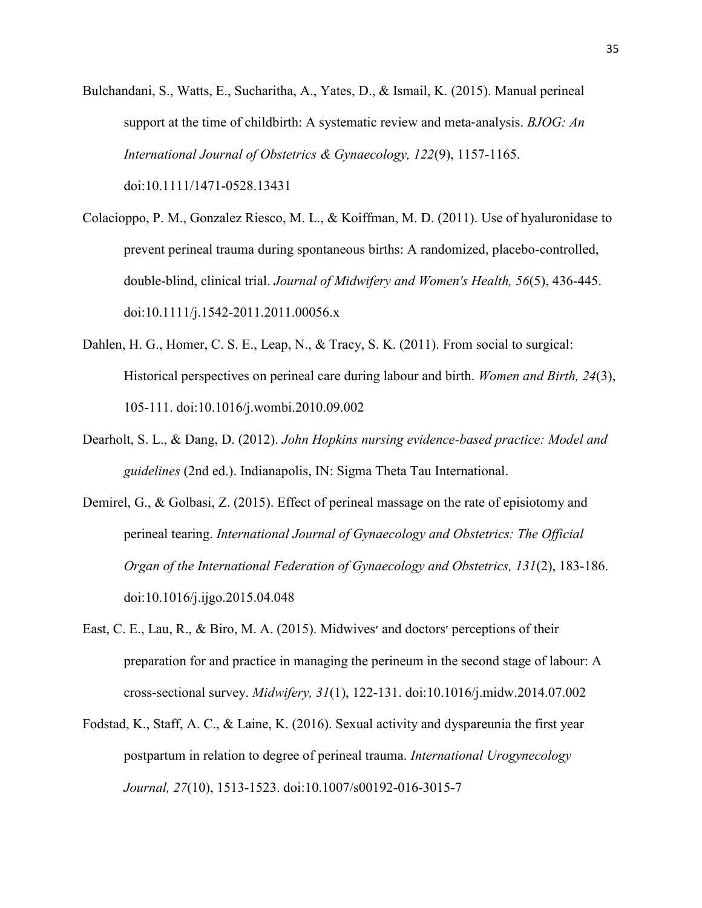Bulchandani, S., Watts, E., Sucharitha, A., Yates, D., & Ismail, K. (2015). Manual perineal support at the time of childbirth: A systematic review and meta-analysis. *BJOG: An International Journal of Obstetrics & Gynaecology, 122*(9), 1157-1165. doi:10.1111/1471-0528.13431

Colacioppo, P. M., Gonzalez Riesco, M. L., & Koiffman, M. D. (2011). Use of hyaluronidase to prevent perineal trauma during spontaneous births: A randomized, placebo-controlled, double-blind, clinical trial. *Journal of Midwifery and Women's Health, 56*(5), 436-445. doi:10.1111/j.1542-2011.2011.00056.x

Dahlen, H. G., Homer, C. S. E., Leap, N., & Tracy, S. K. (2011). From social to surgical: Historical perspectives on perineal care during labour and birth. *Women and Birth, 24*(3), 105-111. doi:10.1016/j.wombi.2010.09.002

Dearholt, S. L., & Dang, D. (2012). *John Hopkins nursing evidence-based practice: Model and guidelines* (2nd ed.). Indianapolis, IN: Sigma Theta Tau International.

Demirel, G., & Golbasi, Z. (2015). Effect of perineal massage on the rate of episiotomy and perineal tearing. *International Journal of Gynaecology and Obstetrics: The Official Organ of the International Federation of Gynaecology and Obstetrics, 131*(2), 183-186. doi:10.1016/j.ijgo.2015.04.048

East, C. E., Lau, R., & Biro, M. A. (2015). Midwives′ and doctors′ perceptions of their preparation for and practice in managing the perineum in the second stage of labour: A cross-sectional survey. *Midwifery, 31*(1), 122-131. doi:10.1016/j.midw.2014.07.002

Fodstad, K., Staff, A. C., & Laine, K. (2016). Sexual activity and dyspareunia the first year postpartum in relation to degree of perineal trauma. *International Urogynecology Journal, 27*(10), 1513-1523. doi:10.1007/s00192-016-3015-7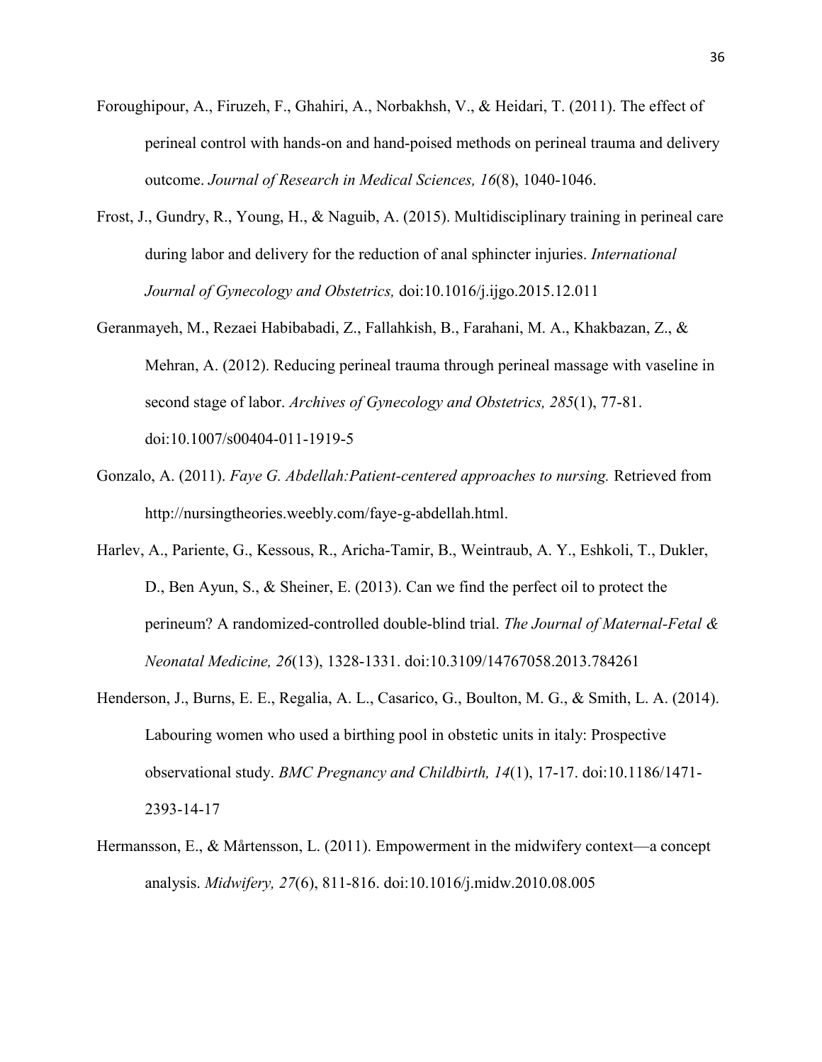Foroughipour, A., Firuzeh, F., Ghahiri, A., Norbakhsh, V., & Heidari, T. (2011). The effect of perineal control with hands-on and hand-poised methods on perineal trauma and delivery outcome. *Journal of Research in Medical Sciences, 16*(8), 1040-1046.

Frost, J., Gundry, R., Young, H., & Naguib, A. (2015). Multidisciplinary training in perineal care during labor and delivery for the reduction of anal sphincter injuries. *International Journal of Gynecology and Obstetrics,* doi:10.1016/j.ijgo.2015.12.011

Geranmayeh, M., Rezaei Habibabadi, Z., Fallahkish, B., Farahani, M. A., Khakbazan, Z., & Mehran, A. (2012). Reducing perineal trauma through perineal massage with vaseline in second stage of labor. *Archives of Gynecology and Obstetrics, 285*(1), 77-81. doi:10.1007/s00404-011-1919-5

Gonzalo, A. (2011). *Faye G. Abdellah:Patient-centered approaches to nursing.* Retrieved from http://nursingtheories.weebly.com/faye-g-abdellah.html.

Harlev, A., Pariente, G., Kessous, R., Aricha-Tamir, B., Weintraub, A. Y., Eshkoli, T., Dukler, D., Ben Ayun, S., & Sheiner, E. (2013). Can we find the perfect oil to protect the perineum? A randomized-controlled double-blind trial. *The Journal of Maternal-Fetal & Neonatal Medicine, 26*(13), 1328-1331. doi:10.3109/14767058.2013.784261

Henderson, J., Burns, E. E., Regalia, A. L., Casarico, G., Boulton, M. G., & Smith, L. A. (2014). Labouring women who used a birthing pool in obstetic units in italy: Prospective observational study. *BMC Pregnancy and Childbirth, 14*(1), 17-17. doi:10.1186/1471-2393-14-17

Hermansson, E., & Mårtensson, L. (2011). Empowerment in the midwifery context—a concept analysis. *Midwifery, 27*(6), 811-816. doi:10.1016/j.midw.2010.08.005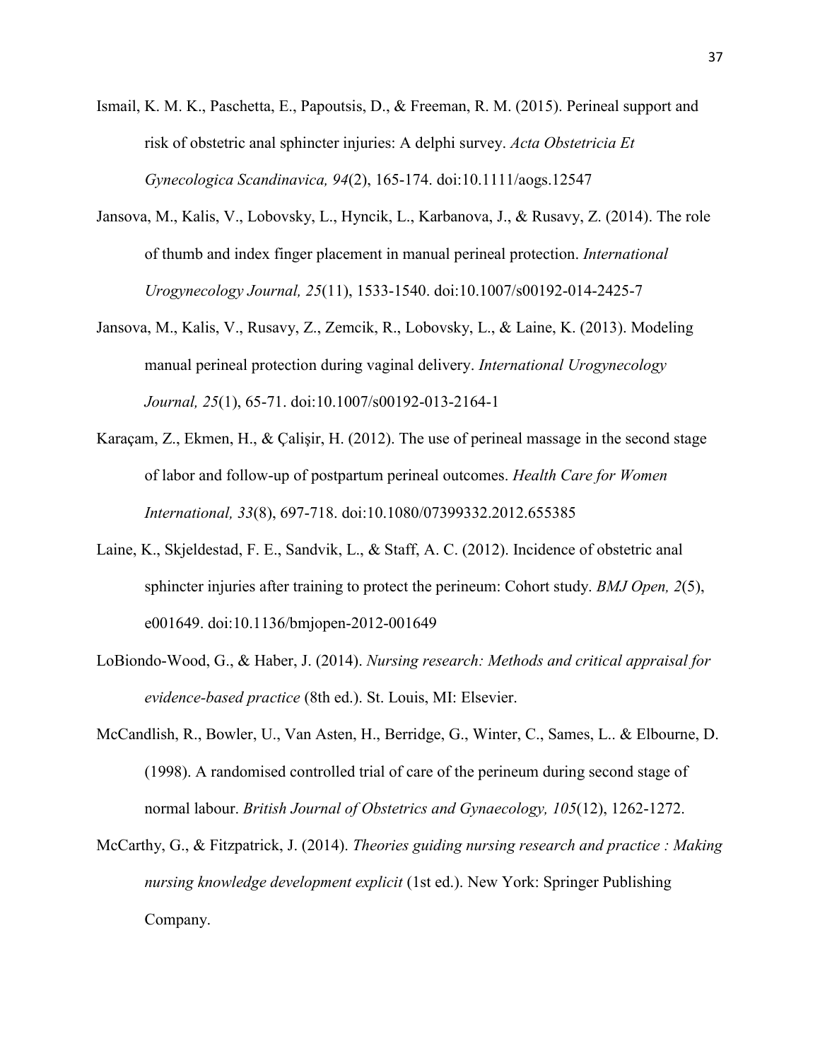Ismail, K. M. K., Paschetta, E., Papoutsis, D., & Freeman, R. M. (2015). Perineal support and risk of obstetric anal sphincter injuries: A delphi survey. *Acta Obstetricia Et Gynecologica Scandinavica, 94*(2), 165-174. doi:10.1111/aogs.12547

Jansova, M., Kalis, V., Lobovsky, L., Hyncik, L., Karbanova, J., & Rusavy, Z. (2014). The role of thumb and index finger placement in manual perineal protection. *International Urogynecology Journal, 25*(11), 1533-1540. doi:10.1007/s00192-014-2425-7

Jansova, M., Kalis, V., Rusavy, Z., Zemcik, R., Lobovsky, L., & Laine, K. (2013). Modeling manual perineal protection during vaginal delivery. *International Urogynecology Journal, 25*(1), 65-71. doi:10.1007/s00192-013-2164-1

Karaçam, Z., Ekmen, H., & Çalişir, H. (2012). The use of perineal massage in the second stage of labor and follow-up of postpartum perineal outcomes. *Health Care for Women International, 33*(8), 697-718. doi:10.1080/07399332.2012.655385

Laine, K., Skjeldestad, F. E., Sandvik, L., & Staff, A. C. (2012). Incidence of obstetric anal sphincter injuries after training to protect the perineum: Cohort study. *BMJ Open, 2*(5), e001649. doi:10.1136/bmjopen-2012-001649

LoBiondo-Wood, G., & Haber, J. (2014). *Nursing research: Methods and critical appraisal for evidence-based practice* (8th ed.). St. Louis, MI: Elsevier.

McCandlish, R., Bowler, U., Van Asten, H., Berridge, G., Winter, C., Sames, L.. & Elbourne, D. (1998). A randomised controlled trial of care of the perineum during second stage of normal labour. *British Journal of Obstetrics and Gynaecology, 105*(12), 1262-1272.

McCarthy, G., & Fitzpatrick, J. (2014). *Theories guiding nursing research and practice : Making nursing knowledge development explicit* (1st ed.). New York: Springer Publishing Company.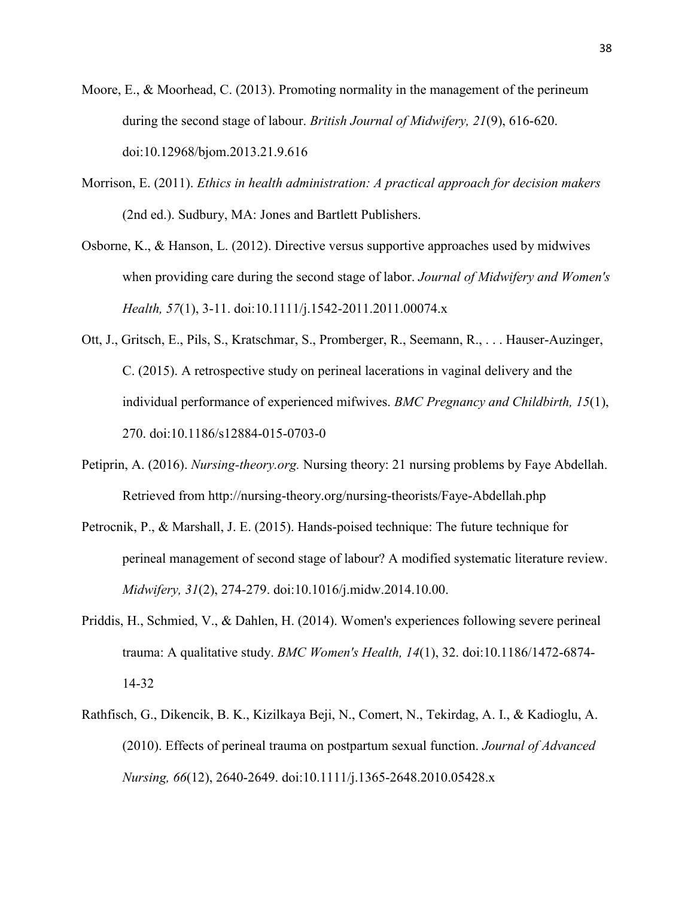Moore, E., & Moorhead, C. (2013). Promoting normality in the management of the perineum during the second stage of labour. *British Journal of Midwifery, 21*(9), 616-620. doi:10.12968/bjom.2013.21.9.616

Morrison, E. (2011). *Ethics in health administration: A practical approach for decision makers* (2nd ed.). Sudbury, MA: Jones and Bartlett Publishers.

Osborne, K., & Hanson, L. (2012). Directive versus supportive approaches used by midwives when providing care during the second stage of labor. *Journal of Midwifery and Women's Health, 57*(1), 3-11. doi:10.1111/j.1542-2011.2011.00074.x

Ott, J., Gritsch, E., Pils, S., Kratschmar, S., Promberger, R., Seemann, R., . . . Hauser-Auzinger, C. (2015). A retrospective study on perineal lacerations in vaginal delivery and the individual performance of experienced mifwives. *BMC Pregnancy and Childbirth, 15*(1), 270. doi:10.1186/s12884-015-0703-0

Petiprin, A. (2016). *Nursing-theory.org.* Nursing theory: 21 nursing problems by Faye Abdellah. Retrieved from http://nursing-theory.org/nursing-theorists/Faye-Abdellah.php

Petrocnik, P., & Marshall, J. E. (2015). Hands-poised technique: The future technique for perineal management of second stage of labour? A modified systematic literature review. *Midwifery, 31*(2), 274-279. doi:10.1016/j.midw.2014.10.00.

Priddis, H., Schmied, V., & Dahlen, H. (2014). Women's experiences following severe perineal trauma: A qualitative study. *BMC Women's Health, 14*(1), 32. doi:10.1186/1472-6874-14-32

Rathfisch, G., Dikencik, B. K., Kizilkaya Beji, N., Comert, N., Tekirdag, A. I., & Kadioglu, A. (2010). Effects of perineal trauma on postpartum sexual function. *Journal of Advanced Nursing, 66*(12), 2640-2649. doi:10.1111/j.1365-2648.2010.05428.x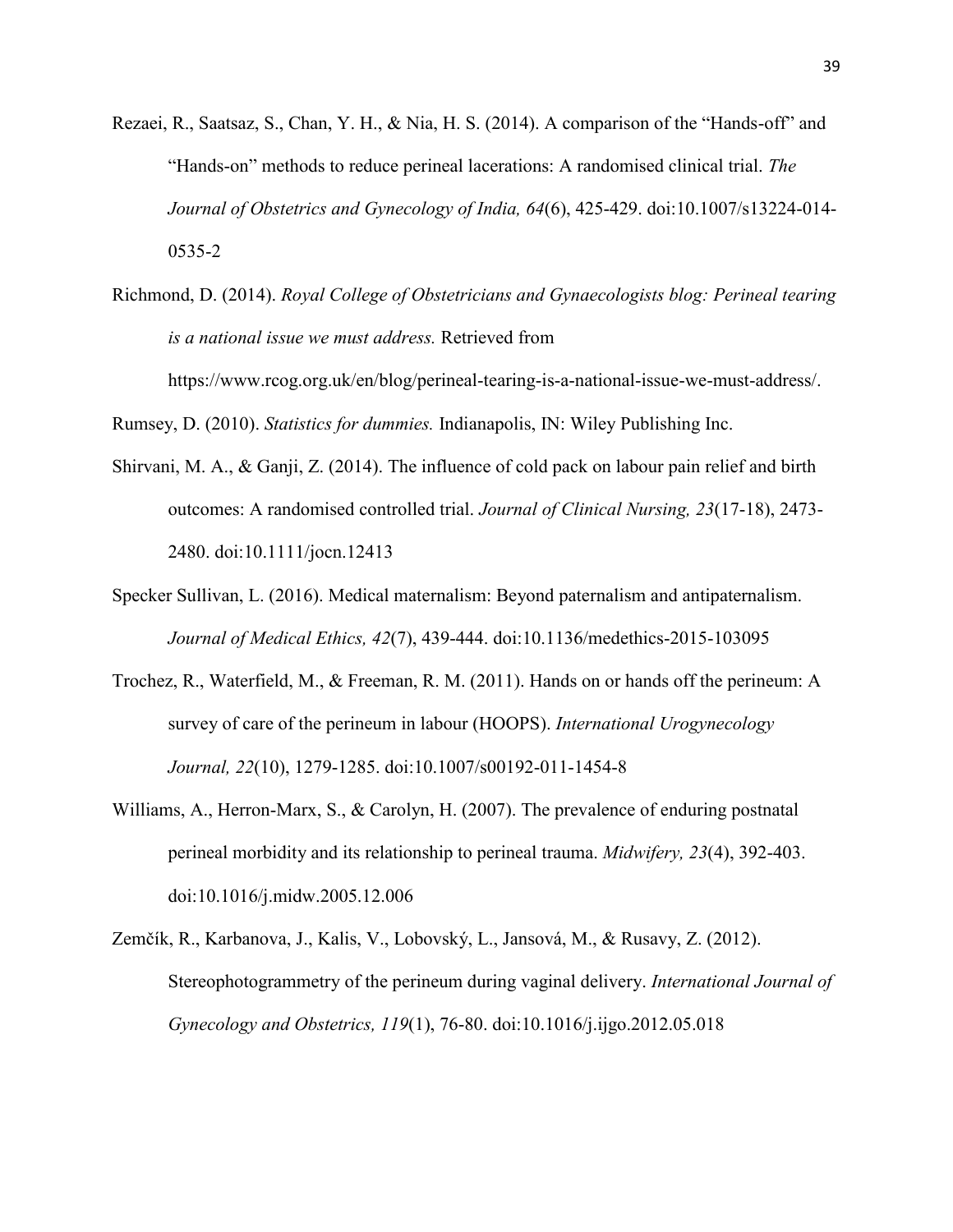Rezaei, R., Saatsaz, S., Chan, Y. H., & Nia, H. S. (2014). A comparison of the "Hands-off" and "Hands-on" methods to reduce perineal lacerations: A randomised clinical trial. *The Journal of Obstetrics and Gynecology of India, 64*(6), 425-429. doi:10.1007/s13224-014-0535-2

Richmond, D. (2014). *Royal College of Obstetricians and Gynaecologists blog: Perineal tearing is a national issue we must address.* Retrieved from https://www.rcog.org.uk/en/blog/perineal-tearing-is-a-national-issue-we-must-address/.

Rumsey, D. (2010). *Statistics for dummies.* Indianapolis, IN: Wiley Publishing Inc.

Shirvani, M. A., & Ganji, Z. (2014). The influence of cold pack on labour pain relief and birth outcomes: A randomised controlled trial. *Journal of Clinical Nursing, 23*(17-18), 2473-2480. doi:10.1111/jocn.12413

Specker Sullivan, L. (2016). Medical maternalism: Beyond paternalism and antipaternalism. *Journal of Medical Ethics, 42*(7), 439-444. doi:10.1136/medethics-2015-103095

Trochez, R., Waterfield, M., & Freeman, R. M. (2011). Hands on or hands off the perineum: A survey of care of the perineum in labour (HOOPS). *International Urogynecology Journal, 22*(10), 1279-1285. doi:10.1007/s00192-011-1454-8

Williams, A., Herron-Marx, S., & Carolyn, H. (2007). The prevalence of enduring postnatal perineal morbidity and its relationship to perineal trauma. *Midwifery, 23*(4), 392-403. doi:10.1016/j.midw.2005.12.006

Zemčík, R., Karbanova, J., Kalis, V., Lobovský, L., Jansová, M., & Rusavy, Z. (2012). Stereophotogrammetry of the perineum during vaginal delivery. *International Journal of Gynecology and Obstetrics, 119*(1), 76-80. doi:10.1016/j.ijgo.2012.05.018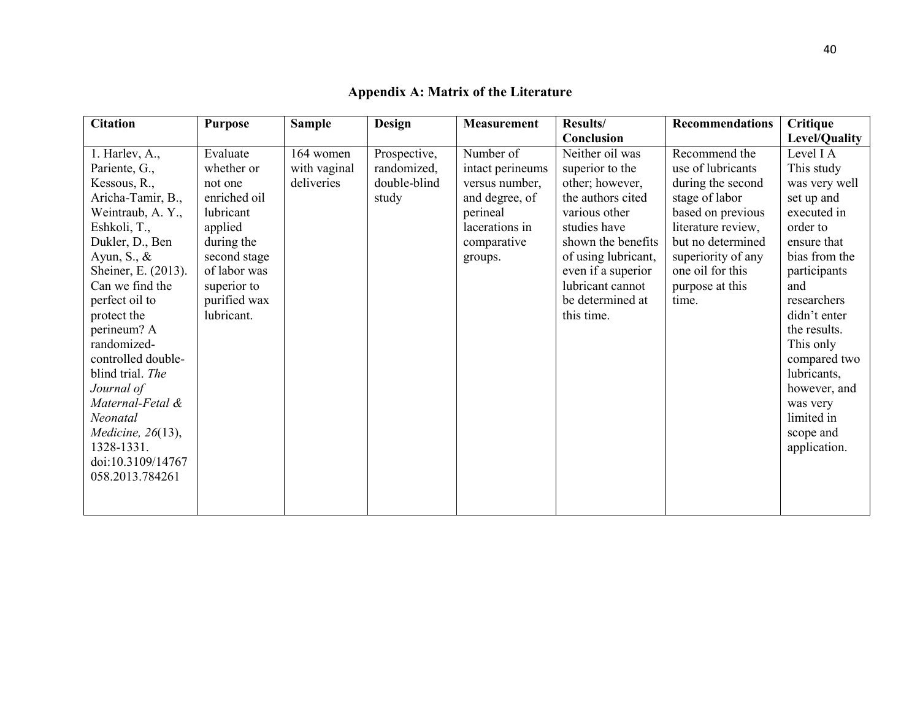## Appendix A: Matrix of the Literature

| Citation | Purpose | Sample | Design | Measurement | Results/ Conclusion | Recommendations | Critique Level/Quality |
|---|---|---|---|---|---|---|---|
| 1. Harlev, A., Pariente, G., Kessous, R., Aricha-Tamir, B., Weintraub, A. Y., Eshkoli, T., Dukler, D., Ben Ayun, S., & Sheiner, E. (2013). Can we find the perfect oil to protect the perineum? A randomized-controlled double-blind trial. *The Journal of Maternal-Fetal & Neonatal Medicine, 26*(13), 1328-1331. doi:10.3109/14767058.2013.784261 | Evaluate whether or not one enriched oil lubricant applied during the second stage of labor was superior to purified wax lubricant. | 164 women with vaginal deliveries | Prospective, randomized, double-blind study | Number of intact perineums versus number, and degree, of perineal lacerations in comparative groups. | Neither oil was superior to the other; however, the authors cited various other studies have shown the benefits of using lubricant, even if a superior lubricant cannot be determined at this time. | Recommend the use of lubricants during the second stage of labor based on previous literature review, but no determined superiority of any one oil for this purpose at this time. | Level I A This study was very well set up and executed in order to ensure that bias from the participants and researchers didn't enter the results. This only compared two lubricants, however, and was very limited in scope and application. |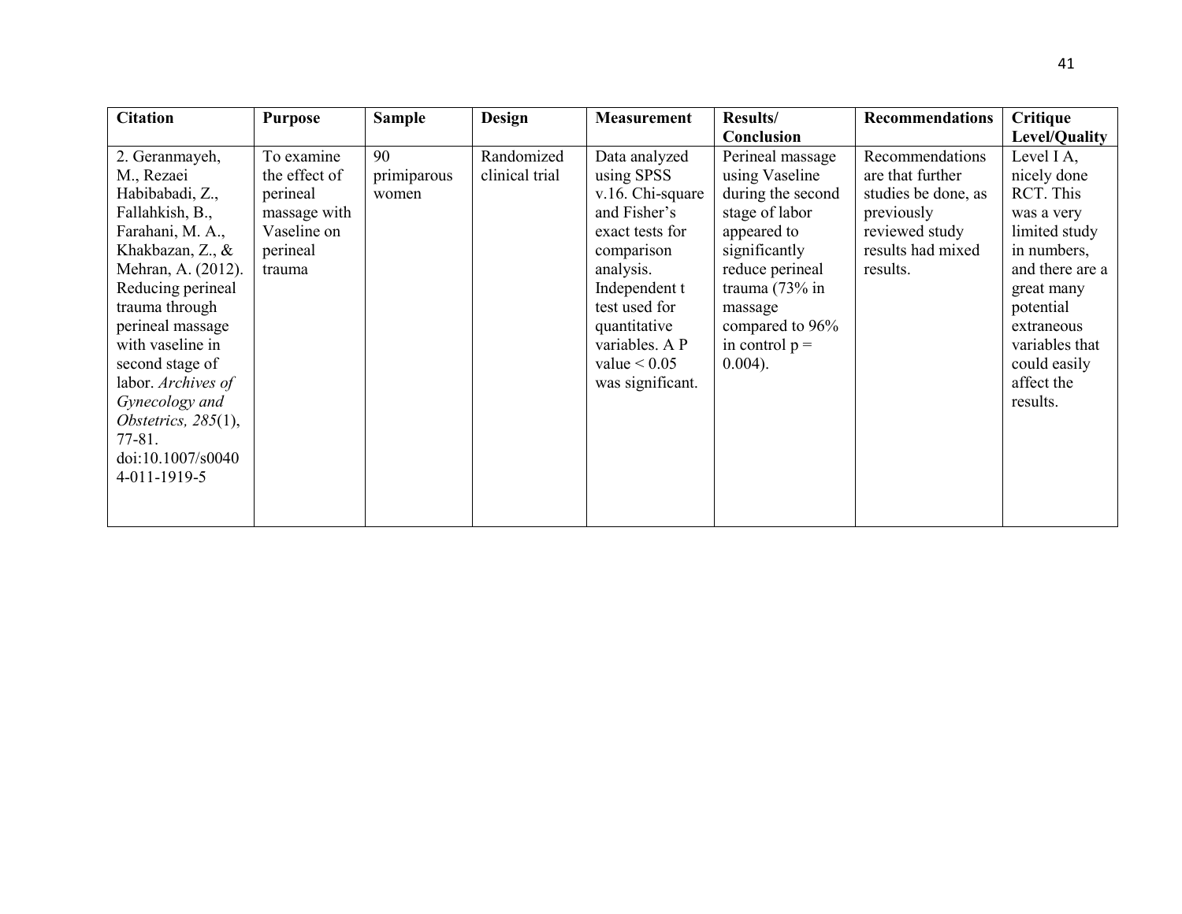| **Citation** | **Purpose** | **Sample** | **Design** | **Measurement** | **Results/ Conclusion** | **Recommendations** | **Critique Level/Quality** |
|---|---|---|---|---|---|---|---|
| 2. Geranmayeh, M., Rezaei Habibabadi, Z., Fallahkish, B., Farahani, M. A., Khakbazan, Z., & Mehran, A. (2012). Reducing perineal trauma through perineal massage with vaseline in second stage of labor. *Archives of Gynecology and Obstetrics, 285*(1), 77-81. doi:10.1007/s00404-011-1919-5 | To examine the effect of perineal massage with Vaseline on perineal trauma | 90 primiparous women | Randomized clinical trial | Data analyzed using SPSS v.16. Chi-square and Fisher's exact tests for comparison analysis. Independent t test used for quantitative variables. A P value < 0.05 was significant. | Perineal massage using Vaseline during the second stage of labor appeared to significantly reduce perineal trauma (73% in massage compared to 96% in control p = 0.004). | Recommendations are that further studies be done, as previously reviewed study results had mixed results. | Level I A, nicely done RCT. This was a very limited study in numbers, and there are a great many potential extraneous variables that could easily affect the results. |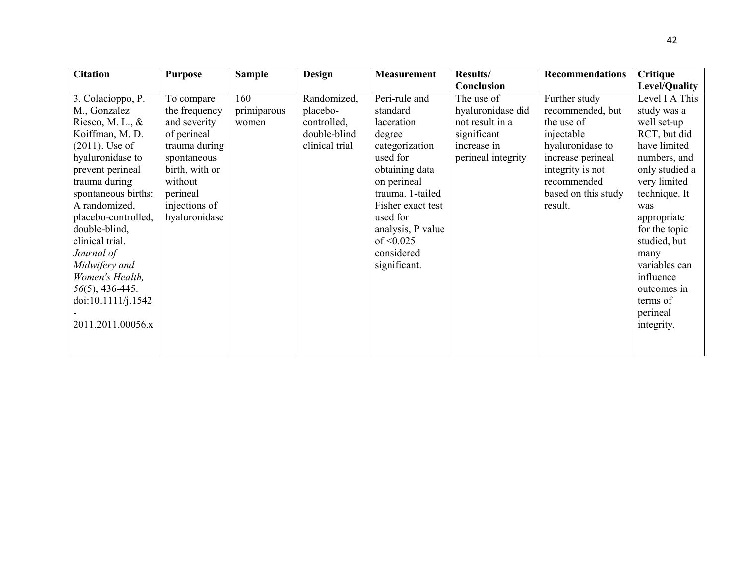| Citation | Purpose | Sample | Design | Measurement | Results/ Conclusion | Recommendations | Critique Level/Quality |
|---|---|---|---|---|---|---|---|
| 3. Colacioppo, P. M., Gonzalez Riesco, M. L., & Koiffman, M. D. (2011). Use of hyaluronidase to prevent perineal trauma during spontaneous births: A randomized, placebo-controlled, double-blind, clinical trial. *Journal of Midwifery and Women's Health, 56*(5), 436-445. doi:10.1111/j.1542-2011.2011.00056.x | To compare the frequency and severity of perineal trauma during spontaneous birth, with or without perineal injections of hyaluronidase | 160 primiparous women | Randomized, placebo-controlled, double-blind clinical trial | Peri-rule and standard laceration degree categorization used for obtaining data on perineal trauma. 1-tailed Fisher exact test used for analysis, P value of <0.025 considered significant. | The use of hyaluronidase did not result in a significant increase in perineal integrity | Further study recommended, but the use of injectable hyaluronidase to increase perineal integrity is not recommended based on this study result. | Level I A This study was a well set-up RCT, but did have limited numbers, and only studied a very limited technique. It was appropriate for the topic studied, but many variables can influence outcomes in terms of perineal integrity. |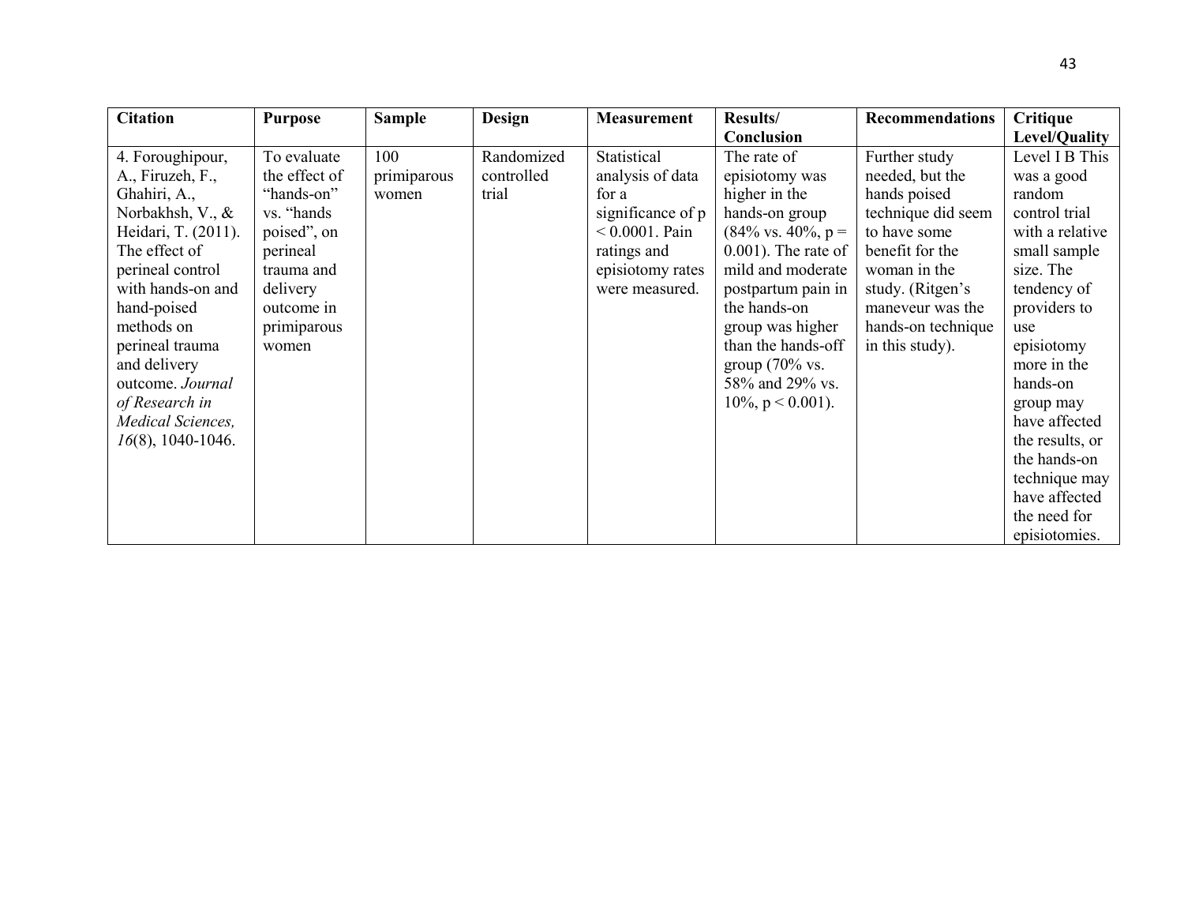| Citation | Purpose | Sample | Design | Measurement | Results/ Conclusion | Recommendations | Critique Level/Quality |
|---|---|---|---|---|---|---|---|
| 4. Foroughipour, A., Firuzeh, F., Ghahiri, A., Norbakhsh, V., & Heidari, T. (2011). The effect of perineal control with hands-on and hand-poised methods on perineal trauma and delivery outcome. *Journal of Research in Medical Sciences, 16*(8), 1040-1046. | To evaluate the effect of "hands-on" vs. "hands poised", on perineal trauma and delivery outcome in primiparous women | 100 primiparous women | Randomized controlled trial | Statistical analysis of data for a significance of $p < 0.0001$. Pain ratings and episiotomy rates were measured. | The rate of episiotomy was higher in the hands-on group (84% vs. 40%, $p = 0.001$). The rate of mild and moderate postpartum pain in the hands-on group was higher than the hands-off group (70% vs. 58% and 29% vs. 10%, $p < 0.001$). | Further study needed, but the hands poised technique did seem to have some benefit for the woman in the study. (Ritgen's maneveur was the hands-on technique in this study). | Level I B This was a good random control trial with a relative small sample size. The tendency of providers to use episiotomy more in the hands-on group may have affected the results, or the hands-on technique may have affected the need for episiotomies. |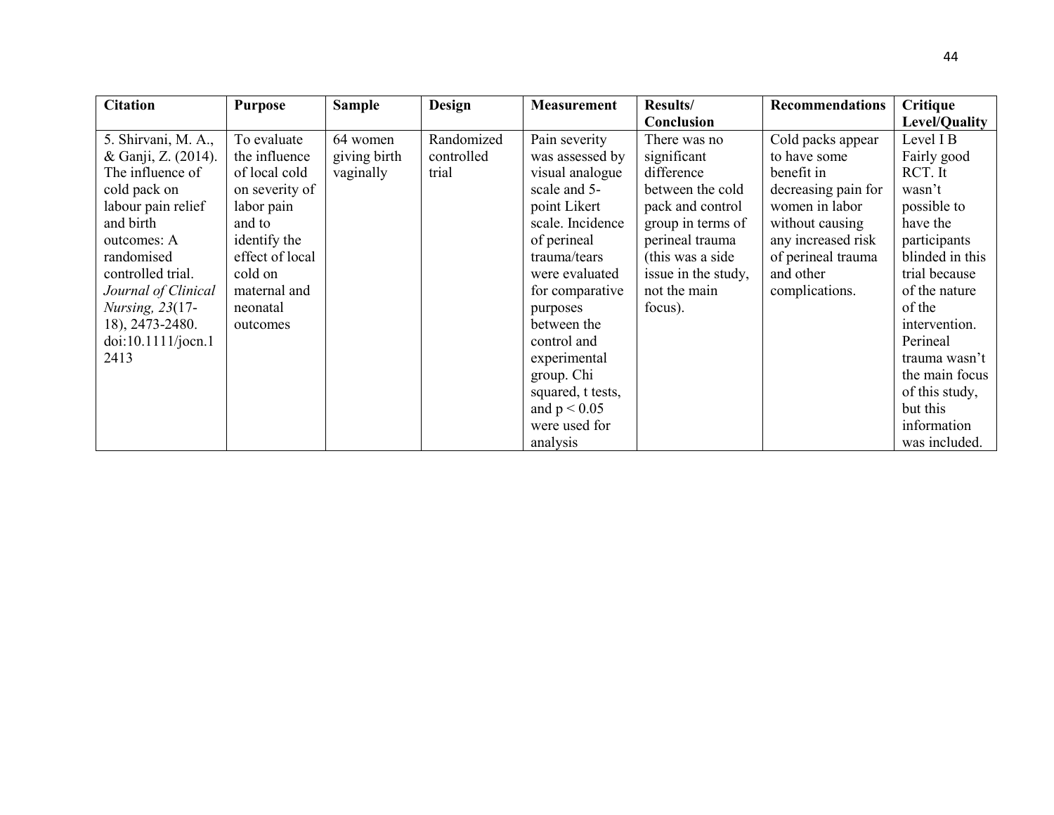| Citation | Purpose | Sample | Design | Measurement | Results/ Conclusion | Recommendations | Critique Level/Quality |
|---|---|---|---|---|---|---|---|
| 5. Shirvani, M. A., & Ganji, Z. (2014). The influence of cold pack on labour pain relief and birth outcomes: A randomised controlled trial. *Journal of Clinical Nursing, 23*(17-18), 2473-2480. doi:10.1111/jocn.12413 | To evaluate the influence of local cold on severity of labor pain and to identify the effect of local cold on maternal and neonatal outcomes | 64 women giving birth vaginally | Randomized controlled trial | Pain severity was assessed by visual analogue scale and 5-point Likert scale. Incidence of perineal trauma/tears were evaluated for comparative purposes between the control and experimental group. Chi squared, t tests, and $p < 0.05$ were used for analysis | There was no significant difference between the cold pack and control group in terms of perineal trauma (this was a side issue in the study, not the main focus). | Cold packs appear to have some benefit in decreasing pain for women in labor without causing any increased risk of perineal trauma and other complications. | Level I B Fairly good RCT. It wasn't possible to have the participants blinded in this trial because of the nature of the intervention. Perineal trauma wasn't the main focus of this study, but this information was included. |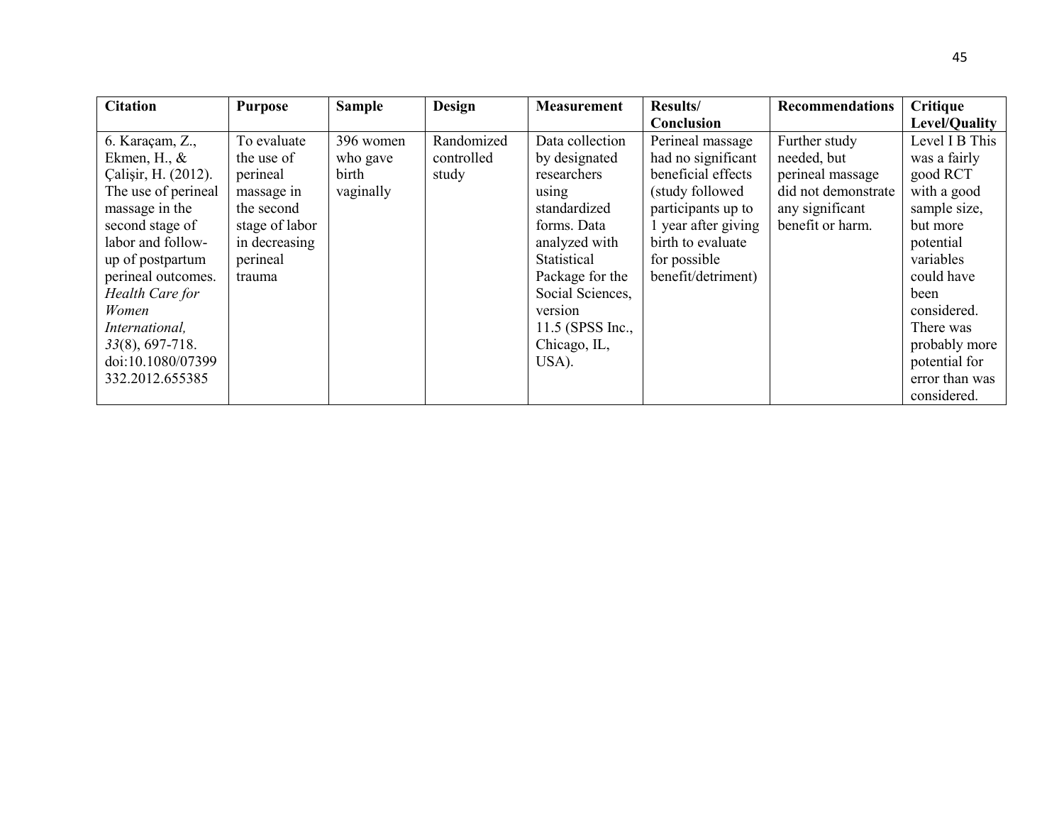| Citation | Purpose | Sample | Design | Measurement | Results/ Conclusion | Recommendations | Critique Level/Quality |
|---|---|---|---|---|---|---|---|
| 6. Karaçam, Z., Ekmen, H., & Çalişir, H. (2012). The use of perineal massage in the second stage of labor and follow-up of postpartum perineal outcomes. *Health Care for Women International, 33*(8), 697-718. doi:10.1080/07399332.2012.655385 | To evaluate the use of perineal massage in the second stage of labor in decreasing perineal trauma | 396 women who gave birth vaginally | Randomized controlled study | Data collection by designated researchers using standardized forms. Data analyzed with Statistical Package for the Social Sciences, version 11.5 (SPSS Inc., Chicago, IL, USA). | Perineal massage had no significant beneficial effects (study followed participants up to 1 year after giving birth to evaluate for possible benefit/detriment) | Further study needed, but perineal massage did not demonstrate any significant benefit or harm. | Level I B This was a fairly good RCT with a good sample size, but more potential variables could have been considered. There was probably more potential for error than was considered. |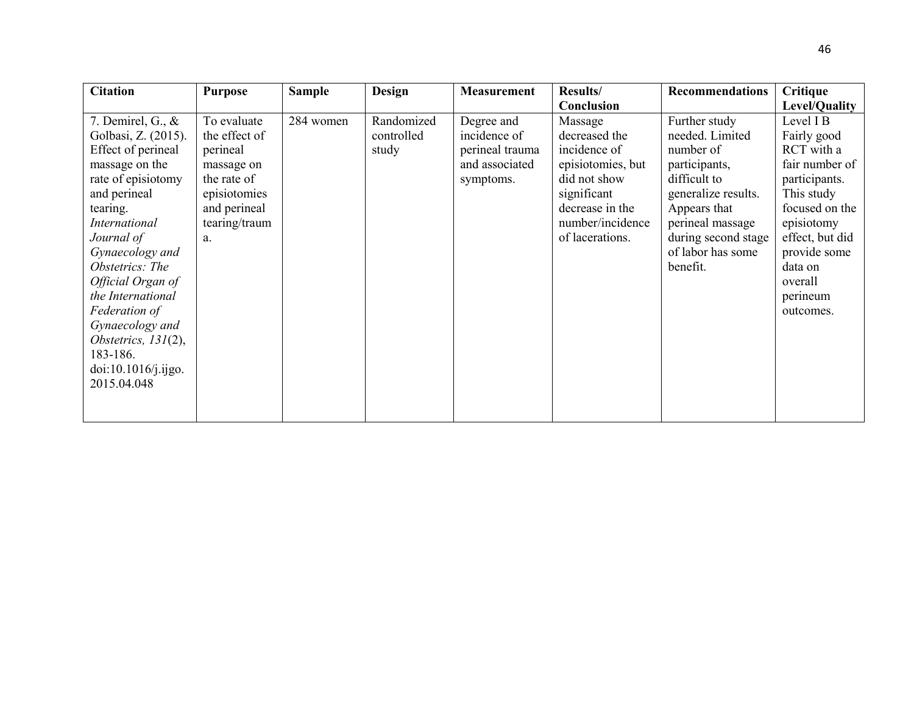| Citation | Purpose | Sample | Design | Measurement | Results/ Conclusion | Recommendations | Critique Level/Quality |
|---|---|---|---|---|---|---|---|
| 7. Demirel, G., & Golbasi, Z. (2015). Effect of perineal massage on the rate of episiotomy and perineal tearing. *International Journal of Gynaecology and Obstetrics: The Official Organ of the International Federation of Gynaecology and Obstetrics, 131*(2), 183-186. doi:10.1016/j.ijgo.2015.04.048 | To evaluate the effect of perineal massage on the rate of episiotomies and perineal tearing/trauma. | 284 women | Randomized controlled study | Degree and incidence of perineal trauma and associated symptoms. | Massage decreased the incidence of episiotomies, but did not show significant decrease in the number/incidence of lacerations. | Further study needed. Limited number of participants, difficult to generalize results. Appears that perineal massage during second stage of labor has some benefit. | Level I B Fairly good RCT with a fair number of participants. This study focused on the episiotomy effect, but did provide some data on overall perineum outcomes. |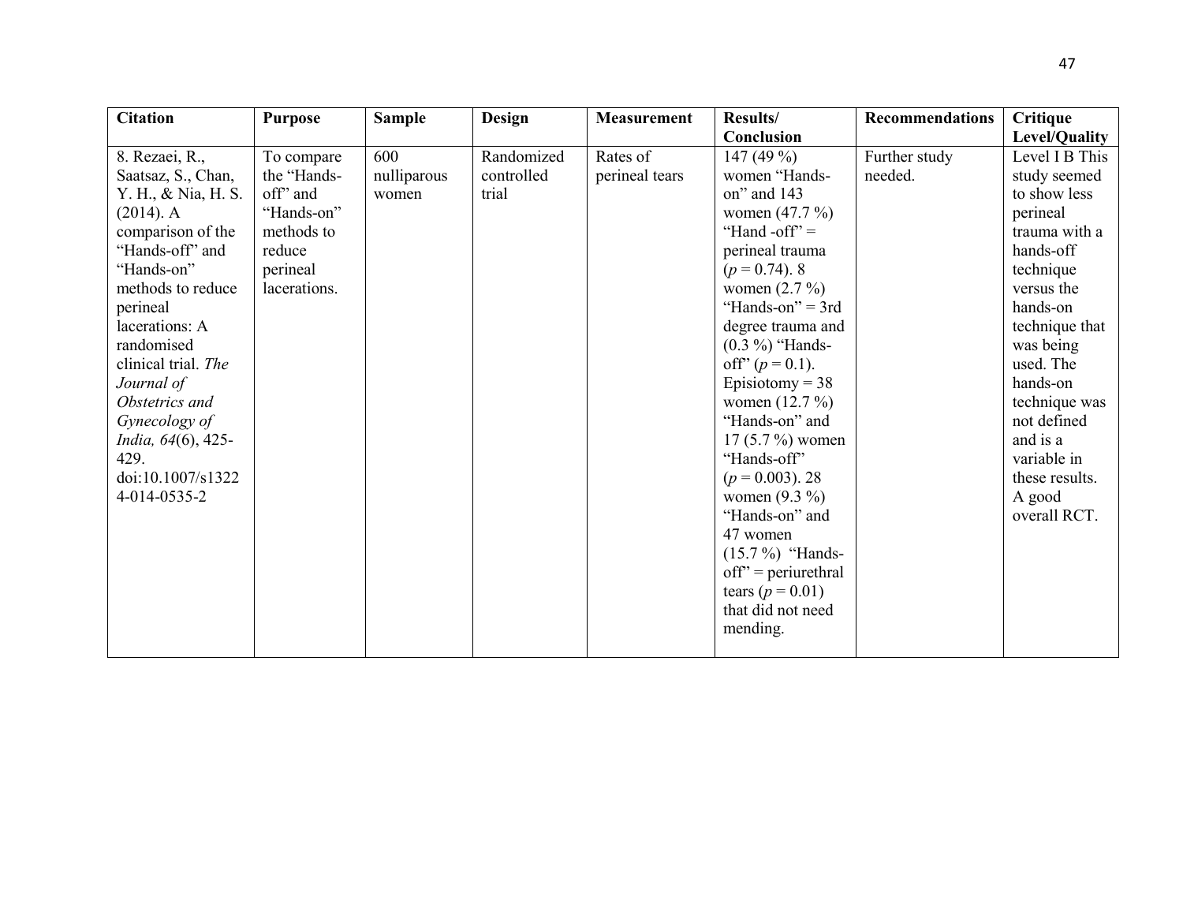| Citation | Purpose | Sample | Design | Measurement | Results/ Conclusion | Recommendations | Critique Level/Quality |
|---|---|---|---|---|---|---|---|
| 8. Rezaei, R., Saatsaz, S., Chan, Y. H., & Nia, H. S. (2014). A comparison of the "Hands-off" and "Hands-on" methods to reduce perineal lacerations: A randomised clinical trial. *The Journal of Obstetrics and Gynecology of India, 64*(6), 425-429. doi:10.1007/s13224-014-0535-2 | To compare the "Hands-off" and "Hands-on" methods to reduce perineal lacerations. | 600 nulliparous women | Randomized controlled trial | Rates of perineal tears | 147 (49 %) women "Hands-on" and 143 women (47.7 %) "Hand -off" = perineal trauma (*p* = 0.74). 8 women (2.7 %) "Hands-on" = 3rd degree trauma and (0.3 %) "Hands-off" (*p* = 0.1). Episiotomy = 38 women (12.7 %) "Hands-on" and 17 (5.7 %) women "Hands-off" (*p* = 0.003). 28 women (9.3 %) "Hands-on" and 47 women (15.7 %) "Hands-off" = periurethral tears (*p* = 0.01) that did not need mending. | Further study needed. | Level I B This study seemed to show less perineal trauma with a hands-off technique versus the hands-on technique that was being used. The hands-on technique was not defined and is a variable in these results. A good overall RCT. |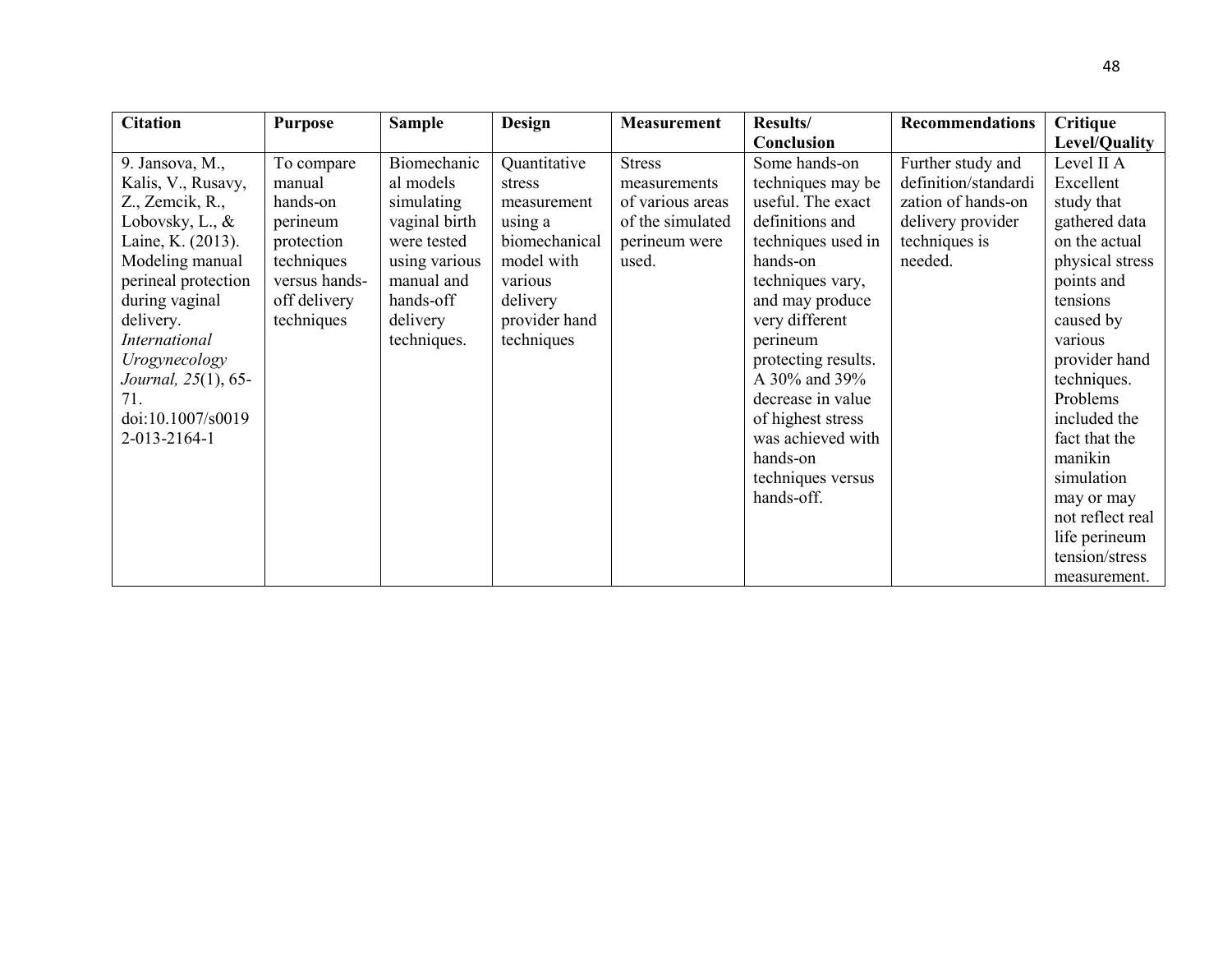| Citation | Purpose | Sample | Design | Measurement | Results/ Conclusion | Recommendations | Critique Level/Quality |
|---|---|---|---|---|---|---|---|
| 9. Jansova, M., Kalis, V., Rusavy, Z., Zemcik, R., Lobovsky, L., & Laine, K. (2013). Modeling manual perineal protection during vaginal delivery. *International Urogynecology Journal, 25*(1), 65-71. doi:10.1007/s00192-013-2164-1 | To compare manual hands-on perineum protection techniques versus hands-off delivery techniques | Biomechanical models simulating vaginal birth were tested using various manual and hands-off delivery techniques. | Quantitative stress measurement using a biomechanical model with various delivery provider hand techniques | Stress measurements of various areas of the simulated perineum were used. | Some hands-on techniques may be useful. The exact definitions and techniques used in hands-on techniques vary, and may produce very different perineum protecting results. A 30% and 39% decrease in value of highest stress was achieved with hands-on techniques versus hands-off. | Further study and definition/standardization of hands-on delivery provider techniques is needed. | Level II A Excellent study that gathered data on the actual physical stress points and tensions caused by various provider hand techniques. Problems included the fact that the manikin simulation may or may not reflect real life perineum tension/stress measurement. |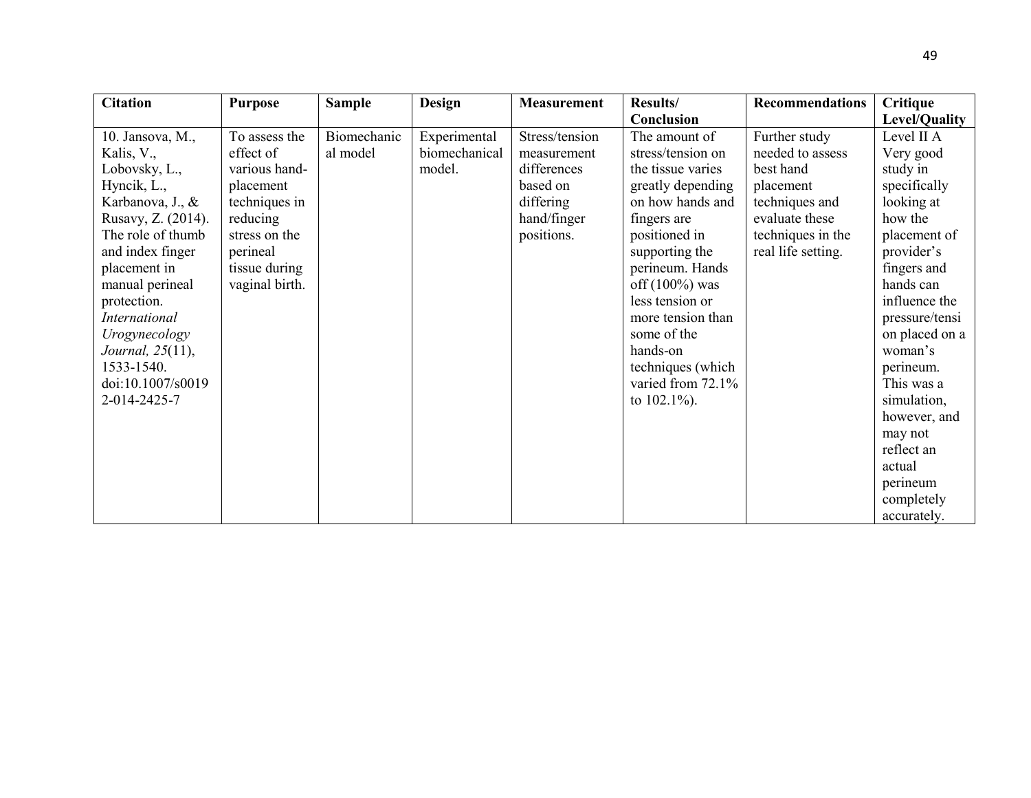| Citation | Purpose | Sample | Design | Measurement | Results/ Conclusion | Recommendations | Critique Level/Quality |
|---|---|---|---|---|---|---|---|
| 10. Jansova, M., Kalis, V., Lobovsky, L., Hyncik, L., Karbanova, J., & Rusavy, Z. (2014). The role of thumb and index finger placement in manual perineal protection. *International Urogynecology Journal, 25*(11), 1533-1540. doi:10.1007/s00192-014-2425-7 | To assess the effect of various hand-placement techniques in reducing stress on the perineal tissue during vaginal birth. | Biomechanical model | Experimental biomechanical model. | Stress/tension measurement differences based on differing hand/finger positions. | The amount of stress/tension on the tissue varies greatly depending on how hands and fingers are positioned in supporting the perineum. Hands off (100%) was less tension or more tension than some of the hands-on techniques (which varied from 72.1% to 102.1%). | Further study needed to assess best hand placement techniques and evaluate these techniques in the real life setting. | Level II A Very good study in specifically looking at how the placement of provider's fingers and hands can influence the pressure/tension placed on a woman's perineum. This was a simulation, however, and may not reflect an actual perineum completely accurately. |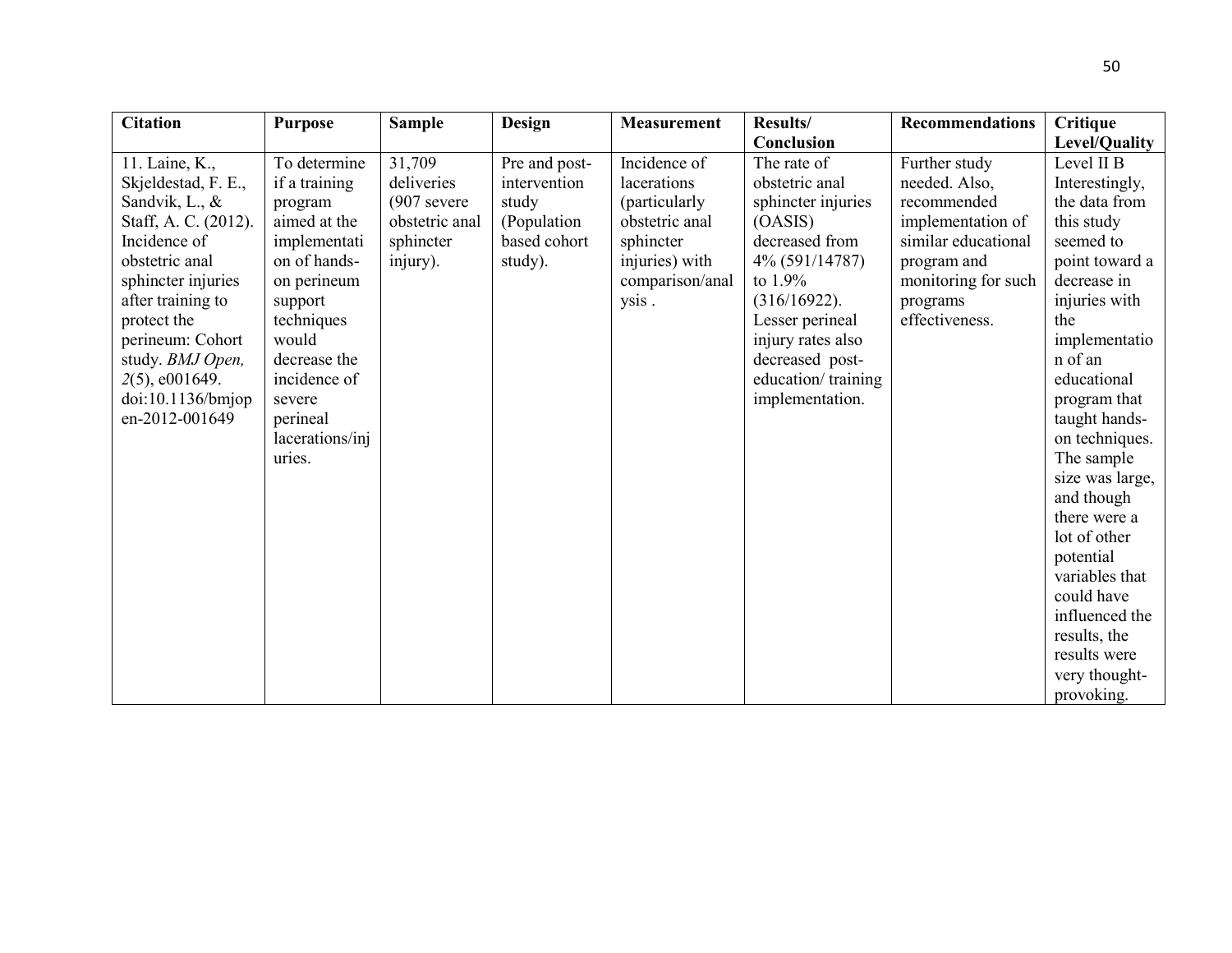| Citation | Purpose | Sample | Design | Measurement | Results/ Conclusion | Recommendations | Critique Level/Quality |
|---|---|---|---|---|---|---|---|
| 11. Laine, K., Skjeldestad, F. E., Sandvik, L., & Staff, A. C. (2012). Incidence of obstetric anal sphincter injuries after training to protect the perineum: Cohort study. *BMJ Open, 2*(5), e001649. doi:10.1136/bmjopen-2012-001649 | To determine if a training program aimed at the implementation of hands-on perineum support techniques would decrease the incidence of severe perineal lacerations/injuries. | 31,709 deliveries (907 severe obstetric anal sphincter injury). | Pre and post-intervention study (Population based cohort study). | Incidence of lacerations (particularly obstetric anal sphincter injuries) with comparison/analysis . | The rate of obstetric anal sphincter injuries (OASIS) decreased from 4% (591/14787) to 1.9% (316/16922). Lesser perineal injury rates also decreased post-education/ training implementation. | Further study needed. Also, recommended implementation of similar educational program and monitoring for such programs effectiveness. | Level II B Interestingly, the data from this study seemed to point toward a decrease in injuries with the implementation of an educational program that taught hands-on techniques. The sample size was large, and though there were a lot of other potential variables that could have influenced the results, the results were very thought-provoking. |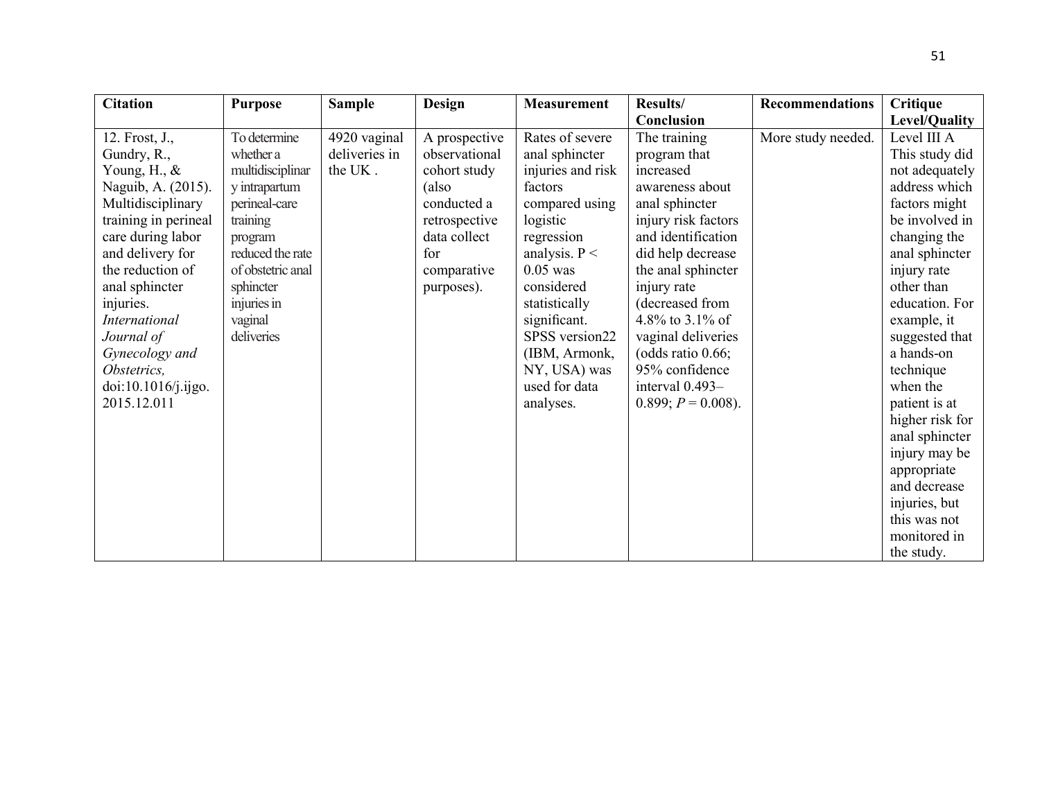| Citation | Purpose | Sample | Design | Measurement | Results/ Conclusion | Recommendations | Critique Level/Quality |
| --- | --- | --- | --- | --- | --- | --- | --- |
| 12. Frost, J., Gundry, R., Young, H., & Naguib, A. (2015). Multidisciplinary training in perineal care during labor and delivery for the reduction of anal sphincter injuries. *International Journal of Gynecology and Obstetrics,* doi:10.1016/j.ijgo. 2015.12.011 | To determine whether a multidisciplinary intrapartum perineal-care training program reduced the rate of obstetric anal sphincter injuries in vaginal deliveries | 4920 vaginal deliveries in the UK . | A prospective observational cohort study (also conducted a retrospective data collect for comparative purposes). | Rates of severe anal sphincter injuries and risk factors compared using logistic regression analysis. $P < 0.05$ was considered statistically significant. SPSS version22 (IBM, Armonk, NY, USA) was used for data analyses. | The training program that increased awareness about anal sphincter injury risk factors and identification did help decrease the anal sphincter injury rate (decreased from 4.8% to 3.1% of vaginal deliveries (odds ratio 0.66; 95% confidence interval 0.493–0.899; $P = 0.008$). | More study needed. | Level III A This study did not adequately address which factors might be involved in changing the anal sphincter injury rate other than education. For example, it suggested that a hands-on technique when the patient is at higher risk for anal sphincter injury may be appropriate and decrease injuries, but this was not monitored in the study. |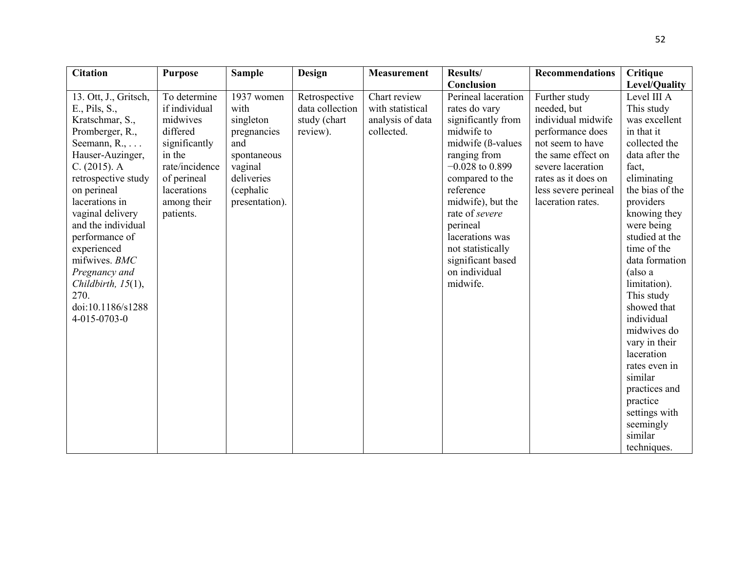| Citation | Purpose | Sample | Design | Measurement | Results/ Conclusion | Recommendations | Critique Level/Quality |
|---|---|---|---|---|---|---|---|
| 13. Ott, J., Gritsch, E., Pils, S., Kratschmar, S., Promberger, R., Seemann, R., . . . Hauser-Auzinger, C. (2015). A retrospective study on perineal lacerations in vaginal delivery and the individual performance of experienced mifwives. *BMC Pregnancy and Childbirth, 15*(1), 270. doi:10.1186/s12884-015-0703-0 | To determine if individual midwives differed significantly in the rate/incidence of perineal lacerations among their patients. | 1937 women with singleton pregnancies and spontaneous vaginal deliveries (cephalic presentation). | Retrospective data collection study (chart review). | Chart review with statistical analysis of data collected. | Perineal laceration rates do vary significantly from midwife to midwife (ß-values ranging from −0.028 to 0.899 compared to the reference midwife), but the rate of *severe* perineal lacerations was not statistically significant based on individual midwife. | Further study needed, but individual midwife performance does not seem to have the same effect on severe laceration rates as it does on less severe perineal laceration rates. | Level III A This study was excellent in that it collected the data after the fact, eliminating the bias of the providers knowing they were being studied at the time of the data formation (also a limitation). This study showed that individual midwives do vary in their laceration rates even in similar practices and practice settings with seemingly similar techniques. |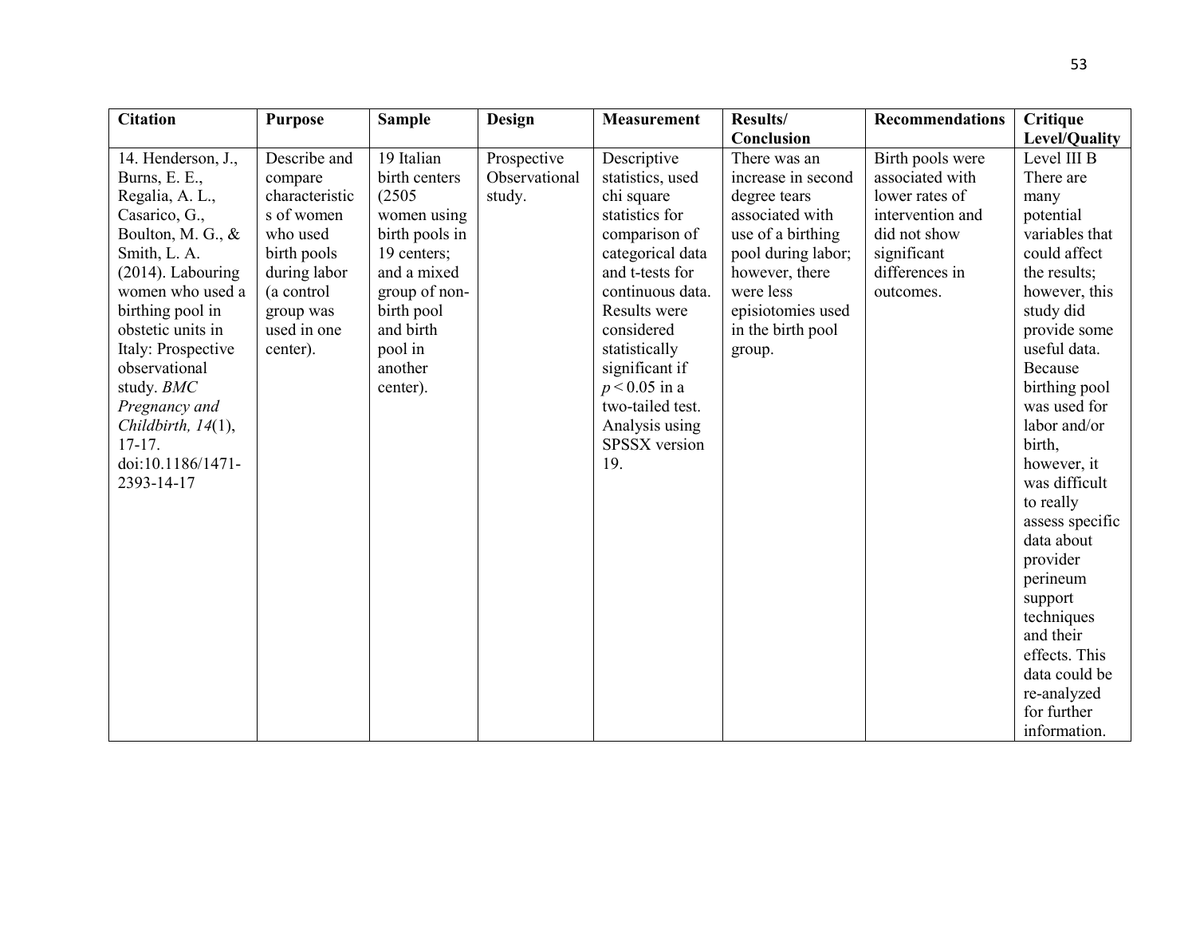| **Citation** | **Purpose** | **Sample** | **Design** | **Measurement** | **Results/ Conclusion** | **Recommendations** | **Critique Level/Quality** |
|---|---|---|---|---|---|---|---|
| 14. Henderson, J., Burns, E. E., Regalia, A. L., Casarico, G., Boulton, M. G., & Smith, L. A. (2014). Labouring women who used a birthing pool in obstetic units in Italy: Prospective observational study. *BMC Pregnancy and Childbirth, 14*(1), 17-17. doi:10.1186/1471-2393-14-17 | Describe and compare characteristics of women who used birth pools during labor (a control group was used in one center). | 19 Italian birth centers (2505 women using birth pools in 19 centers; and a mixed group of non-birth pool and birth pool in another center). | Prospective Observational study. | Descriptive statistics, used chi square statistics for comparison of categorical data and t-tests for continuous data. Results were considered statistically significant if $p < 0.05$ in a two-tailed test. Analysis using SPSSX version 19. | There was an increase in second degree tears associated with use of a birthing pool during labor; however, there were less episiotomies used in the birth pool group. | Birth pools were associated with lower rates of intervention and did not show significant differences in outcomes. | Level III B There are many potential variables that could affect the results; however, this study did provide some useful data. Because birthing pool was used for labor and/or birth, however, it was difficult to really assess specific data about provider perineum support techniques and their effects. This data could be re-analyzed for further information. |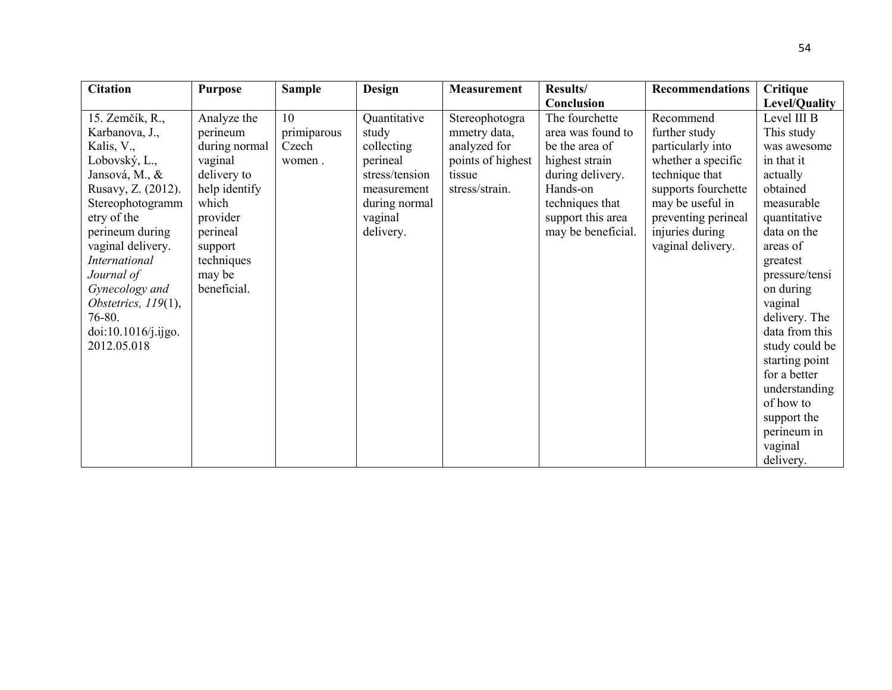| Citation | Purpose | Sample | Design | Measurement | Results/ Conclusion | Recommendations | Critique Level/Quality |
|---|---|---|---|---|---|---|---|
| 15. Zemčík, R., Karbanova, J., Kalis, V., Lobovský, L., Jansová, M., & Rusavy, Z. (2012). Stereophotogrammetry of the perineum during vaginal delivery. *International Journal of Gynecology and Obstetrics, 119*(1), 76-80. doi:10.1016/j.ijgo.2012.05.018 | Analyze the perineum during normal vaginal delivery to help identify which provider perineal support techniques may be beneficial. | 10 primiparous Czech women . | Quantitative study collecting perineal stress/tension measurement during normal vaginal delivery. | Stereophotogrammetry data, analyzed for points of highest tissue stress/strain. | The fourchette area was found to be the area of highest strain during delivery. Hands-on techniques that support this area may be beneficial. | Recommend further study particularly into whether a specific technique that supports fourchette may be useful in preventing perineal injuries during vaginal delivery. | Level III B This study was awesome in that it actually obtained measurable quantitative data on the areas of greatest pressure/tension during vaginal delivery. The data from this study could be starting point for a better understanding of how to support the perineum in vaginal delivery. |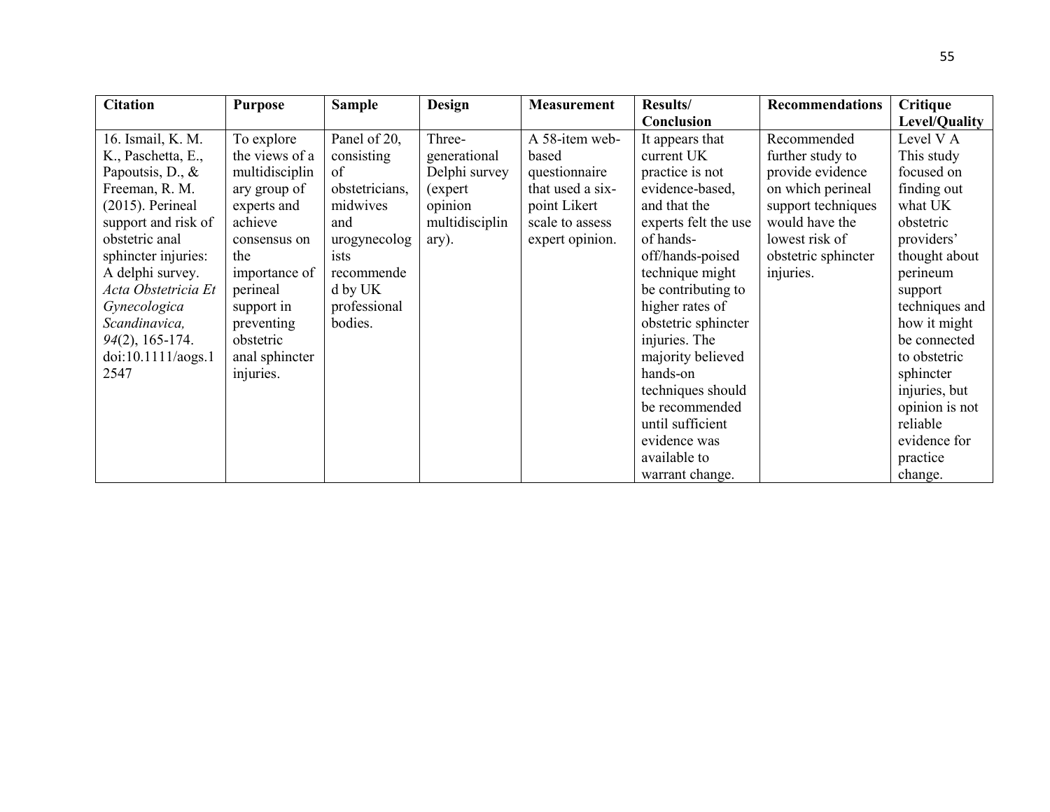| Citation | Purpose | Sample | Design | Measurement | Results/ Conclusion | Recommendations | Critique Level/Quality |
|---|---|---|---|---|---|---|---|
| 16. Ismail, K. M. K., Paschetta, E., Papoutsis, D., & Freeman, R. M. (2015). Perineal support and risk of obstetric anal sphincter injuries: A delphi survey. *Acta Obstetricia Et Gynecologica Scandinavica, 94*(2), 165-174. doi:10.1111/aogs.12547 | To explore the views of a multidisciplinary group of experts and achieve consensus on the importance of perineal support in preventing obstetric anal sphincter injuries. | Panel of 20, consisting of obstetricians, midwives and urogynecologists recommended by UK professional bodies. | Three-generational Delphi survey (expert opinion multidisciplinary). | A 58-item web-based questionnaire that used a six-point Likert scale to assess expert opinion. | It appears that current UK practice is not evidence-based, and that the experts felt the use of hands-off/hands-poised technique might be contributing to higher rates of obstetric sphincter injuries. The majority believed hands-on techniques should be recommended until sufficient evidence was available to warrant change. | Recommended further study to provide evidence on which perineal support techniques would have the lowest risk of obstetric sphincter injuries. | Level V A This study focused on finding out what UK obstetric providers' thought about perineum support techniques and how it might be connected to obstetric sphincter injuries, but opinion is not reliable evidence for practice change. |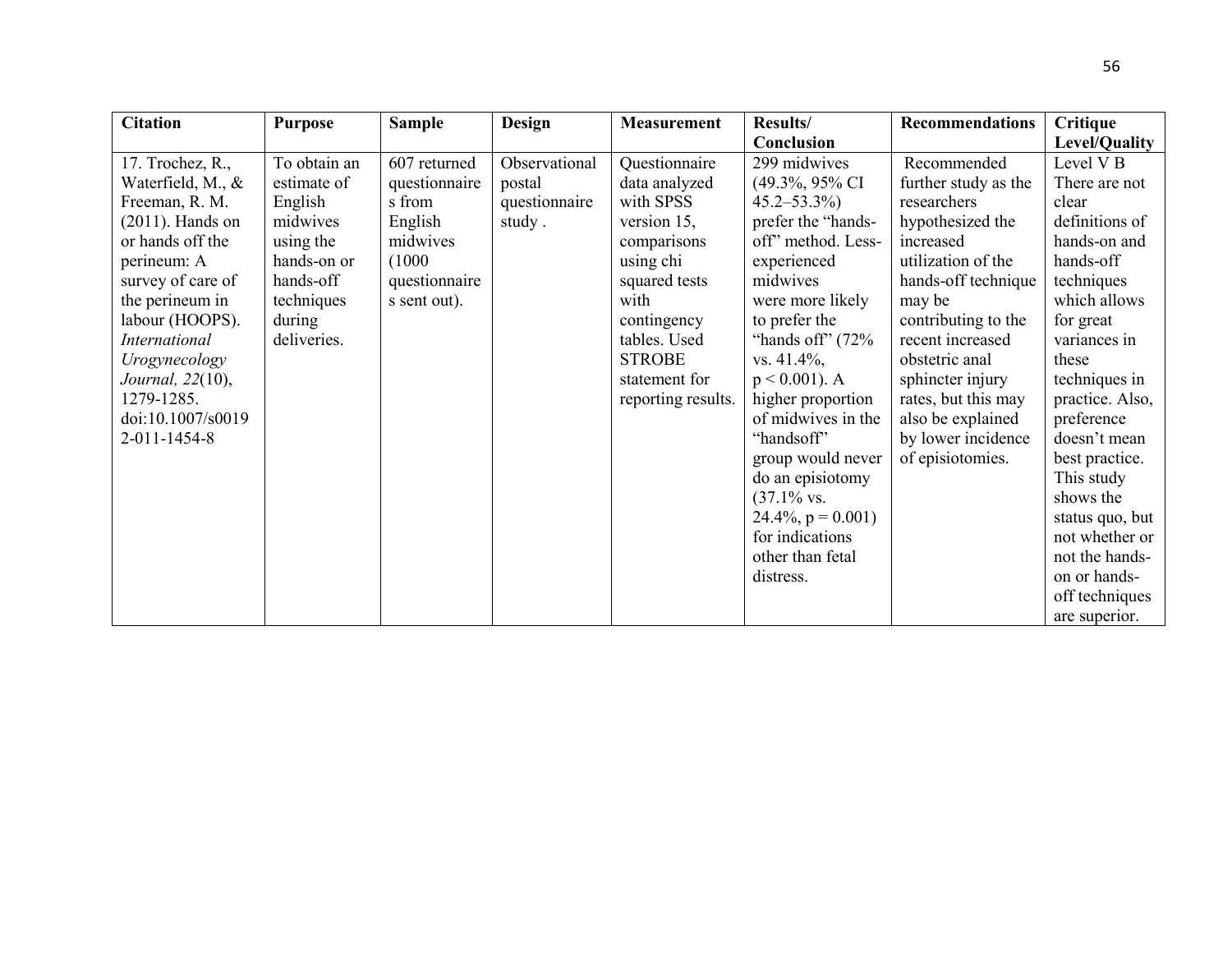| Citation | Purpose | Sample | Design | Measurement | Results/ Conclusion | Recommendations | Critique Level/Quality |
|---|---|---|---|---|---|---|---|
| 17. Trochez, R., Waterfield, M., & Freeman, R. M. (2011). Hands on or hands off the perineum: A survey of care of the perineum in labour (HOOPS). *International Urogynecology Journal, 22*(10), 1279-1285. doi:10.1007/s00192-011-1454-8 | To obtain an estimate of English midwives using the hands-on or hands-off techniques during deliveries. | 607 returned questionnaires from English midwives (1000 questionnaires sent out). | Observational postal questionnaire study . | Questionnaire data analyzed with SPSS version 15, comparisons using chi squared tests with contingency tables. Used STROBE statement for reporting results. | 299 midwives (49.3%, 95% CI 45.2–53.3%) prefer the "hands-off" method. Less-experienced midwives were more likely to prefer the "hands off" (72% vs. 41.4%, $p < 0.001$). A higher proportion of midwives in the "handsoff" group would never do an episiotomy (37.1% vs. 24.4%, $p = 0.001$) for indications other than fetal distress. | Recommended further study as the researchers hypothesized the increased utilization of the hands-off technique may be contributing to the recent increased obstetric anal sphincter injury rates, but this may also be explained by lower incidence of episiotomies. | Level V B There are not clear definitions of hands-on and hands-off techniques which allows for great variances in these techniques in practice. Also, preference doesn't mean best practice. This study shows the status quo, but not whether or not the hands-on or hands-off techniques are superior. |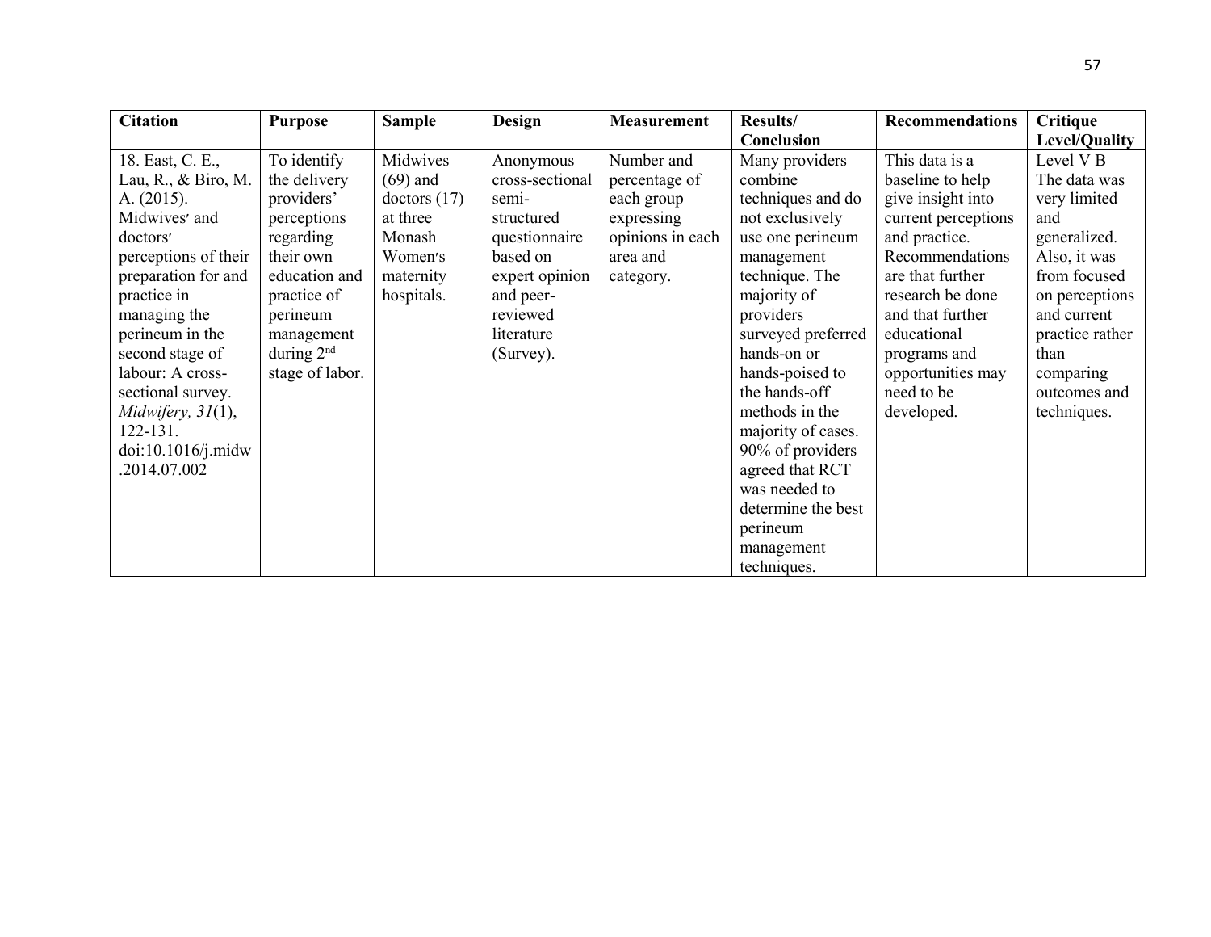| Citation | Purpose | Sample | Design | Measurement | Results/ Conclusion | Recommendations | Critique Level/Quality |
|---|---|---|---|---|---|---|---|
| 18. East, C. E., Lau, R., & Biro, M. A. (2015). Midwives′ and doctors′ perceptions of their preparation for and practice in managing the perineum in the second stage of labour: A cross-sectional survey. *Midwifery, 31*(1), 122-131. doi:10.1016/j.midw.2014.07.002 | To identify the delivery providers' perceptions regarding their own education and practice of perineum management during 2nd stage of labor. | Midwives (69) and doctors (17) at three Monash Women′s maternity hospitals. | Anonymous cross-sectional semi-structured questionnaire based on expert opinion and peer-reviewed literature (Survey). | Number and percentage of each group expressing opinions in each area and category. | Many providers combine techniques and do not exclusively use one perineum management technique. The majority of providers surveyed preferred hands-on or hands-poised to the hands-off methods in the majority of cases. 90% of providers agreed that RCT was needed to determine the best perineum management techniques. | This data is a baseline to help give insight into current perceptions and practice. Recommendations are that further research be done and that further educational programs and opportunities may need to be developed. | Level V B The data was very limited and generalized. Also, it was from focused on perceptions and current practice rather than comparing outcomes and techniques. |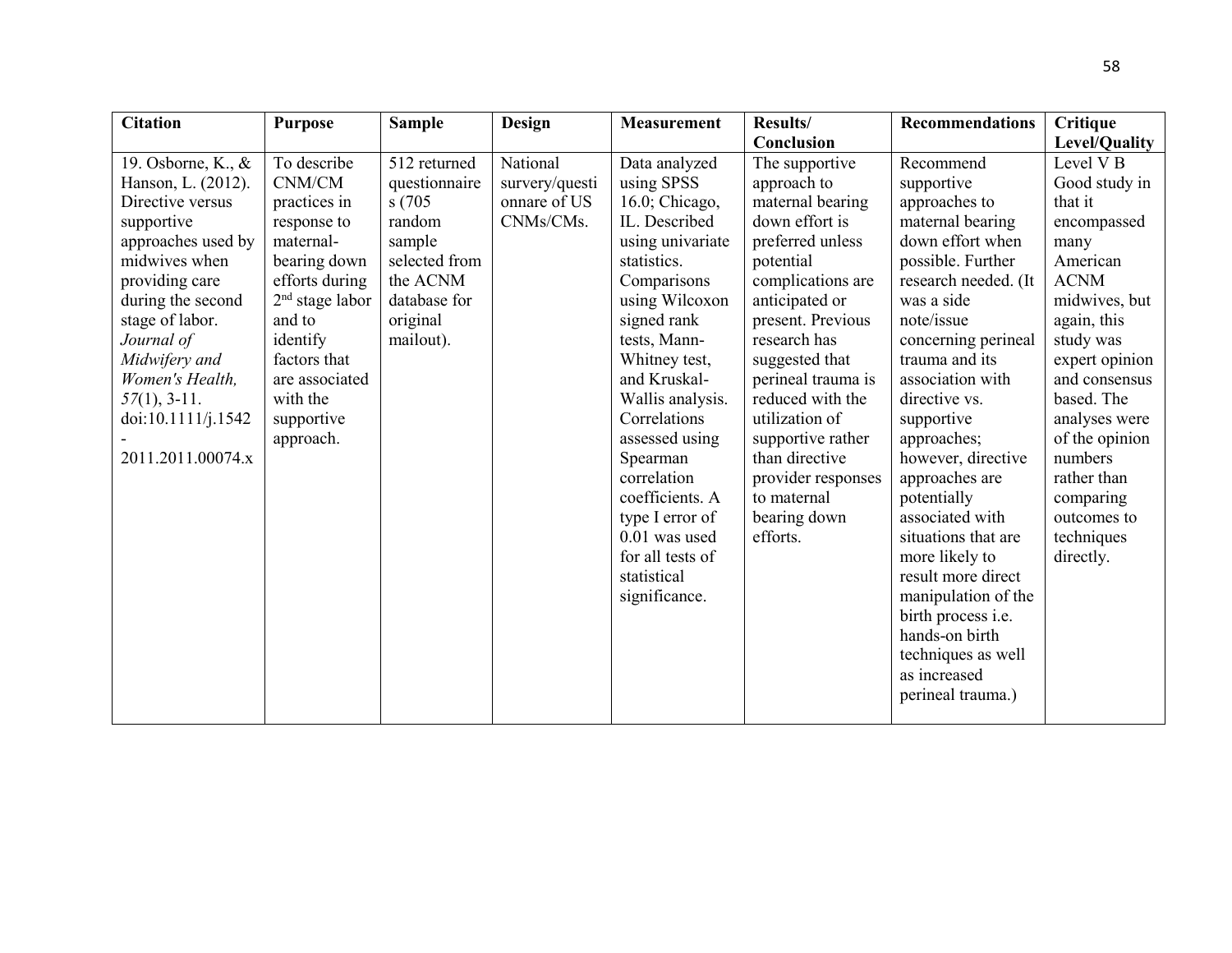| Citation | Purpose | Sample | Design | Measurement | Results/ Conclusion | Recommendations | Critique Level/Quality |
|---|---|---|---|---|---|---|---|
| 19. Osborne, K., & Hanson, L. (2012). Directive versus supportive approaches used by midwives when providing care during the second stage of labor. *Journal of Midwifery and Women's Health, 57*(1), 3-11. doi:10.1111/j.1542-2011.2011.00074.x | To describe CNM/CM practices in response to maternal-bearing down efforts during 2nd stage labor and to identify factors that are associated with the supportive approach. | 512 returned questionnaires (705 random sample selected from the ACNM database for original mailout). | National survery/questionnare of US CNMs/CMs. | Data analyzed using SPSS 16.0; Chicago, IL. Described using univariate statistics. Comparisons using Wilcoxon signed rank tests, Mann-Whitney test, and Kruskal-Wallis analysis. Correlations assessed using Spearman correlation coefficients. A type I error of 0.01 was used for all tests of statistical significance. | The supportive approach to maternal bearing down effort is preferred unless potential complications are anticipated or present. Previous research has suggested that perineal trauma is reduced with the utilization of supportive rather than directive provider responses to maternal bearing down efforts. | Recommend supportive approaches to maternal bearing down effort when possible. Further research needed. (It was a side note/issue concerning perineal trauma and its association with directive vs. supportive approaches; however, directive approaches are potentially associated with situations that are more likely to result more direct manipulation of the birth process i.e. hands-on birth techniques as well as increased perineal trauma.) | Level V B Good study in that it encompassed many American ACNM midwives, but again, this study was expert opinion and consensus based. The analyses were of the opinion numbers rather than comparing outcomes to techniques directly. |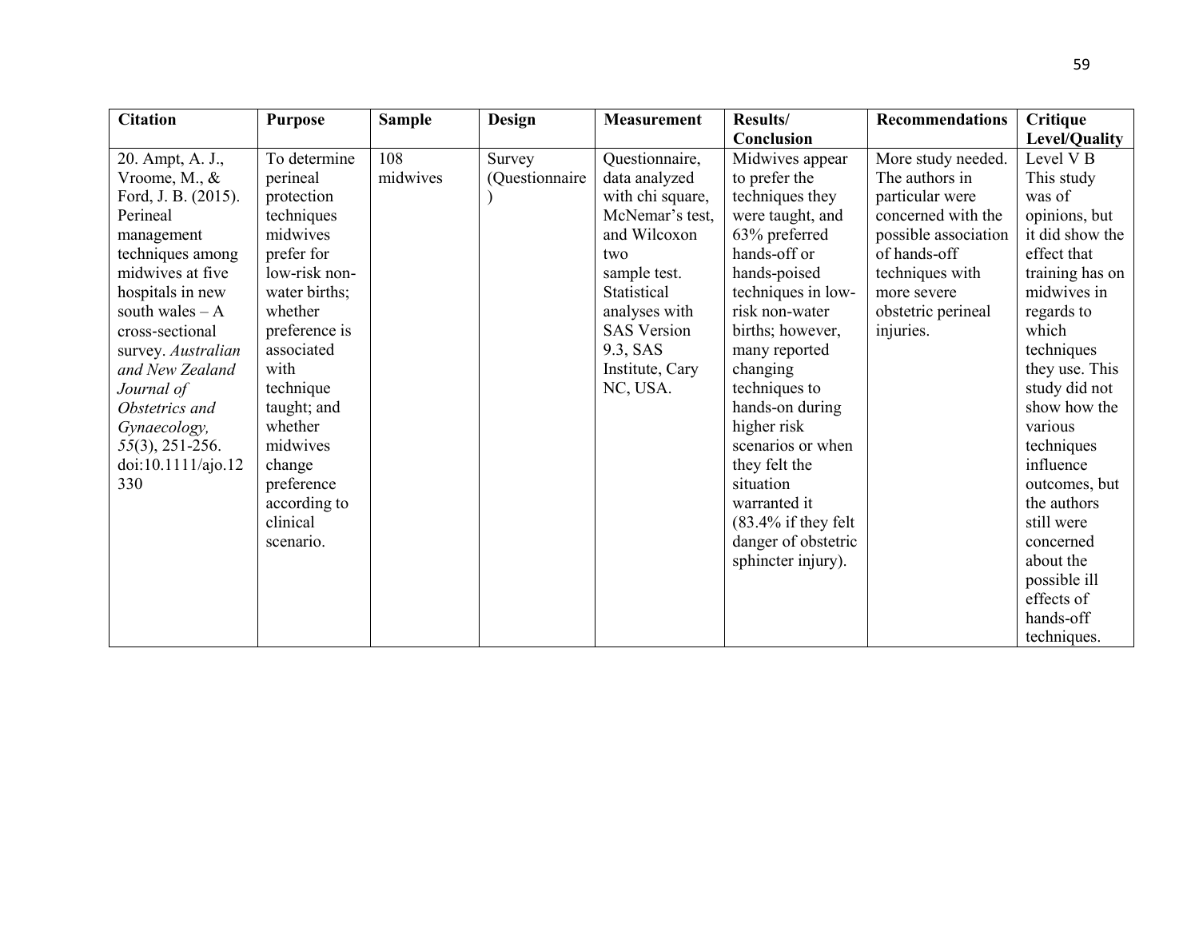| Citation | Purpose | Sample | Design | Measurement | Results/ Conclusion | Recommendations | Critique Level/Quality |
|---|---|---|---|---|---|---|---|
| 20. Ampt, A. J., Vroome, M., & Ford, J. B. (2015). Perineal management techniques among midwives at five hospitals in new south wales – A cross-sectional survey. *Australian and New Zealand Journal of Obstetrics and Gynaecology, 55*(3), 251-256. doi:10.1111/ajo.12330 | To determine perineal protection techniques midwives prefer for low-risk non-water births; whether preference is associated with technique taught; and whether midwives change preference according to clinical scenario. | 108 midwives | Survey (Questionnaire) | Questionnaire, data analyzed with chi square, McNemar's test, and Wilcoxon two sample test. Statistical analyses with SAS Version 9.3, SAS Institute, Cary NC, USA. | Midwives appear to prefer the techniques they were taught, and 63% preferred hands-off or hands-poised techniques in low-risk non-water births; however, many reported changing techniques to hands-on during higher risk scenarios or when they felt the situation warranted it (83.4% if they felt danger of obstetric sphincter injury). | More study needed. The authors in particular were concerned with the possible association of hands-off techniques with more severe obstetric perineal injuries. | Level V B This study was of opinions, but it did show the effect that training has on midwives in regards to which techniques they use. This study did not show how the various techniques influence outcomes, but the authors still were concerned about the possible ill effects of hands-off techniques. |